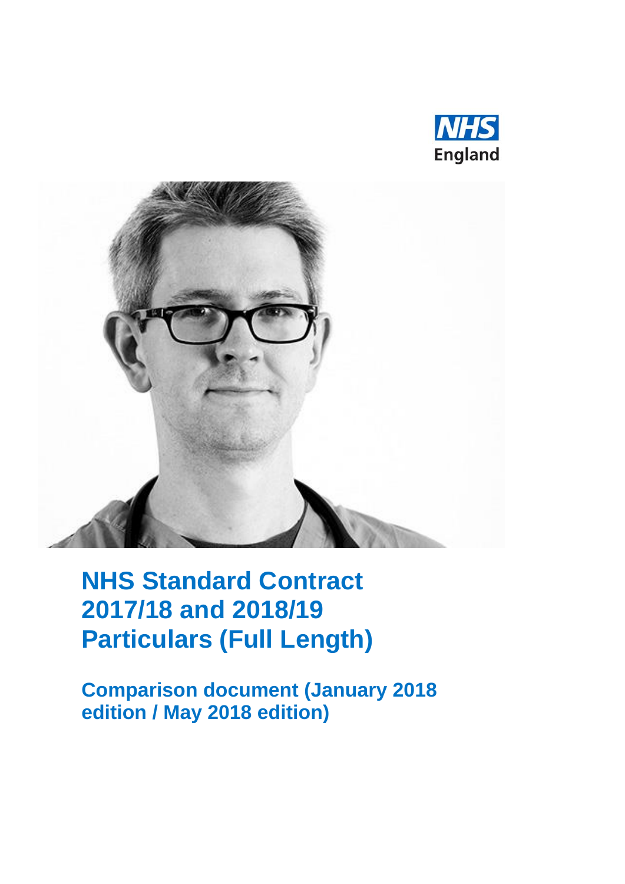NHS England

# NHS Standard Contract 2017/18 and 2018/19 Particulars (Full Length)

## Comparison document (January 2018 edition / May 2018 edition)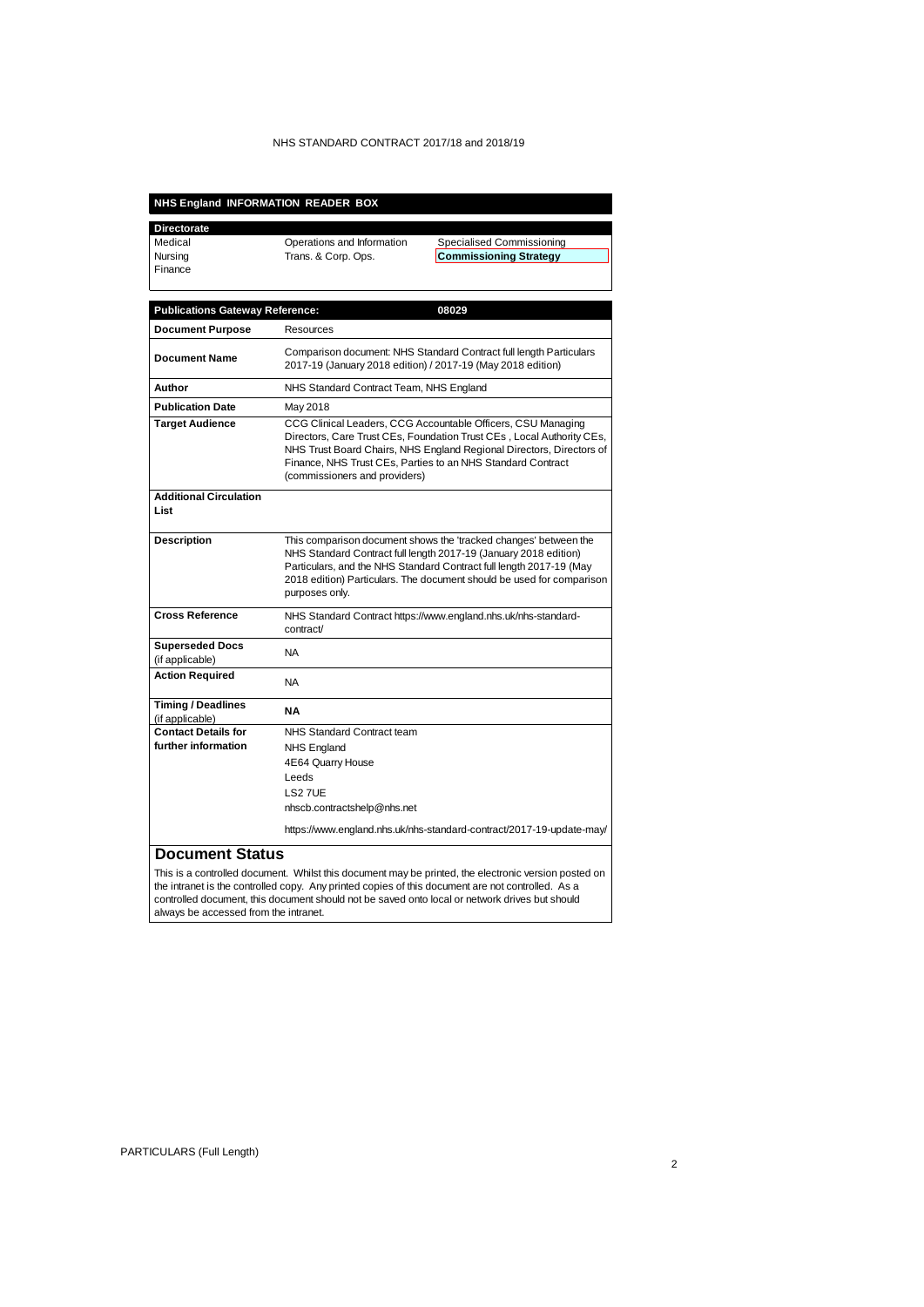NHS STANDARD CONTRACT 2017/18 and 2018/19

## NHS England INFORMATION READER BOX

| Directorate | | |
|---|---|---|
| Medical | Operations and Information | Specialised Commissioning |
| Nursing | Trans. & Corp. Ops. | **Commissioning Strategy** |
| Finance | | |

| **Publications Gateway Reference:** | **08029** |
|---|---|
| **Document Purpose** | Resources |
| **Document Name** | Comparison document: NHS Standard Contract full length Particulars 2017-19 (January 2018 edition) / 2017-19 (May 2018 edition) |
| **Author** | NHS Standard Contract Team, NHS England |
| **Publication Date** | May 2018 |
| **Target Audience** | CCG Clinical Leaders, CCG Accountable Officers, CSU Managing Directors, Care Trust CEs, Foundation Trust CEs , Local Authority CEs, NHS Trust Board Chairs, NHS England Regional Directors, Directors of Finance, NHS Trust CEs, Parties to an NHS Standard Contract (commissioners and providers) |
| **Additional Circulation List** | |
| **Description** | This comparison document shows the 'tracked changes' between the NHS Standard Contract full length 2017-19 (January 2018 edition) Particulars, and the NHS Standard Contract full length 2017-19 (May 2018 edition) Particulars. The document should be used for comparison purposes only. |
| **Cross Reference** | NHS Standard Contract https://www.england.nhs.uk/nhs-standard-contract/ |
| **Superseded Docs** (if applicable) | NA |
| **Action Required** | NA |
| **Timing / Deadlines** (if applicable) | **NA** |
| **Contact Details for further information** | NHS Standard Contract team<br>NHS England<br>4E64 Quarry House<br>Leeds<br>LS2 7UE<br>nhscb.contractshelp@nhs.net<br><br>https://www.england.nhs.uk/nhs-standard-contract/2017-19-update-may/ |

## Document Status

This is a controlled document. Whilst this document may be printed, the electronic version posted on the intranet is the controlled copy. Any printed copies of this document are not controlled. As a controlled document, this document should not be saved onto local or network drives but should always be accessed from the intranet.

PARTICULARS (Full Length)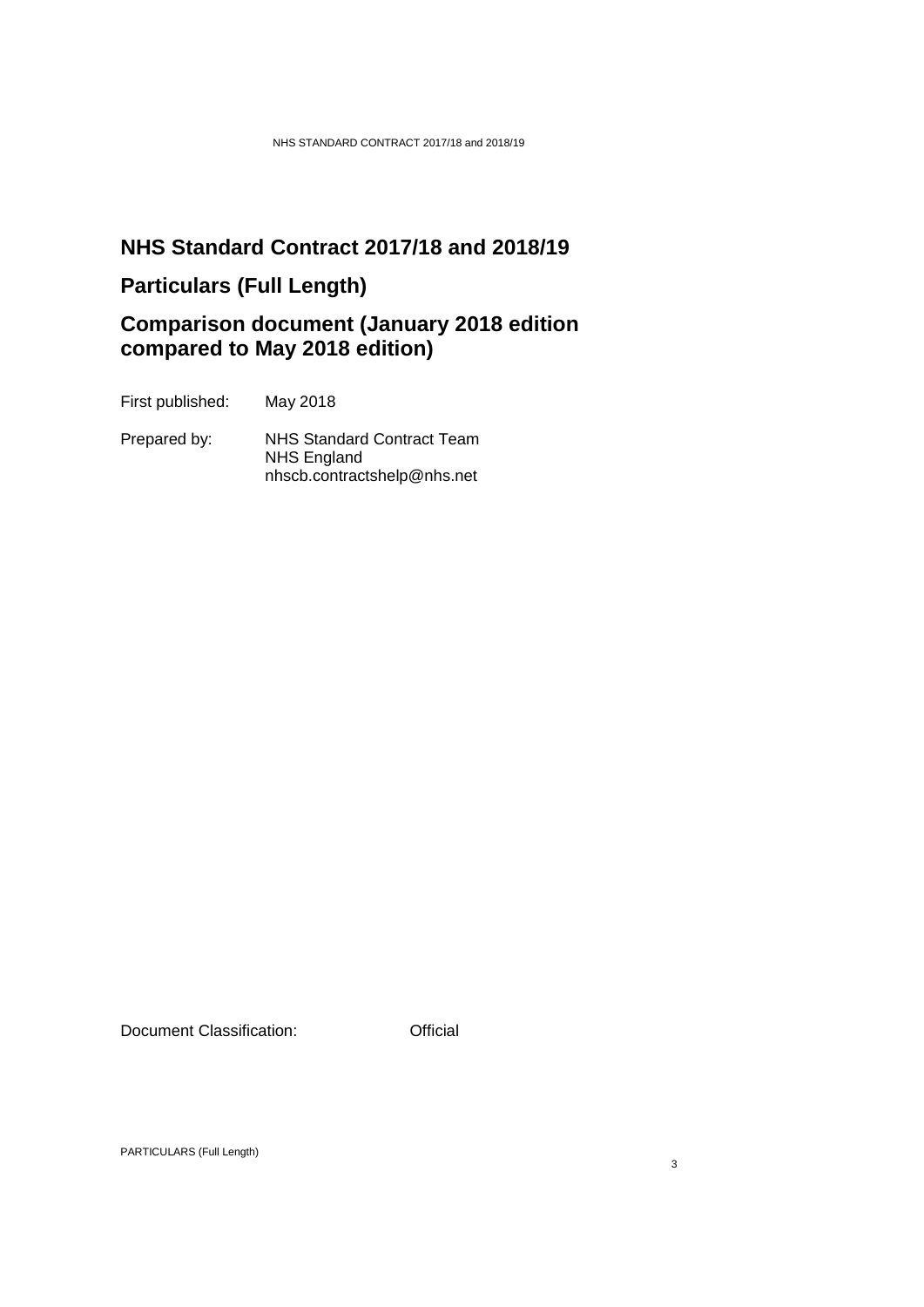# NHS Standard Contract 2017/18 and 2018/19

## Particulars (Full Length)

## Comparison document (January 2018 edition compared to May 2018 edition)

First published: May 2018

Prepared by: NHS Standard Contract Team
NHS England
nhscb.contractshelp@nhs.net

Document Classification: Official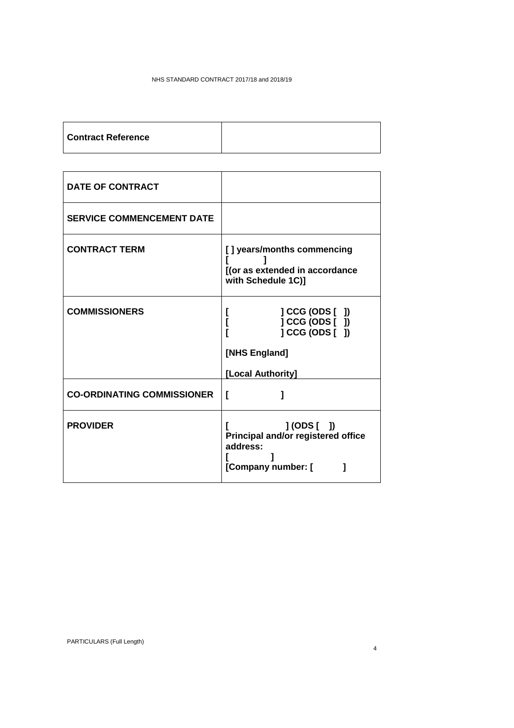| Contract Reference | |
|---|---|

| **DATE OF CONTRACT** | |
|---|---|
| **SERVICE COMMENCEMENT DATE** | |
| **CONTRACT TERM** | **[ ] years/months commencing [ ] [(or as extended in accordance with Schedule 1C)]** |
| **COMMISSIONERS** | **[ ] CCG (ODS [ ])**<br>**[ ] CCG (ODS [ ])**<br>**[ ] CCG (ODS [ ])**<br><br>**[NHS England]**<br><br>**[Local Authority]** |
| **CO-ORDINATING COMMISSIONER** | **[ ]** |
| **PROVIDER** | **[ ] (ODS [ ])**<br>**Principal and/or registered office address:**<br>**[ ]**<br>**[Company number: [ ]** |

PARTICULARS (Full Length)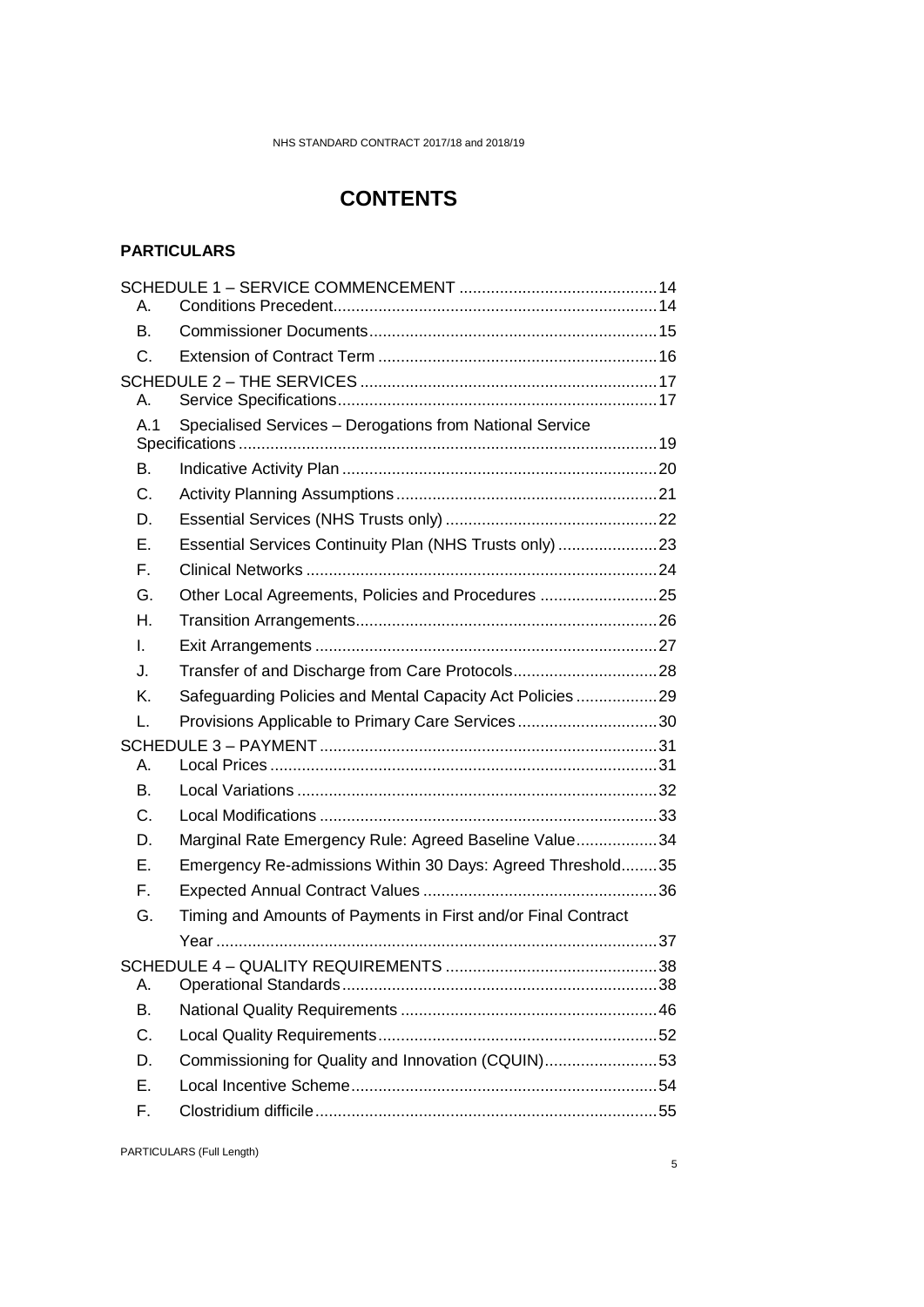# CONTENTS

## PARTICULARS

SCHEDULE 1 – SERVICE COMMENCEMENT ............................................ 14

- A. Conditions Precedent ........................................................................ 14
- B. Commissioner Documents ................................................................ 15
- C. Extension of Contract Term .............................................................. 16

SCHEDULE 2 – THE SERVICES ................................................................. 17

- A. Service Specifications ...................................................................... 17
- A.1 Specialised Services – Derogations from National Service Specifications ................................................................................................ 19
- B. Indicative Activity Plan ...................................................................... 20
- C. Activity Planning Assumptions .......................................................... 21
- D. Essential Services (NHS Trusts only) ............................................... 22
- E. Essential Services Continuity Plan (NHS Trusts only) ...................... 23
- F. Clinical Networks .............................................................................. 24
- G. Other Local Agreements, Policies and Procedures .......................... 25
- H. Transition Arrangements .................................................................. 26
- I. Exit Arrangements ............................................................................ 27
- J. Transfer of and Discharge from Care Protocols ................................ 28
- K. Safeguarding Policies and Mental Capacity Act Policies .................. 29
- L. Provisions Applicable to Primary Care Services ............................... 30

SCHEDULE 3 – PAYMENT .......................................................................... 31

- A. Local Prices ...................................................................................... 31
- B. Local Variations ................................................................................ 32
- C. Local Modifications ........................................................................... 33
- D. Marginal Rate Emergency Rule: Agreed Baseline Value .................. 34
- E. Emergency Re-admissions Within 30 Days: Agreed Threshold ........ 35
- F. Expected Annual Contract Values .................................................... 36
- G. Timing and Amounts of Payments in First and/or Final Contract Year ................................................................................................. 37

SCHEDULE 4 – QUALITY REQUIREMENTS ............................................... 38

- A. Operational Standards ...................................................................... 38
- B. National Quality Requirements ......................................................... 46
- C. Local Quality Requirements .............................................................. 52
- D. Commissioning for Quality and Innovation (CQUIN) ......................... 53
- E. Local Incentive Scheme .................................................................... 54
- F. Clostridium difficile ............................................................................ 55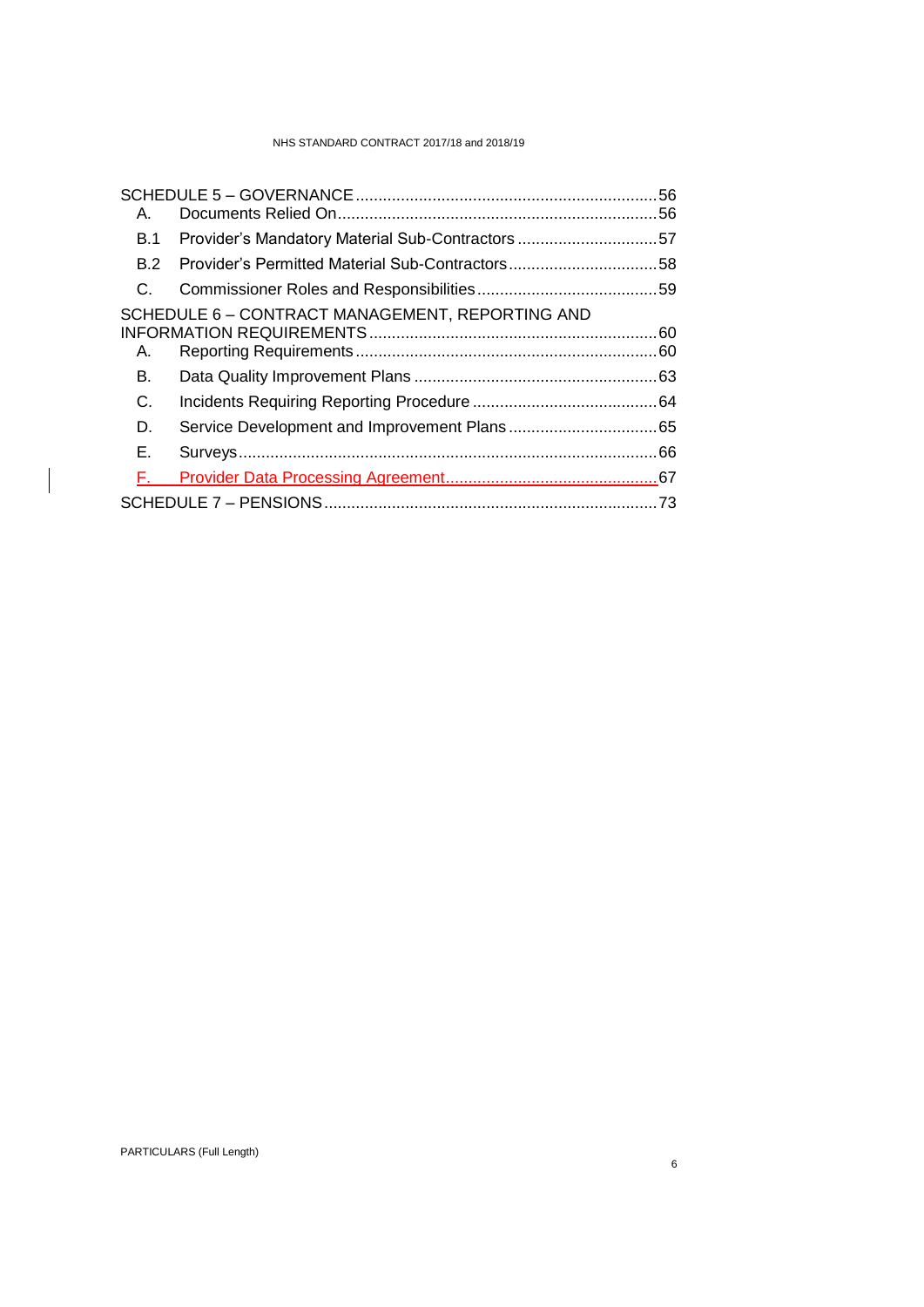SCHEDULE 5 – GOVERNANCE .......... 56

A. Documents Relied On .......... 56

B.1 Provider's Mandatory Material Sub-Contractors .......... 57

B.2 Provider's Permitted Material Sub-Contractors .......... 58

C. Commissioner Roles and Responsibilities .......... 59

SCHEDULE 6 – CONTRACT MANAGEMENT, REPORTING AND INFORMATION REQUIREMENTS .......... 60

A. Reporting Requirements .......... 60

B. Data Quality Improvement Plans .......... 63

C. Incidents Requiring Reporting Procedure .......... 64

D. Service Development and Improvement Plans .......... 65

E. Surveys .......... 66

F. Provider Data Processing Agreement .......... 67

SCHEDULE 7 – PENSIONS .......... 73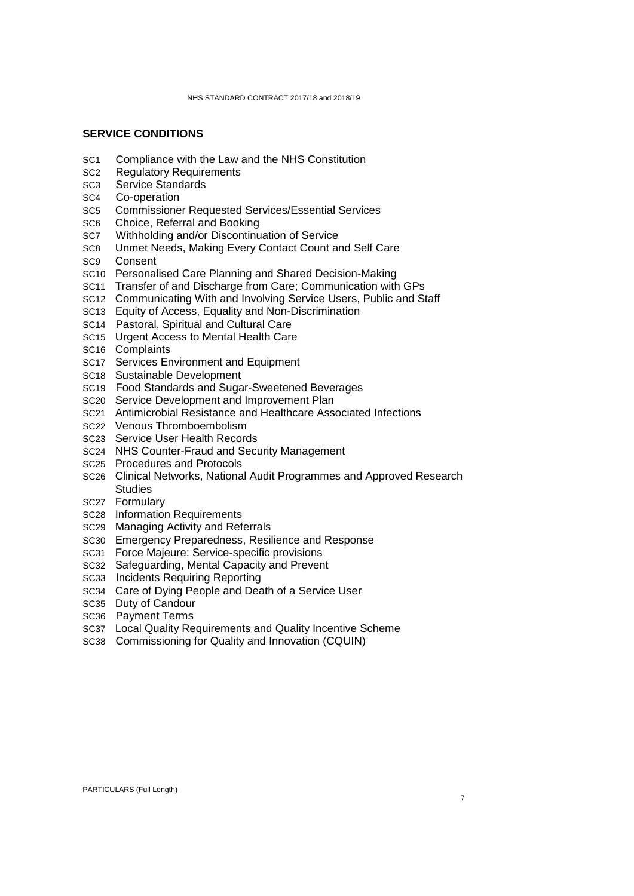## SERVICE CONDITIONS

SC1 Compliance with the Law and the NHS Constitution
SC2 Regulatory Requirements
SC3 Service Standards
SC4 Co-operation
SC5 Commissioner Requested Services/Essential Services
SC6 Choice, Referral and Booking
SC7 Withholding and/or Discontinuation of Service
SC8 Unmet Needs, Making Every Contact Count and Self Care
SC9 Consent
SC10 Personalised Care Planning and Shared Decision-Making
SC11 Transfer of and Discharge from Care; Communication with GPs
SC12 Communicating With and Involving Service Users, Public and Staff
SC13 Equity of Access, Equality and Non-Discrimination
SC14 Pastoral, Spiritual and Cultural Care
SC15 Urgent Access to Mental Health Care
SC16 Complaints
SC17 Services Environment and Equipment
SC18 Sustainable Development
SC19 Food Standards and Sugar-Sweetened Beverages
SC20 Service Development and Improvement Plan
SC21 Antimicrobial Resistance and Healthcare Associated Infections
SC22 Venous Thromboembolism
SC23 Service User Health Records
SC24 NHS Counter-Fraud and Security Management
SC25 Procedures and Protocols
SC26 Clinical Networks, National Audit Programmes and Approved Research Studies
SC27 Formulary
SC28 Information Requirements
SC29 Managing Activity and Referrals
SC30 Emergency Preparedness, Resilience and Response
SC31 Force Majeure: Service-specific provisions
SC32 Safeguarding, Mental Capacity and Prevent
SC33 Incidents Requiring Reporting
SC34 Care of Dying People and Death of a Service User
SC35 Duty of Candour
SC36 Payment Terms
SC37 Local Quality Requirements and Quality Incentive Scheme
SC38 Commissioning for Quality and Innovation (CQUIN)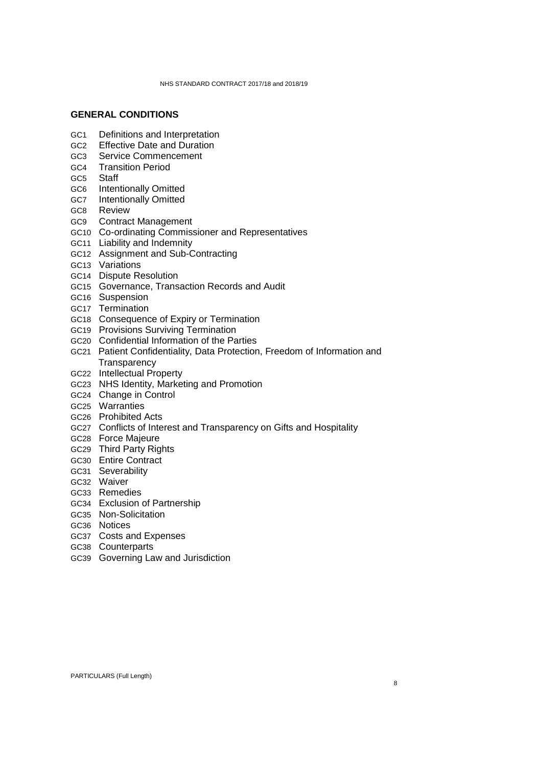## GENERAL CONDITIONS

GC1 Definitions and Interpretation
GC2 Effective Date and Duration
GC3 Service Commencement
GC4 Transition Period
GC5 Staff
GC6 Intentionally Omitted
GC7 Intentionally Omitted
GC8 Review
GC9 Contract Management
GC10 Co-ordinating Commissioner and Representatives
GC11 Liability and Indemnity
GC12 Assignment and Sub-Contracting
GC13 Variations
GC14 Dispute Resolution
GC15 Governance, Transaction Records and Audit
GC16 Suspension
GC17 Termination
GC18 Consequence of Expiry or Termination
GC19 Provisions Surviving Termination
GC20 Confidential Information of the Parties
GC21 Patient Confidentiality, Data Protection, Freedom of Information and Transparency
GC22 Intellectual Property
GC23 NHS Identity, Marketing and Promotion
GC24 Change in Control
GC25 Warranties
GC26 Prohibited Acts
GC27 Conflicts of Interest and Transparency on Gifts and Hospitality
GC28 Force Majeure
GC29 Third Party Rights
GC30 Entire Contract
GC31 Severability
GC32 Waiver
GC33 Remedies
GC34 Exclusion of Partnership
GC35 Non-Solicitation
GC36 Notices
GC37 Costs and Expenses
GC38 Counterparts
GC39 Governing Law and Jurisdiction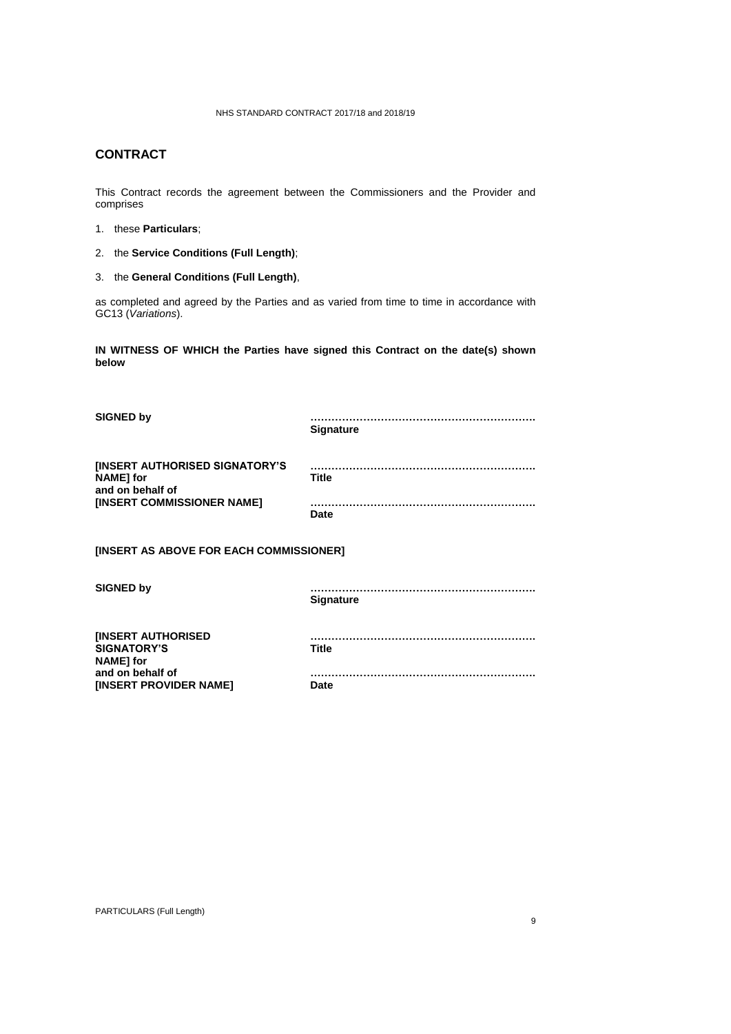## CONTRACT

This Contract records the agreement between the Commissioners and the Provider and comprises

1. these **Particulars**;
2. the **Service Conditions (Full Length)**;
3. the **General Conditions (Full Length)**,

as completed and agreed by the Parties and as varied from time to time in accordance with GC13 (*Variations*).

**IN WITNESS OF WHICH the Parties have signed this Contract on the date(s) shown below**

| | |
|---|---|
| **SIGNED by** | ……………………………………………………… **Signature** |
| **[INSERT AUTHORISED SIGNATORY'S NAME] for and on behalf of [INSERT COMMISSIONER NAME]** | ……………………………………………………… **Title** |
| | ……………………………………………………… **Date** |

**[INSERT AS ABOVE FOR EACH COMMISSIONER]**

| | |
|---|---|
| **SIGNED by** | ……………………………………………………… **Signature** |
| **[INSERT AUTHORISED SIGNATORY'S NAME] for and on behalf of [INSERT PROVIDER NAME]** | ……………………………………………………… **Title** |
| | ……………………………………………………… **Date** |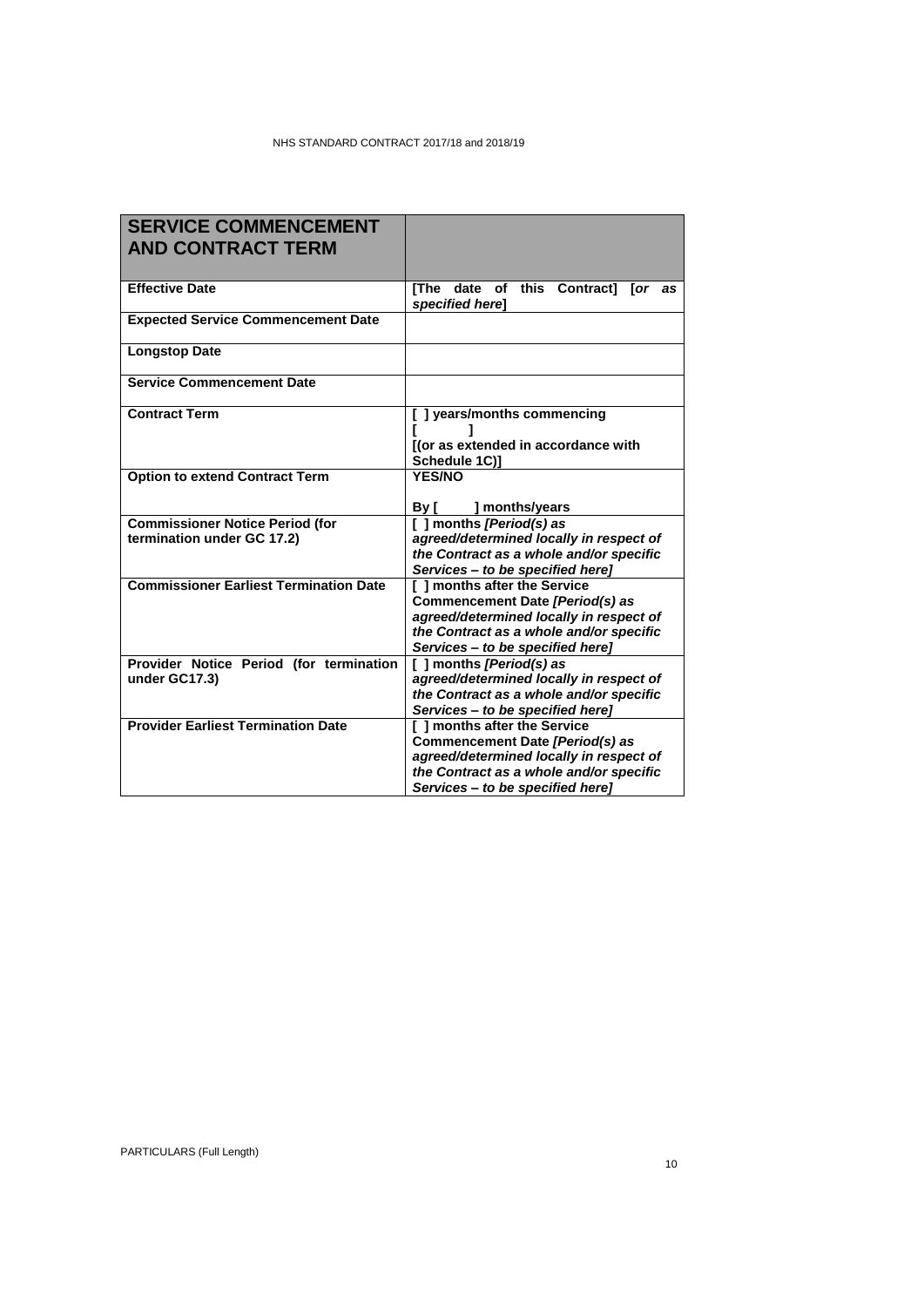| **SERVICE COMMENCEMENT AND CONTRACT TERM** | |
|---|---|
| **Effective Date** | **[The date of this Contract] [*or as specified here*]** |
| **Expected Service Commencement Date** | |
| **Longstop Date** | |
| **Service Commencement Date** | |
| **Contract Term** | **[ ] years/months commencing [ ] [(or as extended in accordance with Schedule 1C)]** |
| **Option to extend Contract Term** | **YES/NO**<br><br>**By [ ] months/years** |
| **Commissioner Notice Period (for termination under GC 17.2)** | **[ ] months *[Period(s) as agreed/determined locally in respect of the Contract as a whole and/or specific Services – to be specified here]*** |
| **Commissioner Earliest Termination Date** | **[ ] months after the Service Commencement Date *[Period(s) as agreed/determined locally in respect of the Contract as a whole and/or specific Services – to be specified here]*** |
| **Provider Notice Period (for termination under GC17.3)** | **[ ] months *[Period(s) as agreed/determined locally in respect of the Contract as a whole and/or specific Services – to be specified here]*** |
| **Provider Earliest Termination Date** | **[ ] months after the Service Commencement Date *[Period(s) as agreed/determined locally in respect of the Contract as a whole and/or specific Services – to be specified here]*** |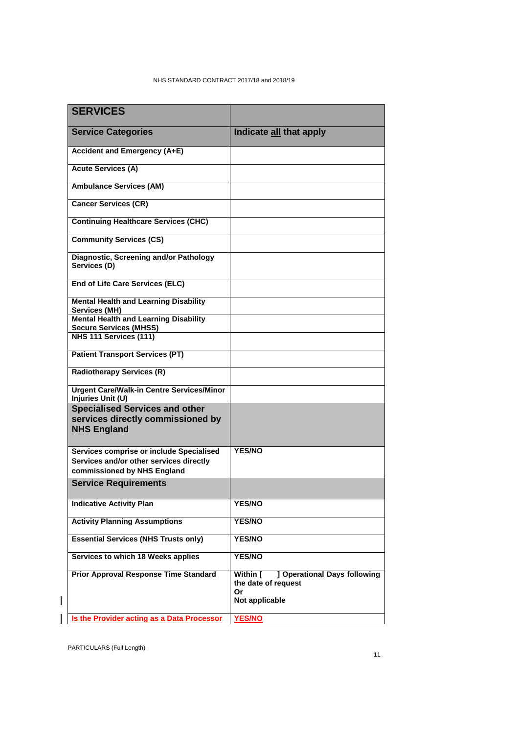| **SERVICES** | |
|---|---|
| **Service Categories** | **Indicate all that apply** |
| **Accident and Emergency (A+E)** | |
| **Acute Services (A)** | |
| **Ambulance Services (AM)** | |
| **Cancer Services (CR)** | |
| **Continuing Healthcare Services (CHC)** | |
| **Community Services (CS)** | |
| **Diagnostic, Screening and/or Pathology Services (D)** | |
| **End of Life Care Services (ELC)** | |
| **Mental Health and Learning Disability Services (MH)** | |
| **Mental Health and Learning Disability Secure Services (MHSS)** | |
| **NHS 111 Services (111)** | |
| **Patient Transport Services (PT)** | |
| **Radiotherapy Services (R)** | |
| **Urgent Care/Walk-in Centre Services/Minor Injuries Unit (U)** | |
| **Specialised Services and other services directly commissioned by NHS England** | |
| **Services comprise or include Specialised Services and/or other services directly commissioned by NHS England** | **YES/NO** |
| **Service Requirements** | |
| **Indicative Activity Plan** | **YES/NO** |
| **Activity Planning Assumptions** | **YES/NO** |
| **Essential Services (NHS Trusts only)** | **YES/NO** |
| **Services to which 18 Weeks applies** | **YES/NO** |
| **Prior Approval Response Time Standard** | **Within [ ] Operational Days following the date of request Or Not applicable** |
| **Is the Provider acting as a Data Processor** | **YES/NO** |

PARTICULARS (Full Length)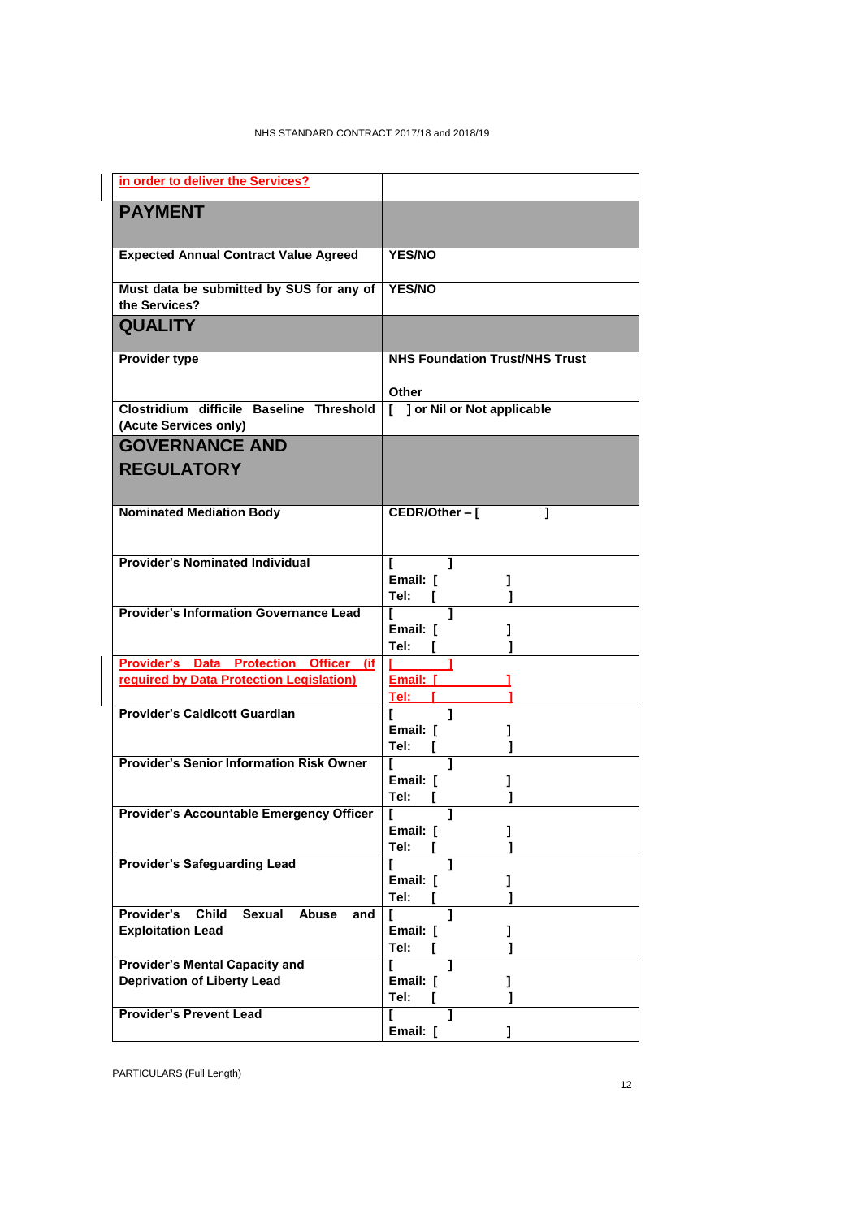| in order to deliver the Services? | |
|---|---|
| **PAYMENT** | |
| **Expected Annual Contract Value Agreed** | **YES/NO** |
| **Must data be submitted by SUS for any of the Services?** | **YES/NO** |
| **QUALITY** | |
| **Provider type** | **NHS Foundation Trust/NHS Trust**<br><br>**Other** |
| **Clostridium difficile Baseline Threshold (Acute Services only)** | **[ ] or Nil or Not applicable** |
| **GOVERNANCE AND REGULATORY** | |
| **Nominated Mediation Body** | **CEDR/Other – [ ]** |
| **Provider's Nominated Individual** | **[ ]**<br>**Email: [ ]**<br>**Tel: [ ]** |
| **Provider's Information Governance Lead** | **[ ]**<br>**Email: [ ]**<br>**Tel: [ ]** |
| **Provider's Data Protection Officer (if required by Data Protection Legislation)** | **[ ]**<br>**Email: [ ]**<br>**Tel: [ ]** |
| **Provider's Caldicott Guardian** | **[ ]**<br>**Email: [ ]**<br>**Tel: [ ]** |
| **Provider's Senior Information Risk Owner** | **[ ]**<br>**Email: [ ]**<br>**Tel: [ ]** |
| **Provider's Accountable Emergency Officer** | **[ ]**<br>**Email: [ ]**<br>**Tel: [ ]** |
| **Provider's Safeguarding Lead** | **[ ]**<br>**Email: [ ]**<br>**Tel: [ ]** |
| **Provider's Child Sexual Abuse and Exploitation Lead** | **[ ]**<br>**Email: [ ]**<br>**Tel: [ ]** |
| **Provider's Mental Capacity and Deprivation of Liberty Lead** | **[ ]**<br>**Email: [ ]**<br>**Tel: [ ]** |
| **Provider's Prevent Lead** | **[ ]**<br>**Email: [ ]** |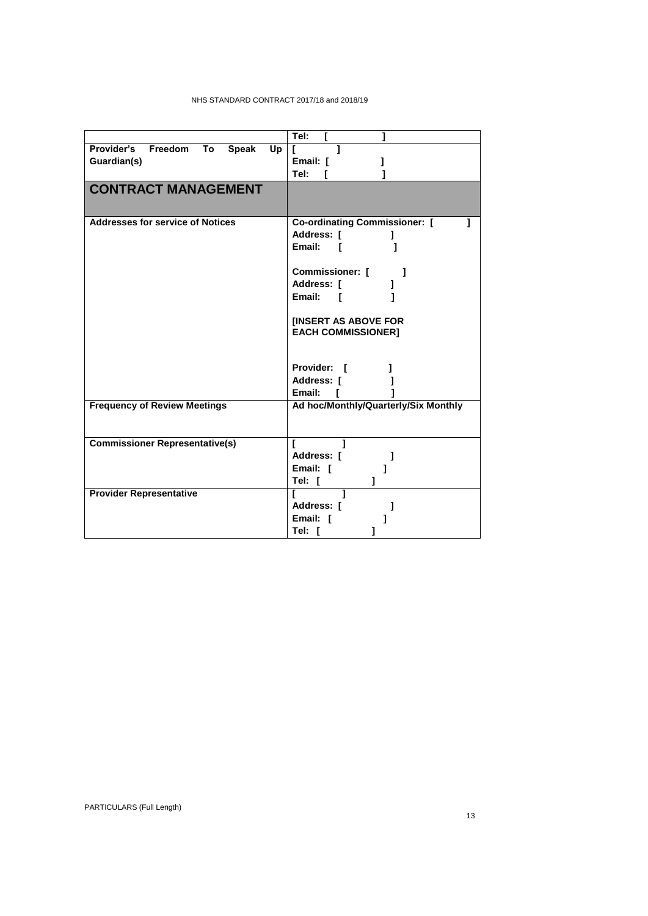| | |
|---|---|
| | **Tel: [ ]** |
| **Provider's Freedom To Speak Up Guardian(s)** | **[ ]**<br>**Email: [ ]**<br>**Tel: [ ]** |
| **CONTRACT MANAGEMENT** | |
| **Addresses for service of Notices** | **Co-ordinating Commissioner: [ ]**<br>**Address: [ ]**<br>**Email: [ ]**<br><br>**Commissioner: [ ]**<br>**Address: [ ]**<br>**Email: [ ]**<br><br>**[INSERT AS ABOVE FOR EACH COMMISSIONER]**<br><br>**Provider: [ ]**<br>**Address: [ ]**<br>**Email: [ ]** |
| **Frequency of Review Meetings** | **Ad hoc/Monthly/Quarterly/Six Monthly** |
| **Commissioner Representative(s)** | **[ ]**<br>**Address: [ ]**<br>**Email: [ ]**<br>**Tel: [ ]** |
| **Provider Representative** | **[ ]**<br>**Address: [ ]**<br>**Email: [ ]**<br>**Tel: [ ]** |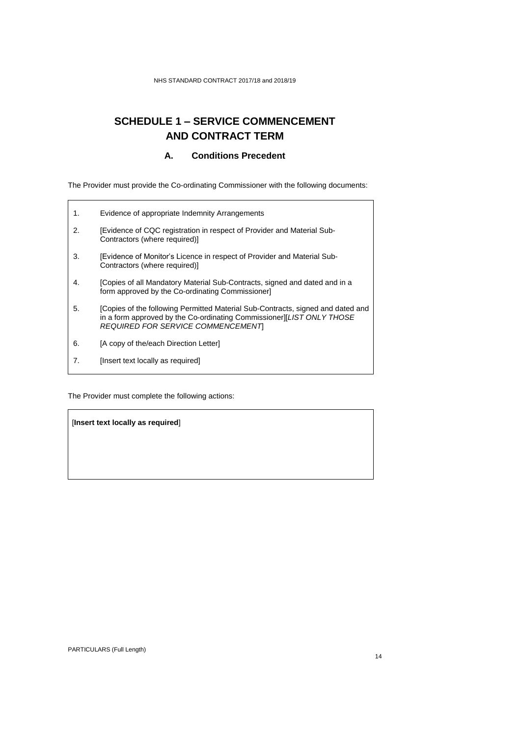# SCHEDULE 1 – SERVICE COMMENCEMENT AND CONTRACT TERM

## A. Conditions Precedent

The Provider must provide the Co-ordinating Commissioner with the following documents:

1. Evidence of appropriate Indemnity Arrangements
2. [Evidence of CQC registration in respect of Provider and Material Sub-Contractors (where required)]
3. [Evidence of Monitor's Licence in respect of Provider and Material Sub-Contractors (where required)]
4. [Copies of all Mandatory Material Sub-Contracts, signed and dated and in a form approved by the Co-ordinating Commissioner]
5. [Copies of the following Permitted Material Sub-Contracts, signed and dated and in a form approved by the Co-ordinating Commissioner][*LIST ONLY THOSE REQUIRED FOR SERVICE COMMENCEMENT*]
6. [A copy of the/each Direction Letter]
7. [Insert text locally as required]

The Provider must complete the following actions:

[**Insert text locally as required**]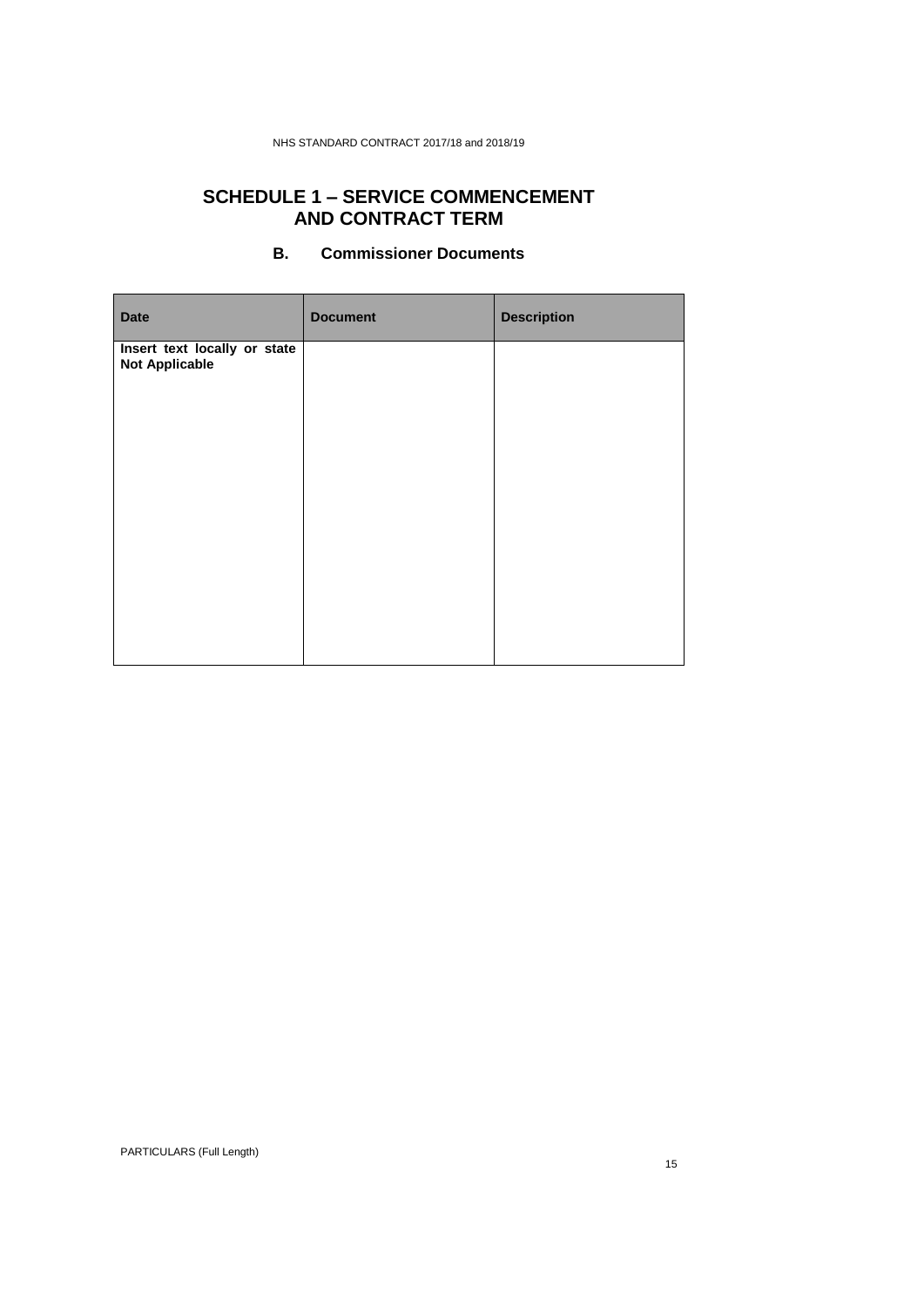# SCHEDULE 1 – SERVICE COMMENCEMENT AND CONTRACT TERM

## B. Commissioner Documents

| Date | Document | Description |
| --- | --- | --- |
| **Insert text locally or state Not Applicable** | | |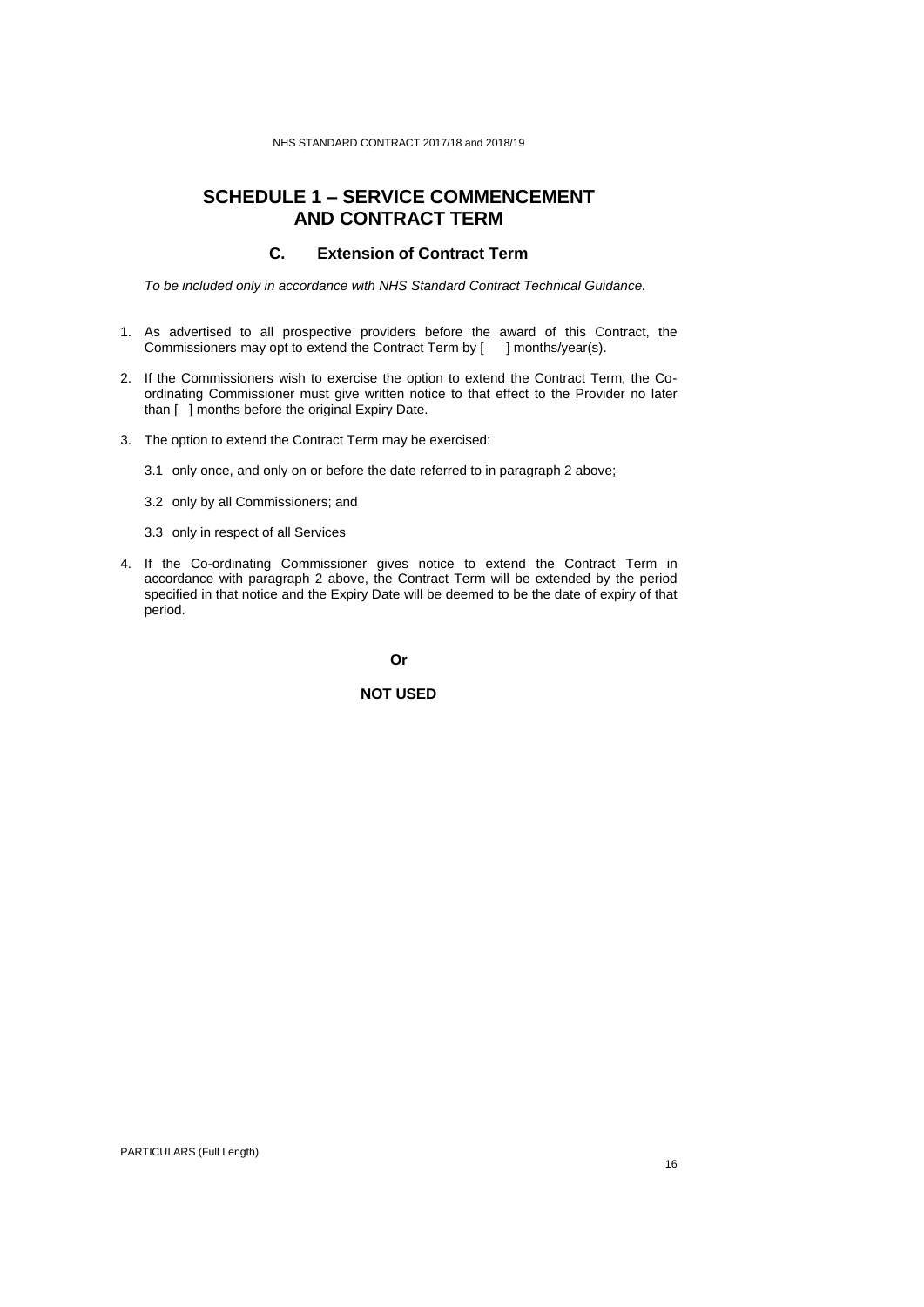# SCHEDULE 1 – SERVICE COMMENCEMENT AND CONTRACT TERM

## C. Extension of Contract Term

*To be included only in accordance with NHS Standard Contract Technical Guidance.*

1. As advertised to all prospective providers before the award of this Contract, the Commissioners may opt to extend the Contract Term by [    ] months/year(s).

2. If the Commissioners wish to exercise the option to extend the Contract Term, the Co-ordinating Commissioner must give written notice to that effect to the Provider no later than [  ] months before the original Expiry Date.

3. The option to extend the Contract Term may be exercised:

   3.1 only once, and only on or before the date referred to in paragraph 2 above;

   3.2 only by all Commissioners; and

   3.3 only in respect of all Services

4. If the Co-ordinating Commissioner gives notice to extend the Contract Term in accordance with paragraph 2 above, the Contract Term will be extended by the period specified in that notice and the Expiry Date will be deemed to be the date of expiry of that period.

**Or**

**NOT USED**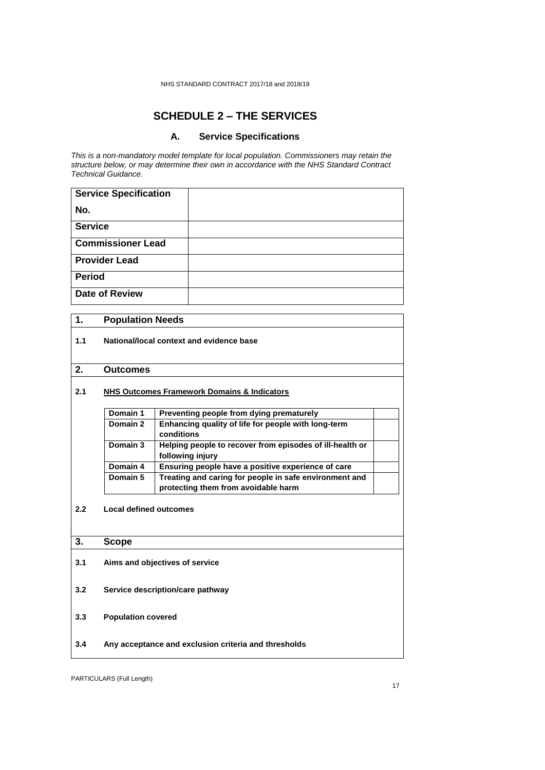# SCHEDULE 2 – THE SERVICES

## A. Service Specifications

*This is a non-mandatory model template for local population. Commissioners may retain the structure below, or may determine their own in accordance with the NHS Standard Contract Technical Guidance.*

| **Service Specification No.** | |
|---|---|
| **Service** | |
| **Commissioner Lead** | |
| **Provider Lead** | |
| **Period** | |
| **Date of Review** | |

### 1. Population Needs

**1.1 National/local context and evidence base**

### 2. Outcomes

**2.1 NHS Outcomes Framework Domains & Indicators**

| | | |
|---|---|---|
| **Domain 1** | **Preventing people from dying prematurely** | |
| **Domain 2** | **Enhancing quality of life for people with long-term conditions** | |
| **Domain 3** | **Helping people to recover from episodes of ill-health or following injury** | |
| **Domain 4** | **Ensuring people have a positive experience of care** | |
| **Domain 5** | **Treating and caring for people in safe environment and protecting them from avoidable harm** | |

**2.2 Local defined outcomes**

### 3. Scope

**3.1 Aims and objectives of service**

**3.2 Service description/care pathway**

**3.3 Population covered**

**3.4 Any acceptance and exclusion criteria and thresholds**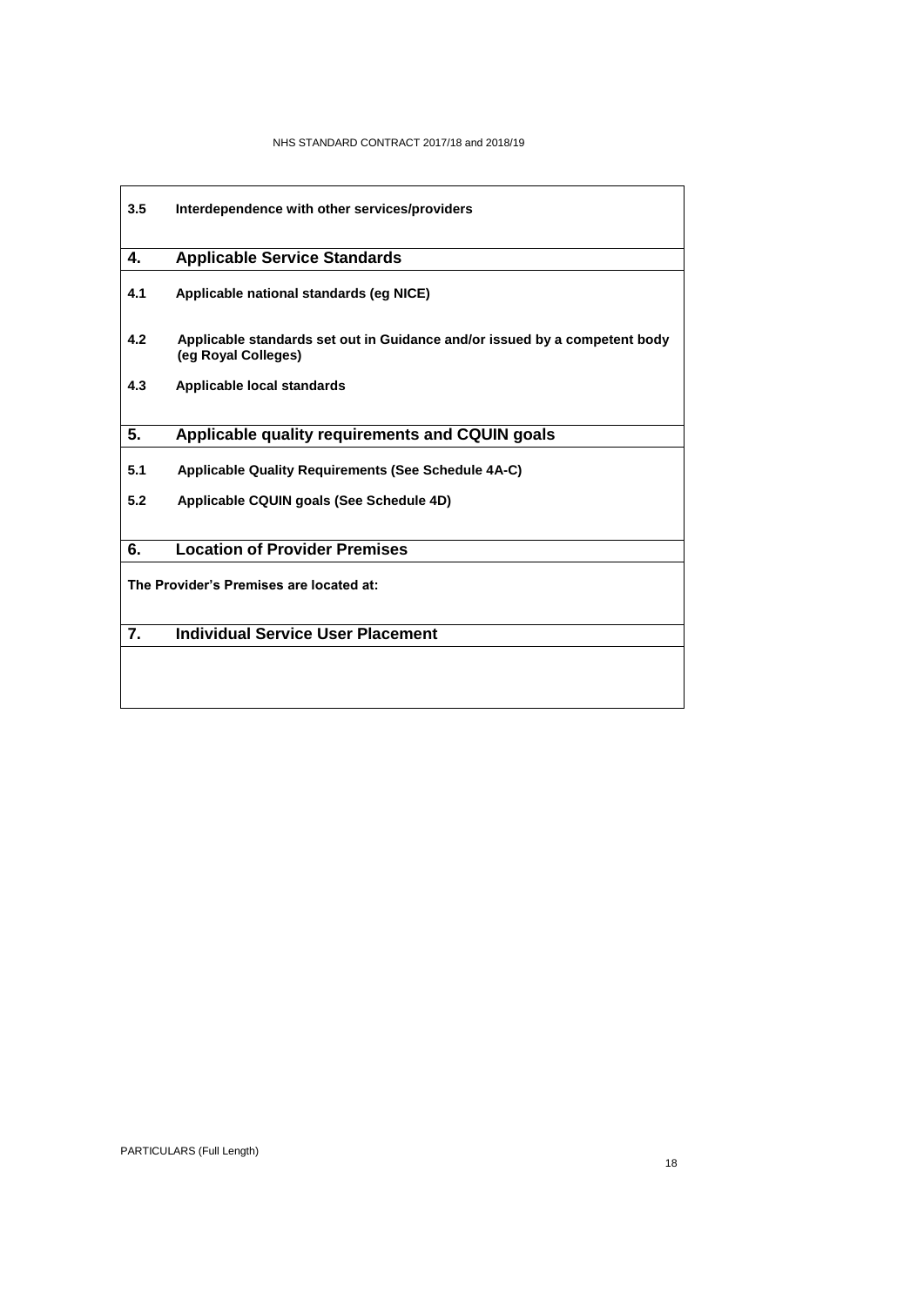**3.5 Interdependence with other services/providers**

## 4. Applicable Service Standards

**4.1 Applicable national standards (eg NICE)**

**4.2 Applicable standards set out in Guidance and/or issued by a competent body (eg Royal Colleges)**

**4.3 Applicable local standards**

## 5. Applicable quality requirements and CQUIN goals

**5.1 Applicable Quality Requirements (See Schedule 4A-C)**

**5.2 Applicable CQUIN goals (See Schedule 4D)**

## 6. Location of Provider Premises

**The Provider's Premises are located at:**

## 7. Individual Service User Placement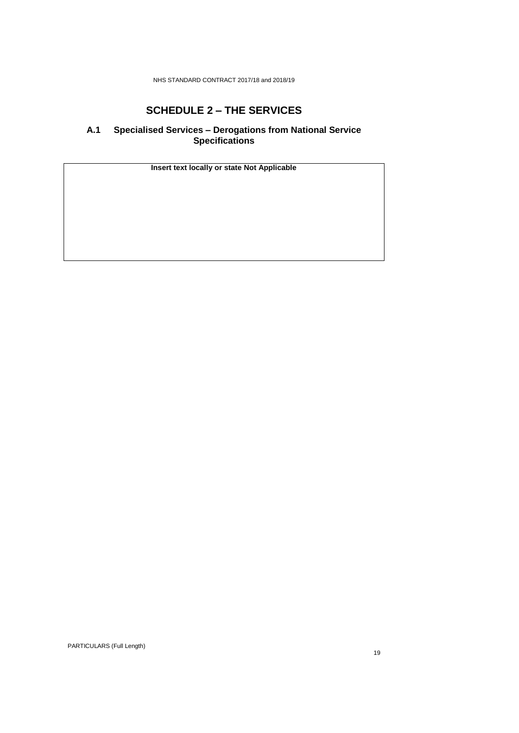# SCHEDULE 2 – THE SERVICES

## A.1 Specialised Services – Derogations from National Service Specifications

| **Insert text locally or state Not Applicable** |
| --- |
| |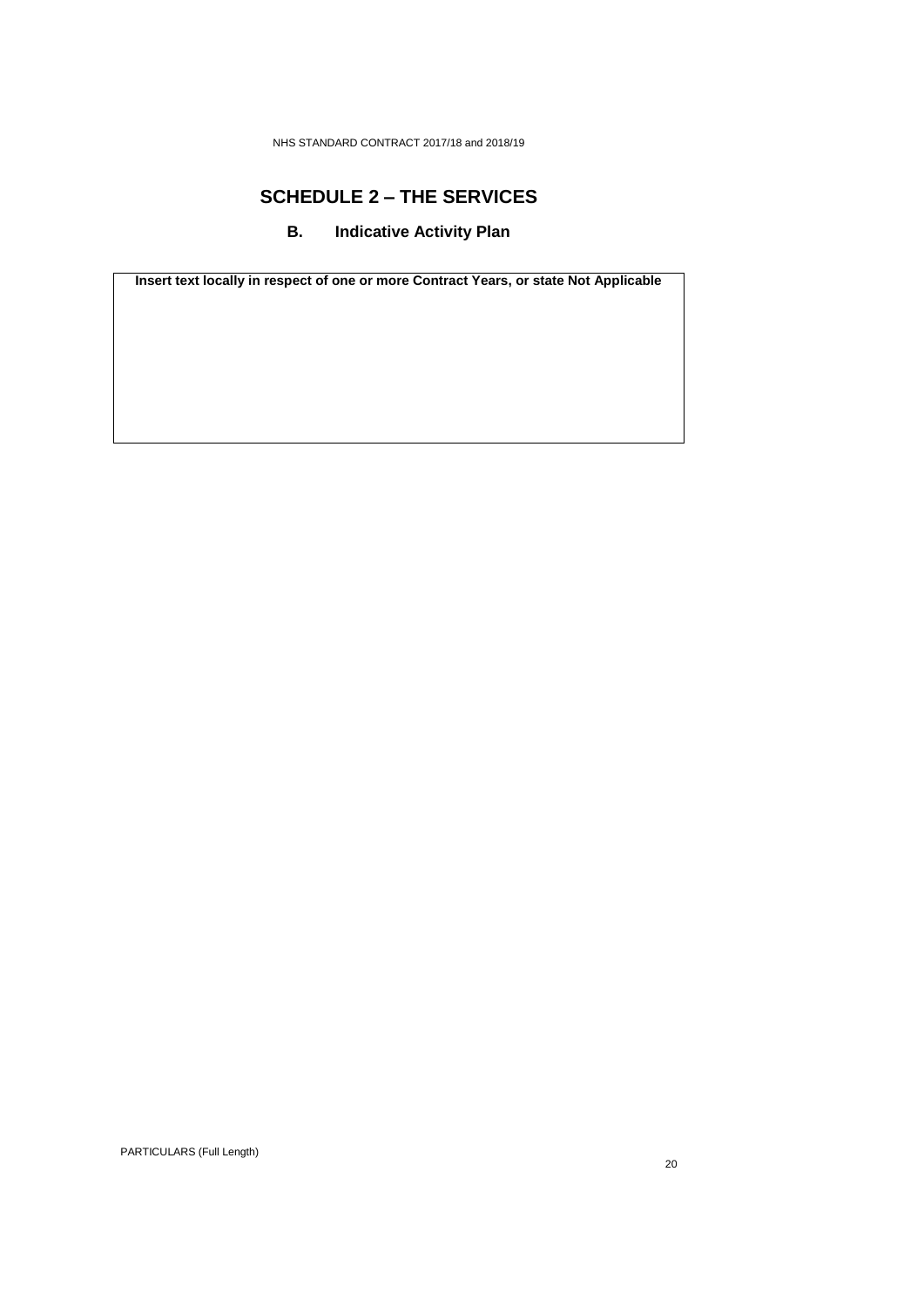# SCHEDULE 2 – THE SERVICES

## B. Indicative Activity Plan

| Insert text locally in respect of one or more Contract Years, or state Not Applicable |
| --- |
| |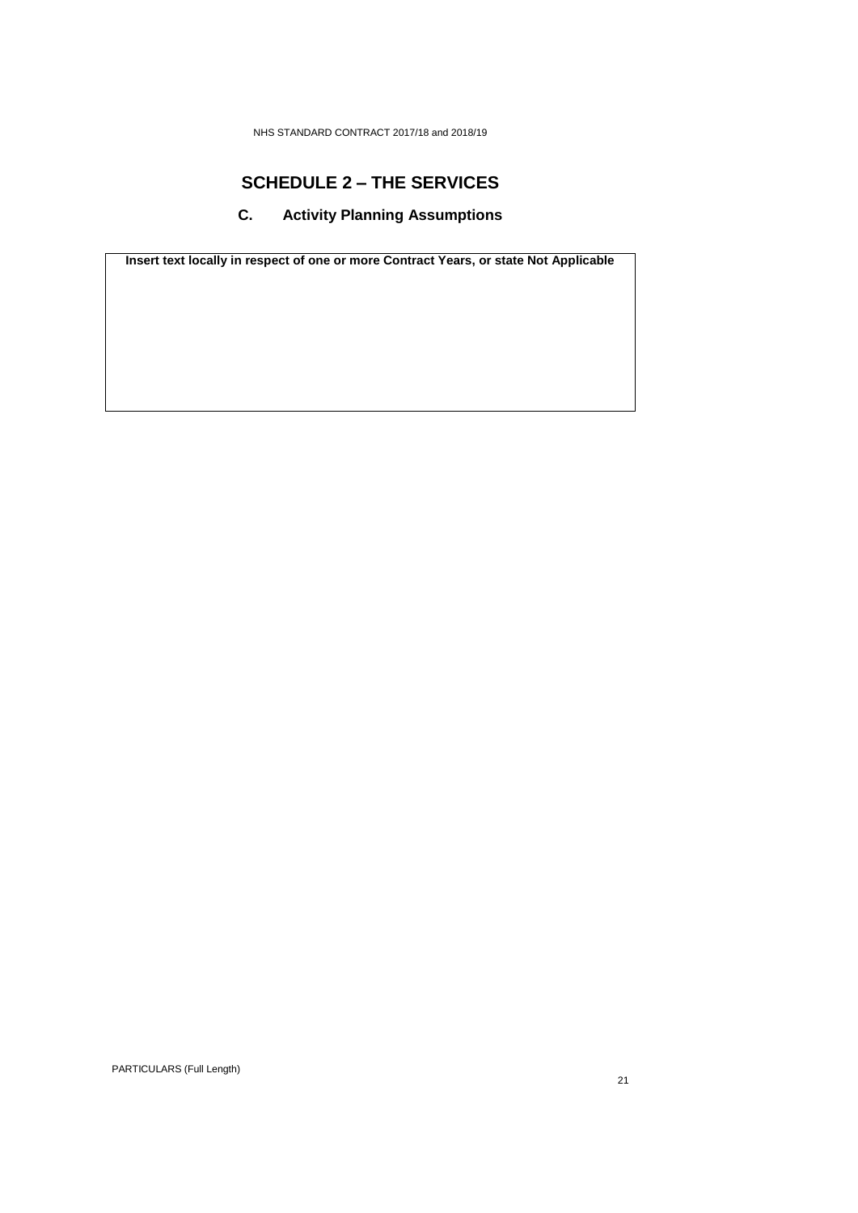# SCHEDULE 2 – THE SERVICES

## C. Activity Planning Assumptions

| **Insert text locally in respect of one or more Contract Years, or state Not Applicable** |
|---|
| |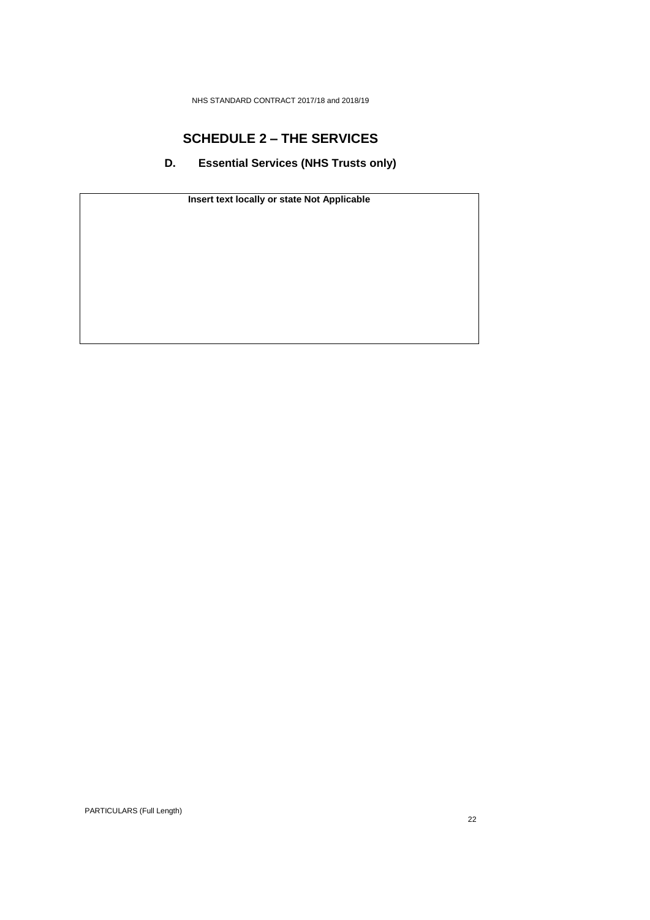# SCHEDULE 2 – THE SERVICES

## D. Essential Services (NHS Trusts only)

| Insert text locally or state Not Applicable |
|---|
| |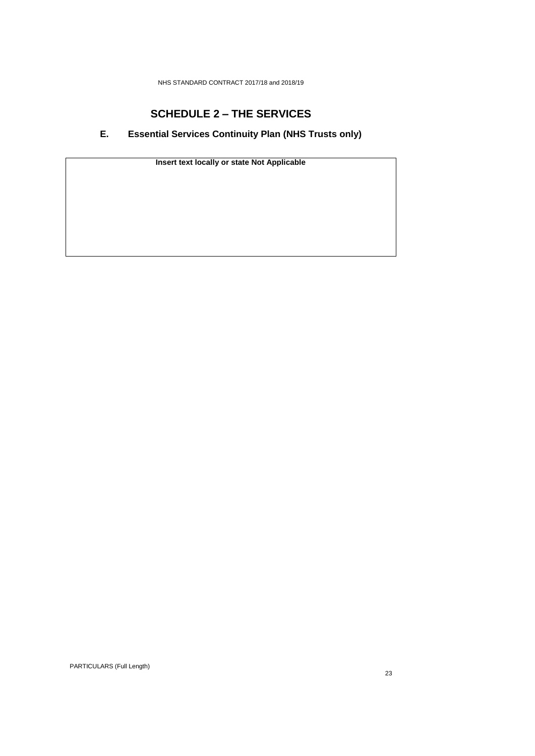# SCHEDULE 2 – THE SERVICES

## E. Essential Services Continuity Plan (NHS Trusts only)

| **Insert text locally or state Not Applicable** |
|---|
| |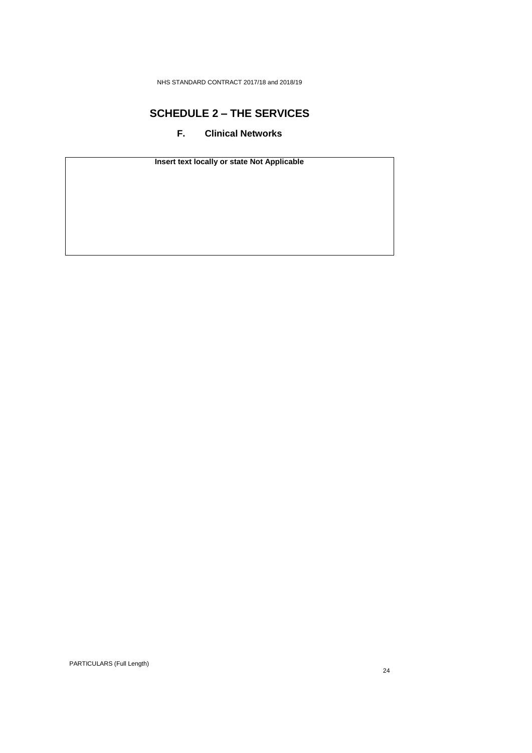# SCHEDULE 2 – THE SERVICES

## F. Clinical Networks

| **Insert text locally or state Not Applicable** |
|---|
| |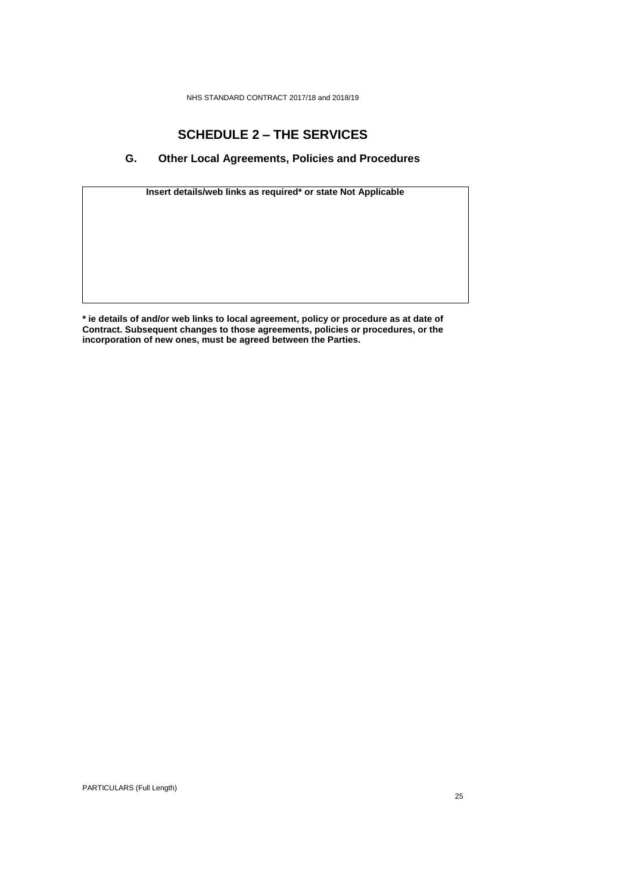# SCHEDULE 2 – THE SERVICES

## G. Other Local Agreements, Policies and Procedures

| **Insert details/web links as required* or state Not Applicable** |
| --- |
| |

**\* ie details of and/or web links to local agreement, policy or procedure as at date of Contract. Subsequent changes to those agreements, policies or procedures, or the incorporation of new ones, must be agreed between the Parties.**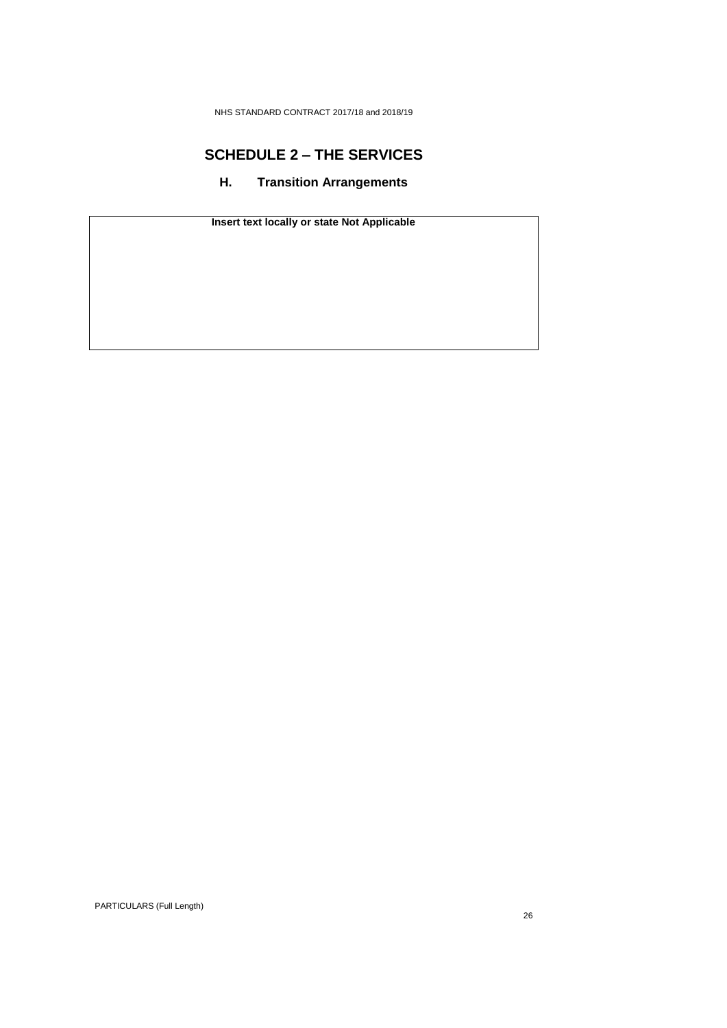# SCHEDULE 2 – THE SERVICES

## H. Transition Arrangements

| **Insert text locally or state Not Applicable** |
| --- |
| |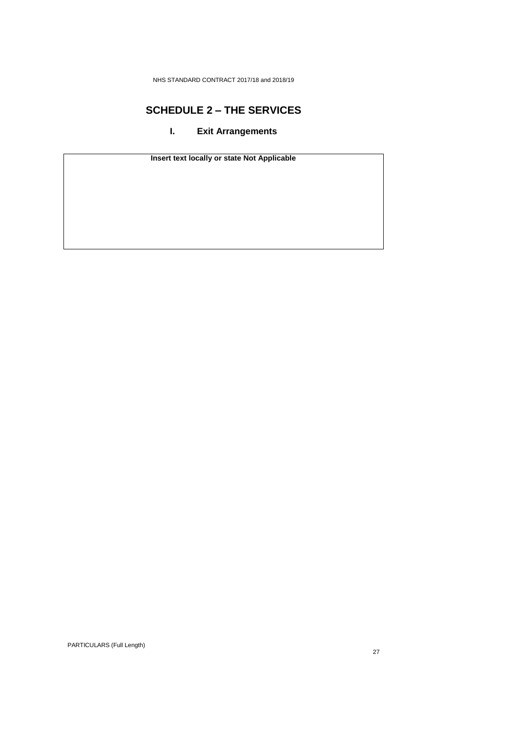# SCHEDULE 2 – THE SERVICES

## I. Exit Arrangements

| **Insert text locally or state Not Applicable** |
| --- |
| |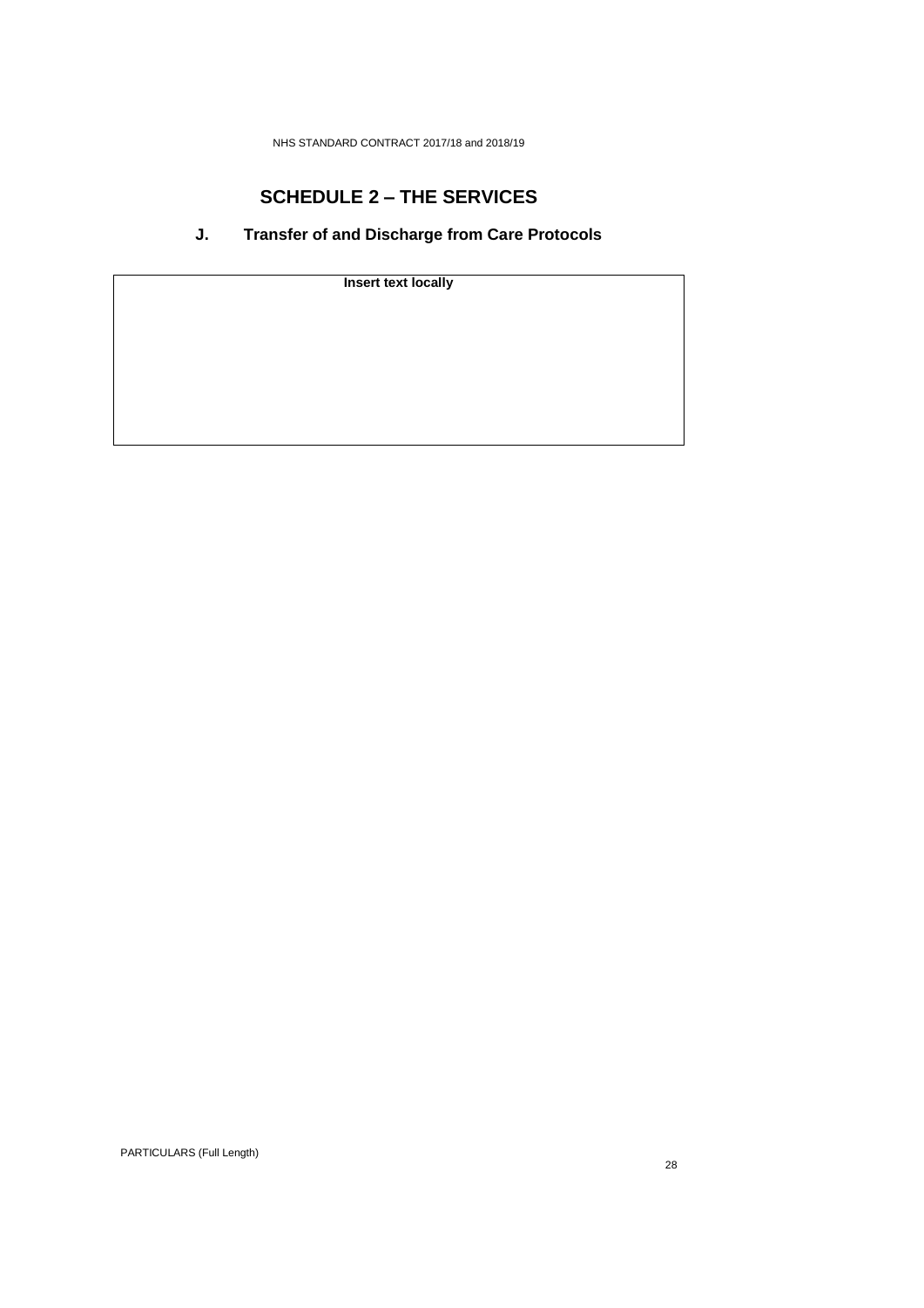# SCHEDULE 2 – THE SERVICES

## J. Transfer of and Discharge from Care Protocols

| **Insert text locally** |
|---|
| |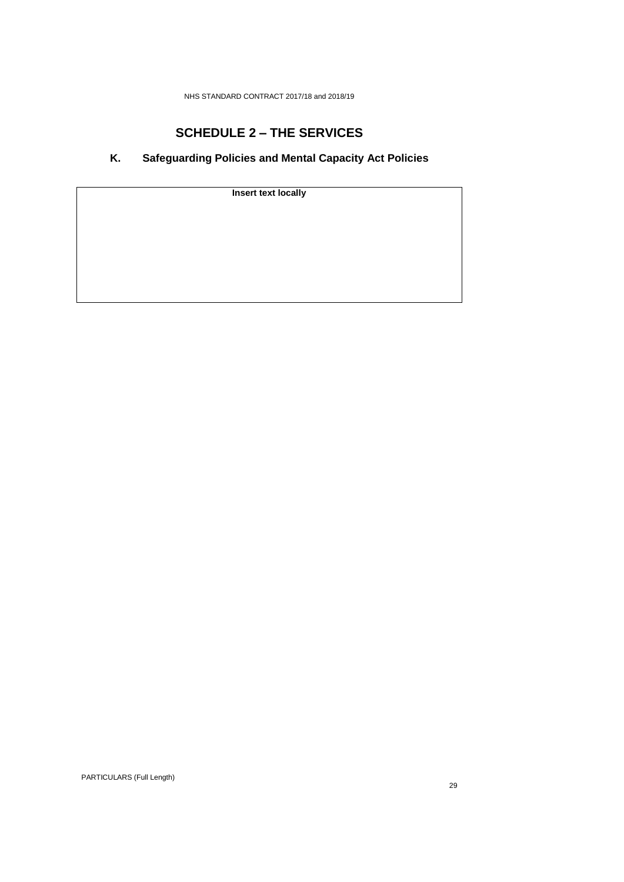# SCHEDULE 2 – THE SERVICES

## K. Safeguarding Policies and Mental Capacity Act Policies

| **Insert text locally** |
|---|
| |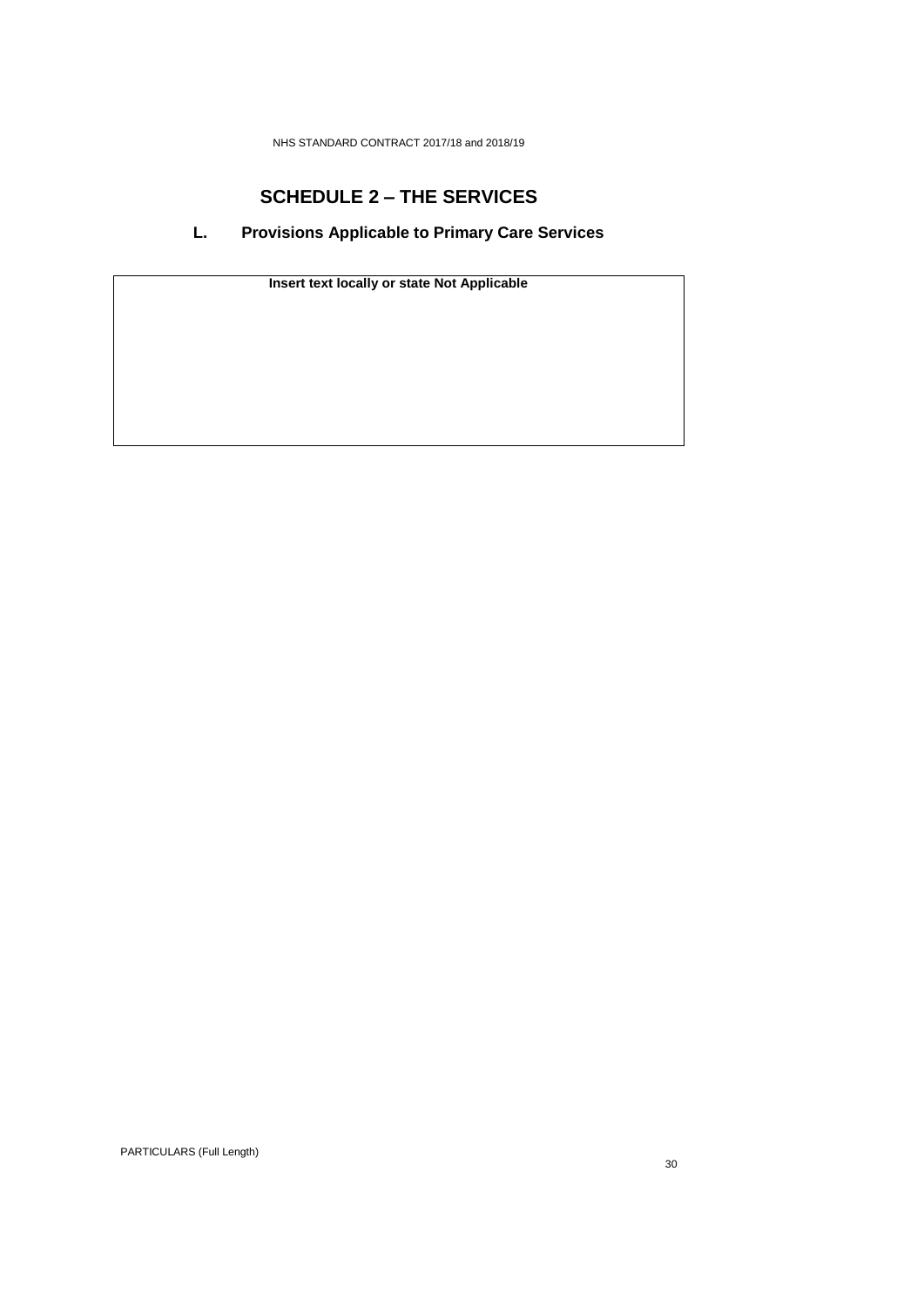# SCHEDULE 2 – THE SERVICES

## L. Provisions Applicable to Primary Care Services

| **Insert text locally or state Not Applicable** |
|---|
| |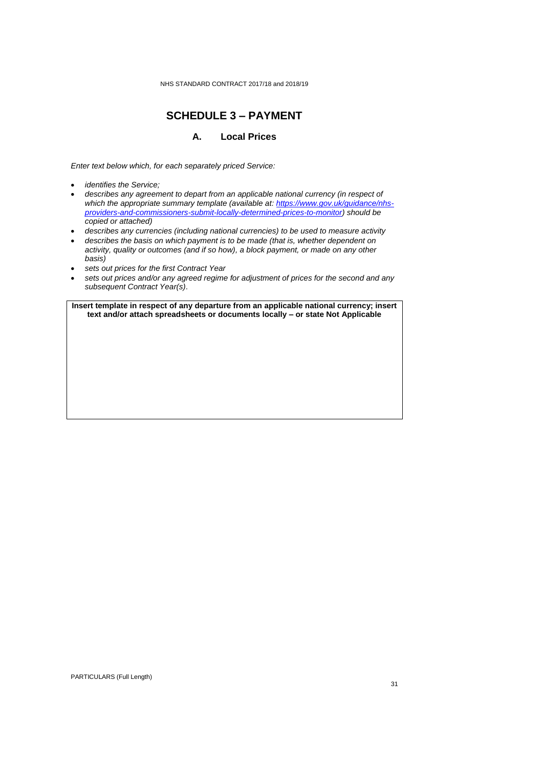# SCHEDULE 3 – PAYMENT

## A. Local Prices

*Enter text below which, for each separately priced Service:*

- *identifies the Service;*
- *describes any agreement to depart from an applicable national currency (in respect of which the appropriate summary template (available at: [https://www.gov.uk/guidance/nhs-providers-and-commissioners-submit-locally-determined-prices-to-monitor](https://www.gov.uk/guidance/nhs-providers-and-commissioners-submit-locally-determined-prices-to-monitor)) should be copied or attached)*
- *describes any currencies (including national currencies) to be used to measure activity*
- *describes the basis on which payment is to be made (that is, whether dependent on activity, quality or outcomes (and if so how), a block payment, or made on any other basis)*
- *sets out prices for the first Contract Year*
- *sets out prices and/or any agreed regime for adjustment of prices for the second and any subsequent Contract Year(s).*

| **Insert template in respect of any departure from an applicable national currency; insert text and/or attach spreadsheets or documents locally – or state Not Applicable** |
| --- |
| |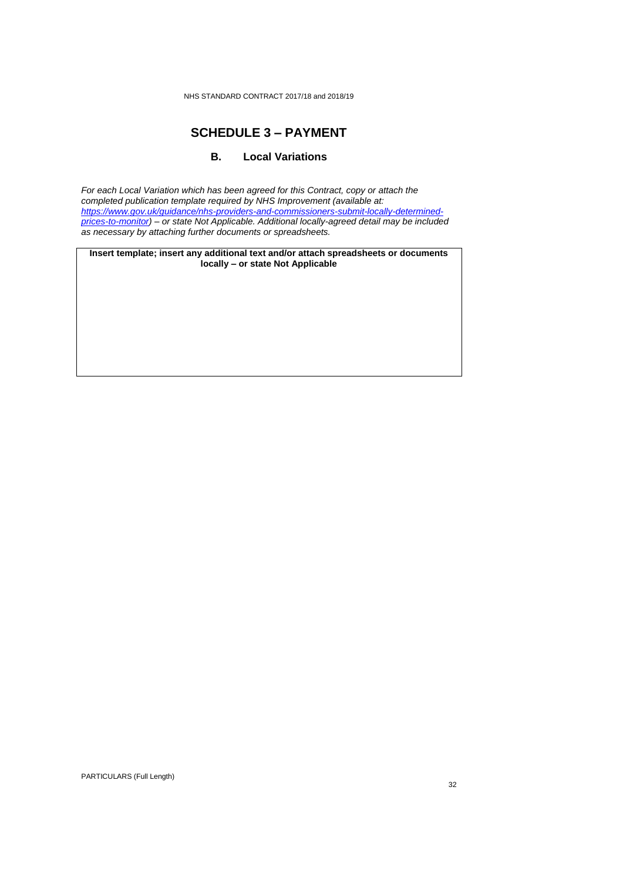# SCHEDULE 3 – PAYMENT

## B. Local Variations

*For each Local Variation which has been agreed for this Contract, copy or attach the completed publication template required by NHS Improvement (available at: [https://www.gov.uk/guidance/nhs-providers-and-commissioners-submit-locally-determined-prices-to-monitor](https://www.gov.uk/guidance/nhs-providers-and-commissioners-submit-locally-determined-prices-to-monitor)) – or state Not Applicable. Additional locally-agreed detail may be included as necessary by attaching further documents or spreadsheets.*

| **Insert template; insert any additional text and/or attach spreadsheets or documents locally – or state Not Applicable** |
|---|
| |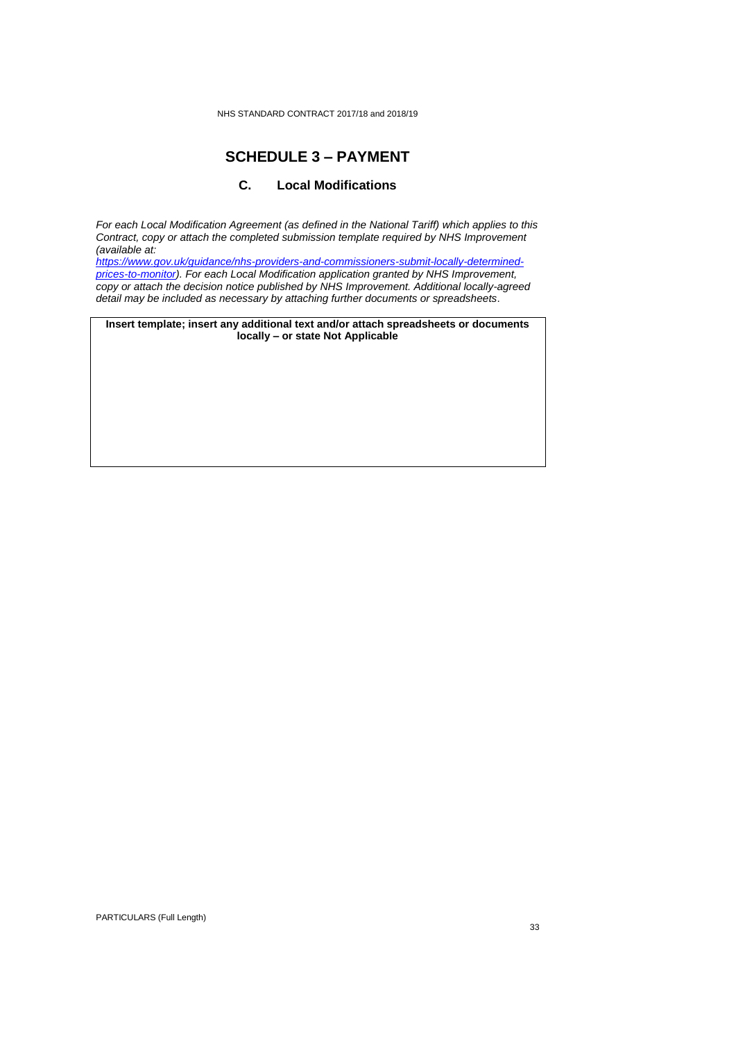# SCHEDULE 3 – PAYMENT

## C. Local Modifications

*For each Local Modification Agreement (as defined in the National Tariff) which applies to this Contract, copy or attach the completed submission template required by NHS Improvement (available at: [https://www.gov.uk/guidance/nhs-providers-and-commissioners-submit-locally-determined-prices-to-monitor](https://www.gov.uk/guidance/nhs-providers-and-commissioners-submit-locally-determined-prices-to-monitor)). For each Local Modification application granted by NHS Improvement, copy or attach the decision notice published by NHS Improvement. Additional locally-agreed detail may be included as necessary by attaching further documents or spreadsheets.*

| **Insert template; insert any additional text and/or attach spreadsheets or documents locally – or state Not Applicable** |
|---|
| |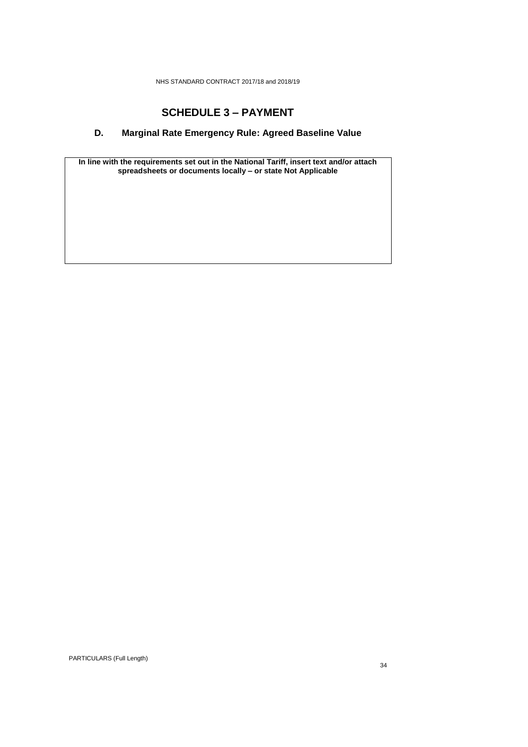# SCHEDULE 3 – PAYMENT

## D. Marginal Rate Emergency Rule: Agreed Baseline Value

| **In line with the requirements set out in the National Tariff, insert text and/or attach spreadsheets or documents locally – or state Not Applicable** |
| --- |
| |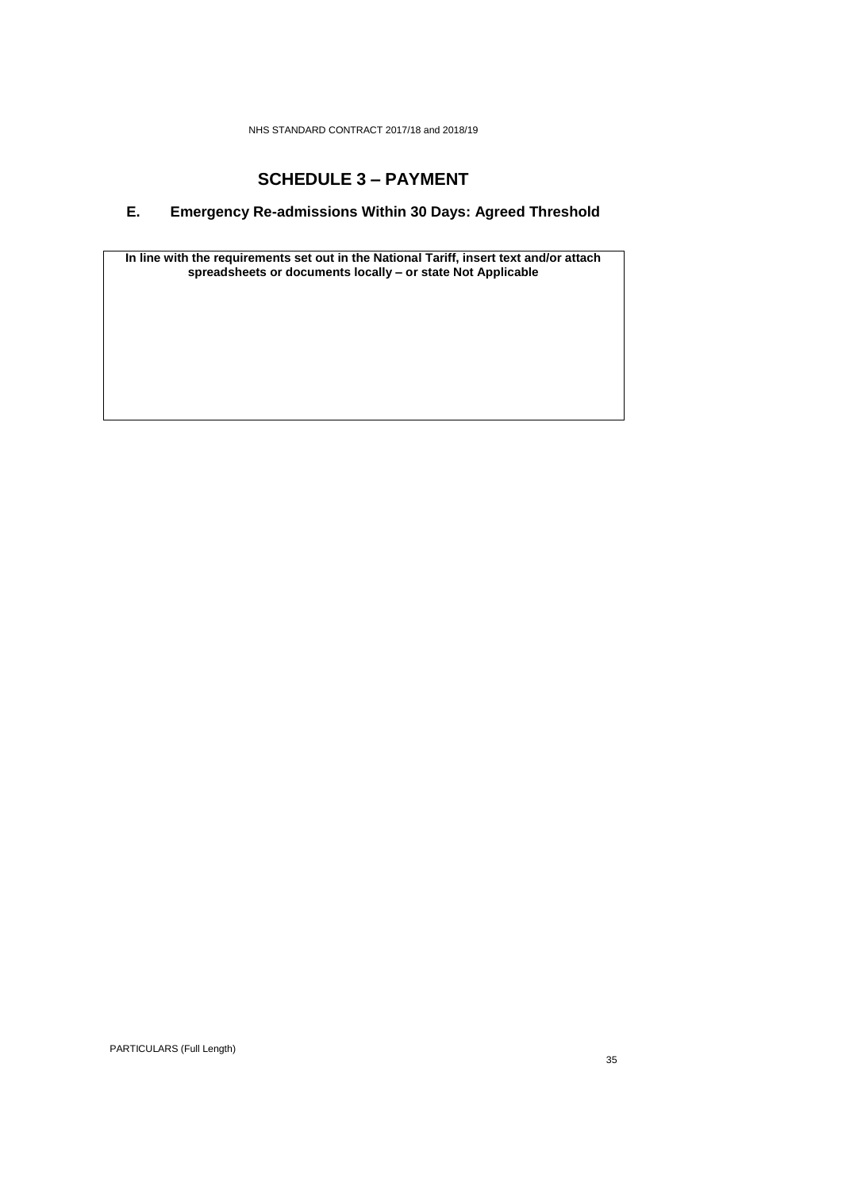# SCHEDULE 3 – PAYMENT

## E. Emergency Re-admissions Within 30 Days: Agreed Threshold

| **In line with the requirements set out in the National Tariff, insert text and/or attach spreadsheets or documents locally – or state Not Applicable** |
| --- |
| |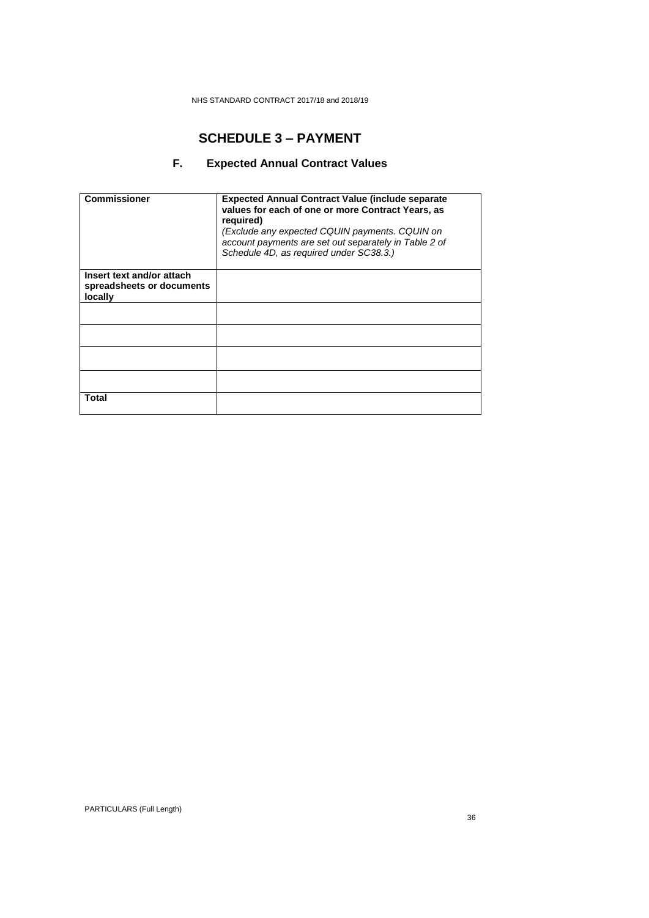# SCHEDULE 3 – PAYMENT

## F. Expected Annual Contract Values

| **Commissioner** | **Expected Annual Contract Value (include separate values for each of one or more Contract Years, as required)** *(Exclude any expected CQUIN payments. CQUIN on account payments are set out separately in Table 2 of Schedule 4D, as required under SC38.3.)* |
|---|---|
| **Insert text and/or attach spreadsheets or documents locally** | |
| | |
| | |
| | |
| | |
| **Total** | |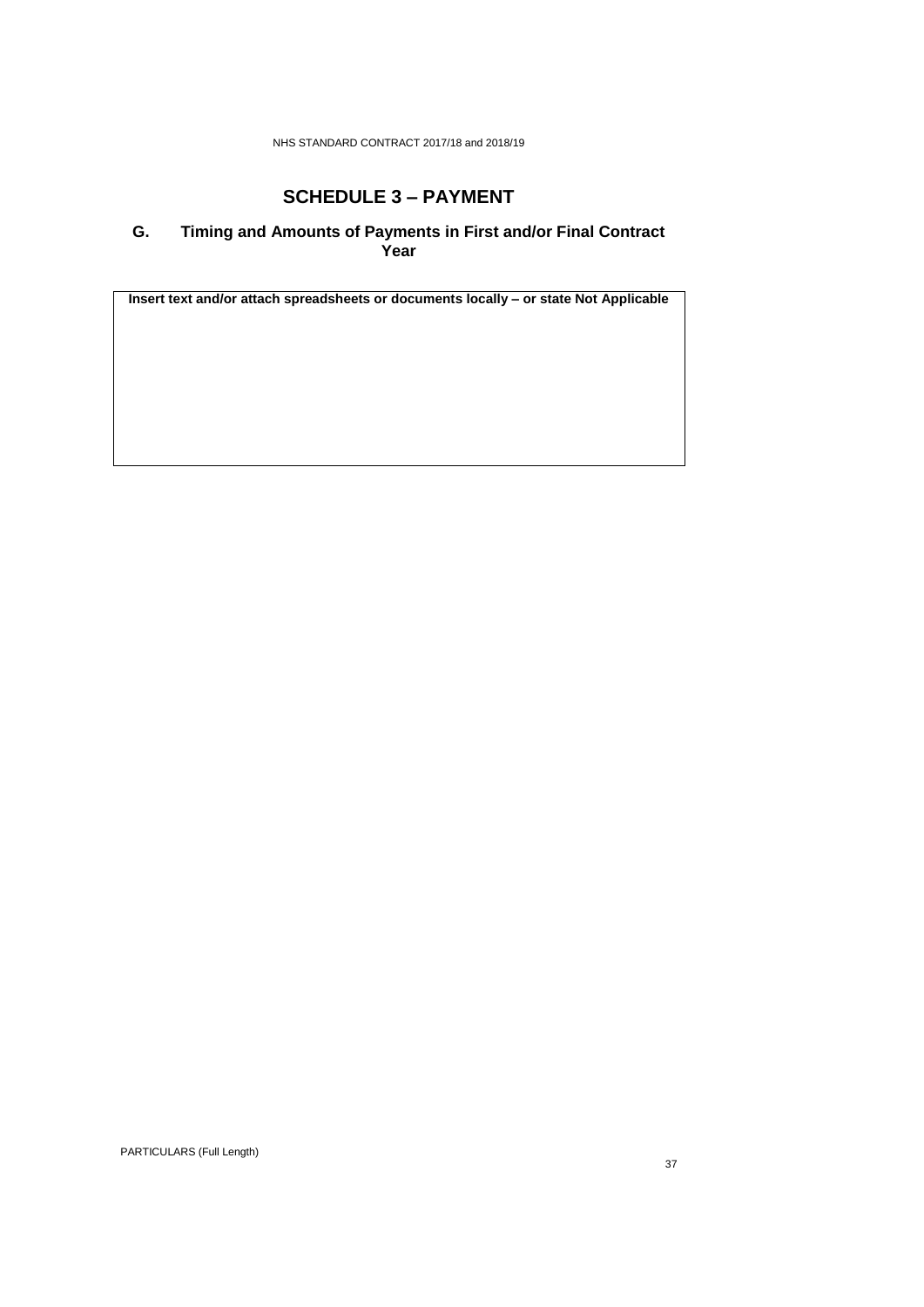# SCHEDULE 3 – PAYMENT

## G. Timing and Amounts of Payments in First and/or Final Contract Year

| Insert text and/or attach spreadsheets or documents locally – or state Not Applicable |
| --- |
| |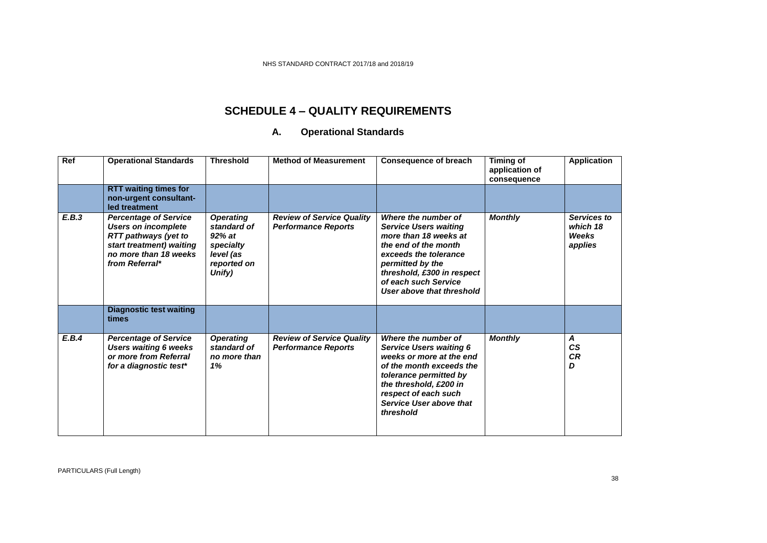# SCHEDULE 4 – QUALITY REQUIREMENTS

## A. Operational Standards

| Ref | Operational Standards | Threshold | Method of Measurement | Consequence of breach | Timing of application of consequence | Application |
|---|---|---|---|---|---|---|
| | **RTT waiting times for non-urgent consultant-led treatment** | | | | | |
| ***E.B.3*** | ***Percentage of Service Users on incomplete RTT pathways (yet to start treatment) waiting no more than 18 weeks from Referral**** | ***Operating standard of 92% at specialty level (as reported on Unify)*** | ***Review of Service Quality Performance Reports*** | ***Where the number of Service Users waiting more than 18 weeks at the end of the month exceeds the tolerance permitted by the threshold, £300 in respect of each such Service User above that threshold*** | ***Monthly*** | ***Services to which 18 Weeks applies*** |
| | **Diagnostic test waiting times** | | | | | |
| ***E.B.4*** | ***Percentage of Service Users waiting 6 weeks or more from Referral for a diagnostic test**** | ***Operating standard of no more than 1%*** | ***Review of Service Quality Performance Reports*** | ***Where the number of Service Users waiting 6 weeks or more at the end of the month exceeds the tolerance permitted by the threshold, £200 in respect of each such Service User above that threshold*** | ***Monthly*** | ***A CS CR D*** |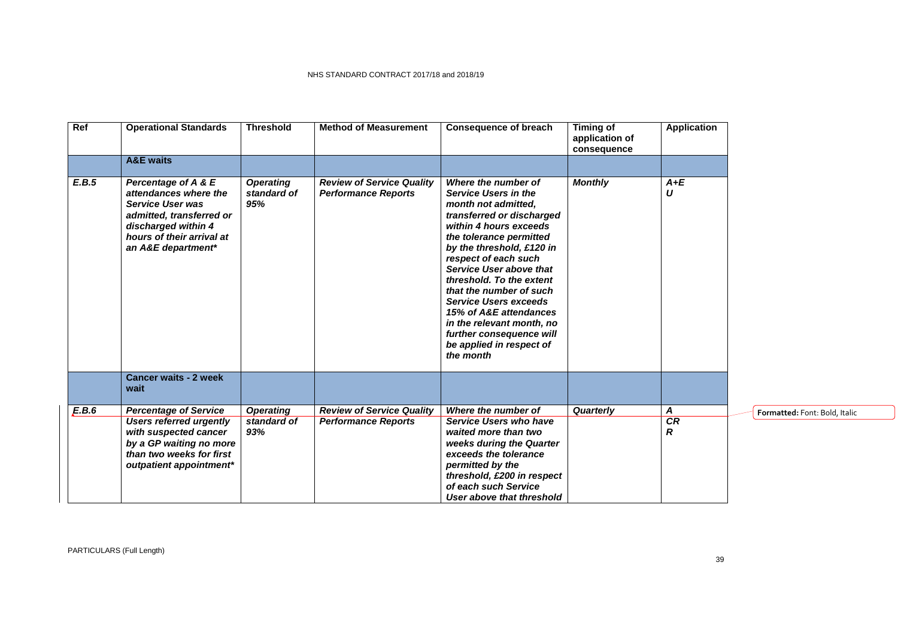| Ref | Operational Standards | Threshold | Method of Measurement | Consequence of breach | Timing of application of consequence | Application |
|---|---|---|---|---|---|---|
| | **A&E waits** | | | | | |
| ***E.B.5*** | ***Percentage of A & E attendances where the Service User was admitted, transferred or discharged within 4 hours of their arrival at an A&E department**** | ***Operating standard of 95%*** | ***Review of Service Quality Performance Reports*** | ***Where the number of Service Users in the month not admitted, transferred or discharged within 4 hours exceeds the tolerance permitted by the threshold, £120 in respect of each such Service User above that threshold. To the extent that the number of such Service Users exceeds 15% of A&E attendances in the relevant month, no further consequence will be applied in respect of the month*** | ***Monthly*** | ***A+E U*** |
| | **Cancer waits - 2 week wait** | | | | | |
| ***E.B.6*** | ***Percentage of Service Users referred urgently with suspected cancer by a GP waiting no more than two weeks for first outpatient appointment**** | ***Operating standard of 93%*** | ***Review of Service Quality Performance Reports*** | ***Where the number of Service Users who have waited more than two weeks during the Quarter exceeds the tolerance permitted by the threshold, £200 in respect of each such Service User above that threshold*** | ***Quarterly*** | ***A CR R*** |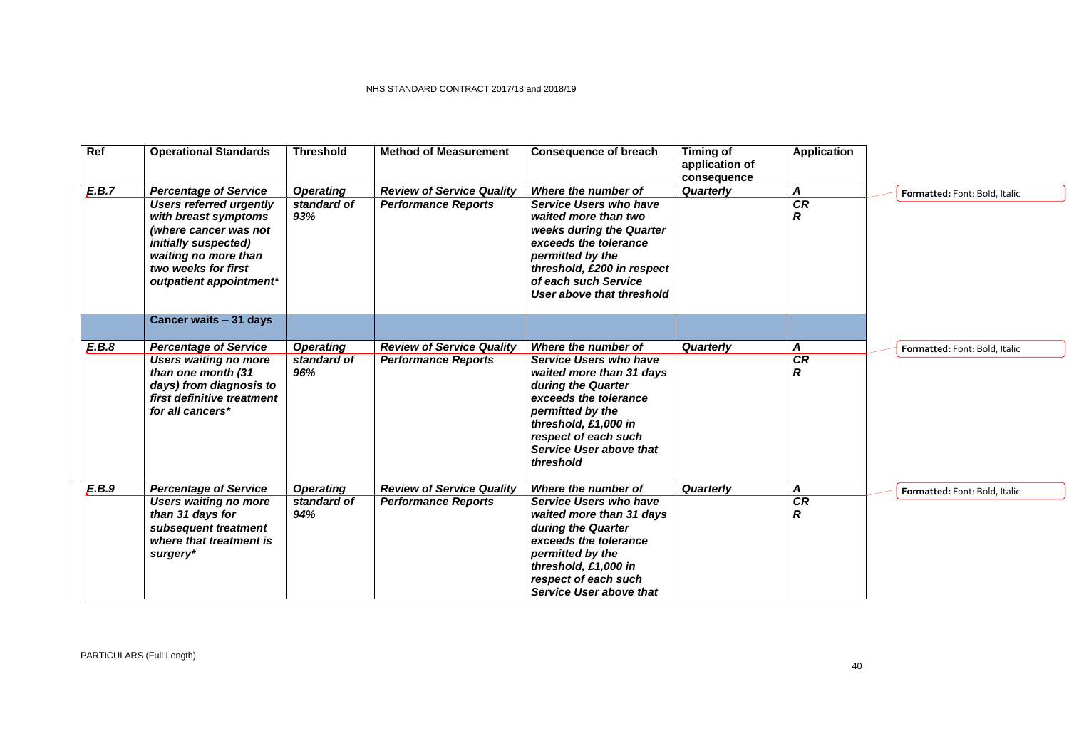| Ref | Operational Standards | Threshold | Method of Measurement | Consequence of breach | Timing of application of consequence | Application |
|---|---|---|---|---|---|---|
| ***E.B.7*** | ***Percentage of Service Users referred urgently with breast symptoms (where cancer was not initially suspected) waiting no more than two weeks for first outpatient appointment**** | ***Operating standard of 93%*** | ***Review of Service Quality Performance Reports*** | ***Where the number of Service Users who have waited more than two weeks during the Quarter exceeds the tolerance permitted by the threshold, £200 in respect of each such Service User above that threshold*** | ***Quarterly*** | ***A CR R*** |
| | **Cancer waits – 31 days** | | | | | |
| ***E.B.8*** | ***Percentage of Service Users waiting no more than one month (31 days) from diagnosis to first definitive treatment for all cancers**** | ***Operating standard of 96%*** | ***Review of Service Quality Performance Reports*** | ***Where the number of Service Users who have waited more than 31 days during the Quarter exceeds the tolerance permitted by the threshold, £1,000 in respect of each such Service User above that threshold*** | ***Quarterly*** | ***A CR R*** |
| ***E.B.9*** | ***Percentage of Service Users waiting no more than 31 days for subsequent treatment where that treatment is surgery**** | ***Operating standard of 94%*** | ***Review of Service Quality Performance Reports*** | ***Where the number of Service Users who have waited more than 31 days during the Quarter exceeds the tolerance permitted by the threshold, £1,000 in respect of each such Service User above that*** | ***Quarterly*** | ***A CR R*** |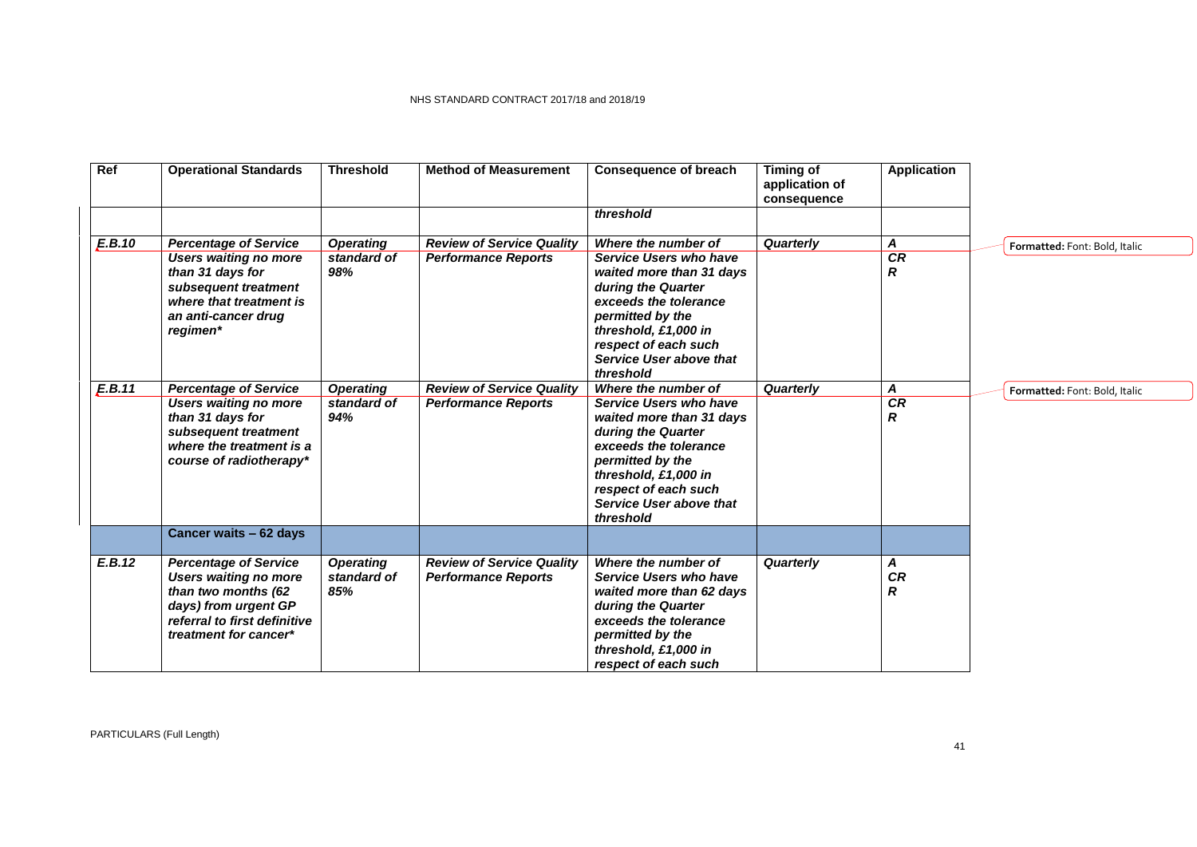| Ref | Operational Standards | Threshold | Method of Measurement | Consequence of breach | Timing of application of consequence | Application |
|---|---|---|---|---|---|---|
| | | | | *threshold* | | |
| ***E.B.10*** | ***Percentage of Service Users waiting no more than 31 days for subsequent treatment where that treatment is an anti-cancer drug regimen**** | ***Operating standard of 98%*** | ***Review of Service Quality Performance Reports*** | ***Where the number of Service Users who have waited more than 31 days during the Quarter exceeds the tolerance permitted by the threshold, £1,000 in respect of each such Service User above that threshold*** | ***Quarterly*** | ***A CR R*** |
| ***E.B.11*** | ***Percentage of Service Users waiting no more than 31 days for subsequent treatment where the treatment is a course of radiotherapy**** | ***Operating standard of 94%*** | ***Review of Service Quality Performance Reports*** | ***Where the number of Service Users who have waited more than 31 days during the Quarter exceeds the tolerance permitted by the threshold, £1,000 in respect of each such Service User above that threshold*** | ***Quarterly*** | ***A CR R*** |
| | **Cancer waits – 62 days** | | | | | |
| ***E.B.12*** | ***Percentage of Service Users waiting no more than two months (62 days) from urgent GP referral to first definitive treatment for cancer**** | ***Operating standard of 85%*** | ***Review of Service Quality Performance Reports*** | ***Where the number of Service Users who have waited more than 62 days during the Quarter exceeds the tolerance permitted by the threshold, £1,000 in respect of each such*** | ***Quarterly*** | ***A CR R*** |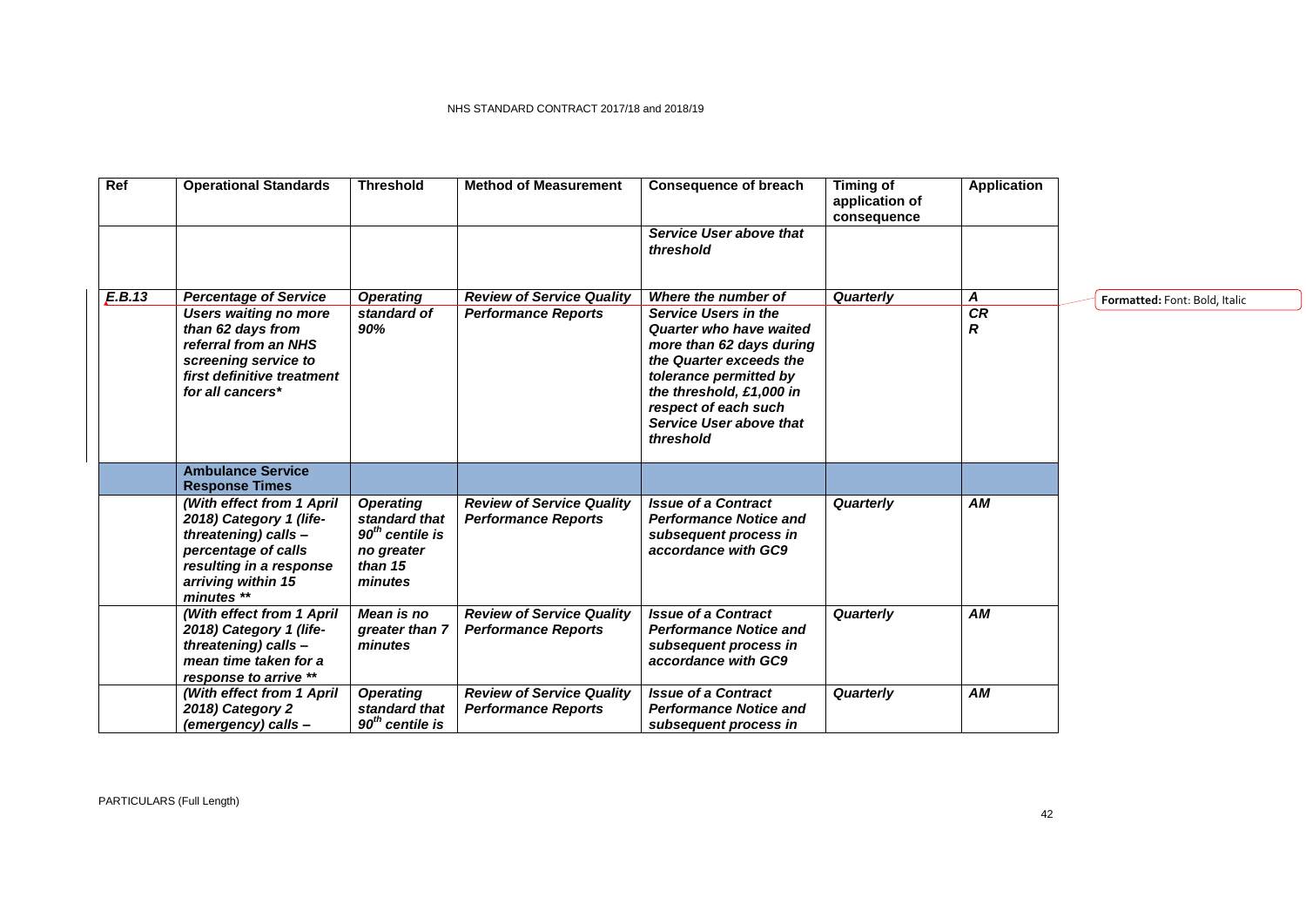| Ref | Operational Standards | Threshold | Method of Measurement | Consequence of breach | Timing of application of consequence | Application |
|---|---|---|---|---|---|---|
| | | | | *Service User above that threshold* | | |
| ***E.B.13*** | ***Percentage of Service Users waiting no more than 62 days from referral from an NHS screening service to first definitive treatment for all cancers**** | *Operating standard of 90%* | *Review of Service Quality Performance Reports* | *Where the number of Service Users in the Quarter who have waited more than 62 days during the Quarter exceeds the tolerance permitted by the threshold, £1,000 in respect of each such Service User above that threshold* | *Quarterly* | *A CR R* |
| | **Ambulance Service Response Times** | | | | | |
| | *(With effect from 1 April 2018) Category 1 (life-threatening) calls – percentage of calls resulting in a response arriving within 15 minutes *** | *Operating standard that $90^{th}$ centile is no greater than 15 minutes* | *Review of Service Quality Performance Reports* | *Issue of a Contract Performance Notice and subsequent process in accordance with GC9* | *Quarterly* | *AM* |
| | *(With effect from 1 April 2018) Category 1 (life-threatening) calls – mean time taken for a response to arrive *** | *Mean is no greater than 7 minutes* | *Review of Service Quality Performance Reports* | *Issue of a Contract Performance Notice and subsequent process in accordance with GC9* | *Quarterly* | *AM* |
| | *(With effect from 1 April 2018) Category 2 (emergency) calls –* | *Operating standard that $90^{th}$ centile is* | *Review of Service Quality Performance Reports* | *Issue of a Contract Performance Notice and subsequent process in* | *Quarterly* | *AM* |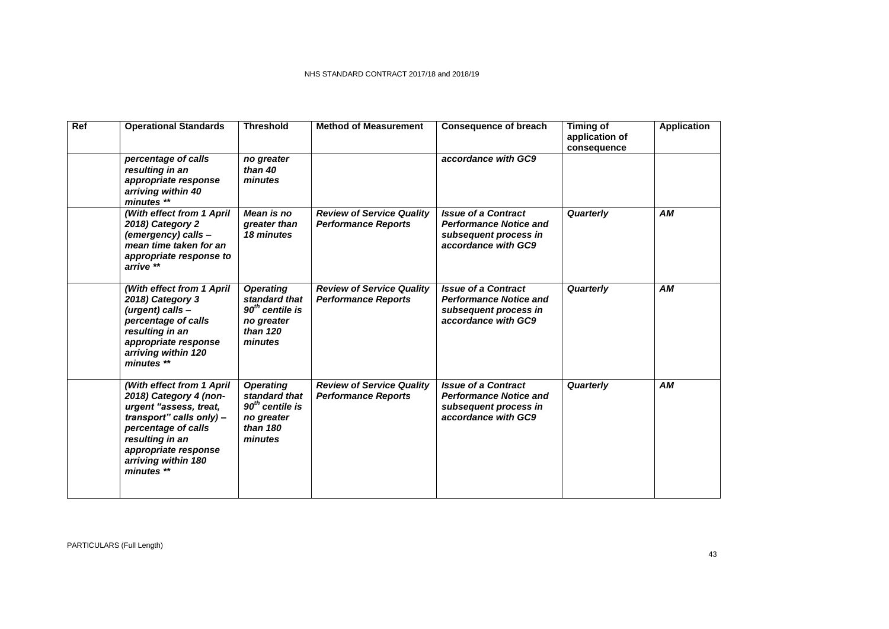| Ref | Operational Standards | Threshold | Method of Measurement | Consequence of breach | Timing of application of consequence | Application |
|---|---|---|---|---|---|---|
| | *percentage of calls resulting in an appropriate response arriving within 40 minutes \*\** | *no greater than 40 minutes* | | *accordance with GC9* | | |
| | *(With effect from 1 April 2018) Category 2 (emergency) calls – mean time taken for an appropriate response to arrive \*\** | *Mean is no greater than 18 minutes* | *Review of Service Quality Performance Reports* | *Issue of a Contract Performance Notice and subsequent process in accordance with GC9* | *Quarterly* | *AM* |
| | *(With effect from 1 April 2018) Category 3 (urgent) calls – percentage of calls resulting in an appropriate response arriving within 120 minutes \*\** | *Operating standard that 90th centile is no greater than 120 minutes* | *Review of Service Quality Performance Reports* | *Issue of a Contract Performance Notice and subsequent process in accordance with GC9* | *Quarterly* | *AM* |
| | *(With effect from 1 April 2018) Category 4 (non-urgent "assess, treat, transport" calls only) – percentage of calls resulting in an appropriate response arriving within 180 minutes \*\** | *Operating standard that 90th centile is no greater than 180 minutes* | *Review of Service Quality Performance Reports* | *Issue of a Contract Performance Notice and subsequent process in accordance with GC9* | *Quarterly* | *AM* |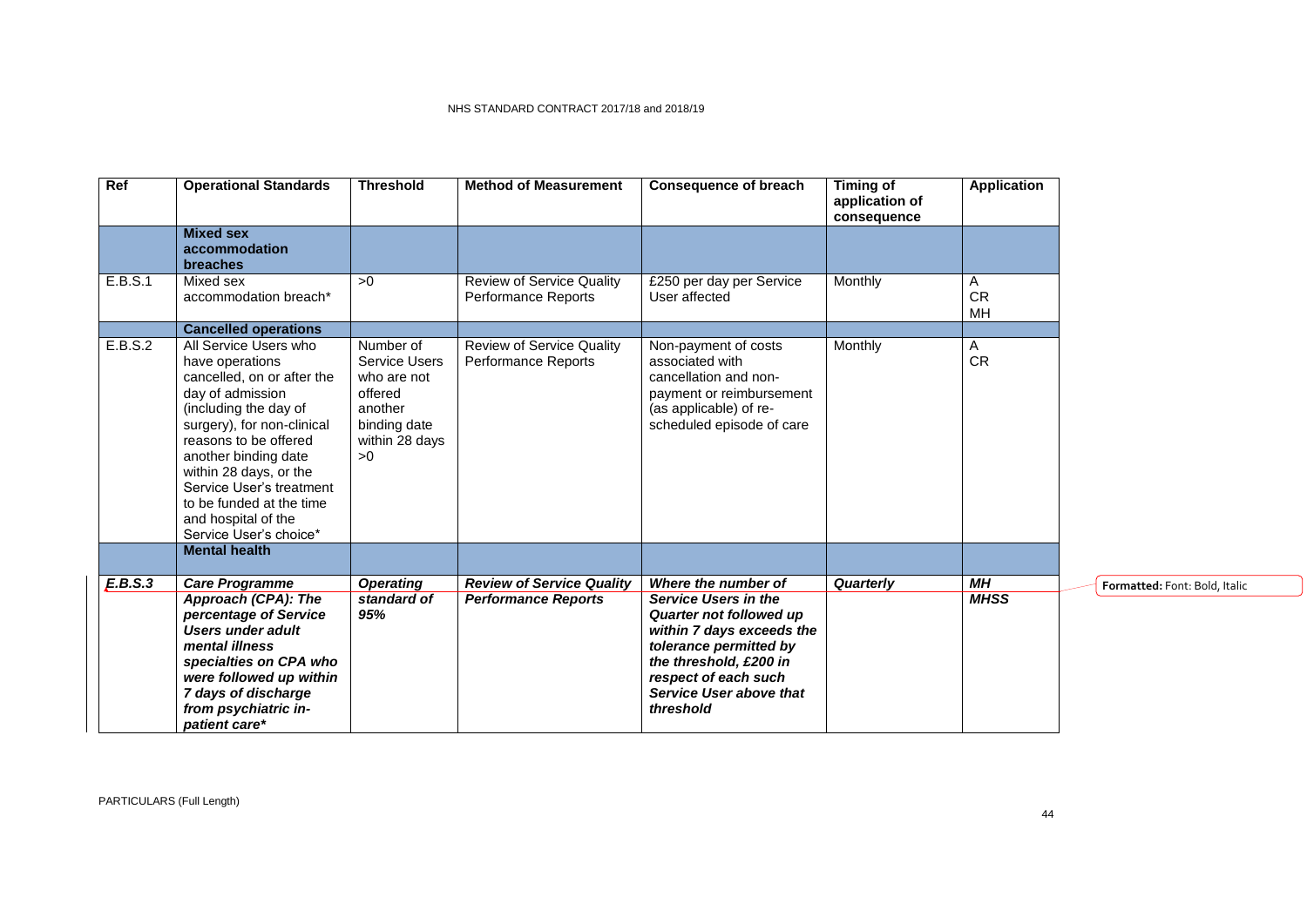| Ref | Operational Standards | Threshold | Method of Measurement | Consequence of breach | Timing of application of consequence | Application |
|---|---|---|---|---|---|---|
| | **Mixed sex accommodation breaches** | | | | | |
| E.B.S.1 | Mixed sex accommodation breach* | >0 | Review of Service Quality Performance Reports | £250 per day per Service User affected | Monthly | A CR MH |
| | **Cancelled operations** | | | | | |
| E.B.S.2 | All Service Users who have operations cancelled, on or after the day of admission (including the day of surgery), for non-clinical reasons to be offered another binding date within 28 days, or the Service User's treatment to be funded at the time and hospital of the Service User's choice* | Number of Service Users who are not offered another binding date within 28 days >0 | Review of Service Quality Performance Reports | Non-payment of costs associated with cancellation and non-payment or reimbursement (as applicable) of re-scheduled episode of care | Monthly | A CR |
| | **Mental health** | | | | | |
| ***E.B.S.3*** | ***Care Programme Approach (CPA): The percentage of Service Users under adult mental illness specialties on CPA who were followed up within 7 days of discharge from psychiatric in-patient care**** | ***Operating standard of 95%*** | ***Review of Service Quality Performance Reports*** | ***Where the number of Service Users in the Quarter not followed up within 7 days exceeds the tolerance permitted by the threshold, £200 in respect of each such Service User above that threshold*** | ***Quarterly*** | ***MH MHSS*** |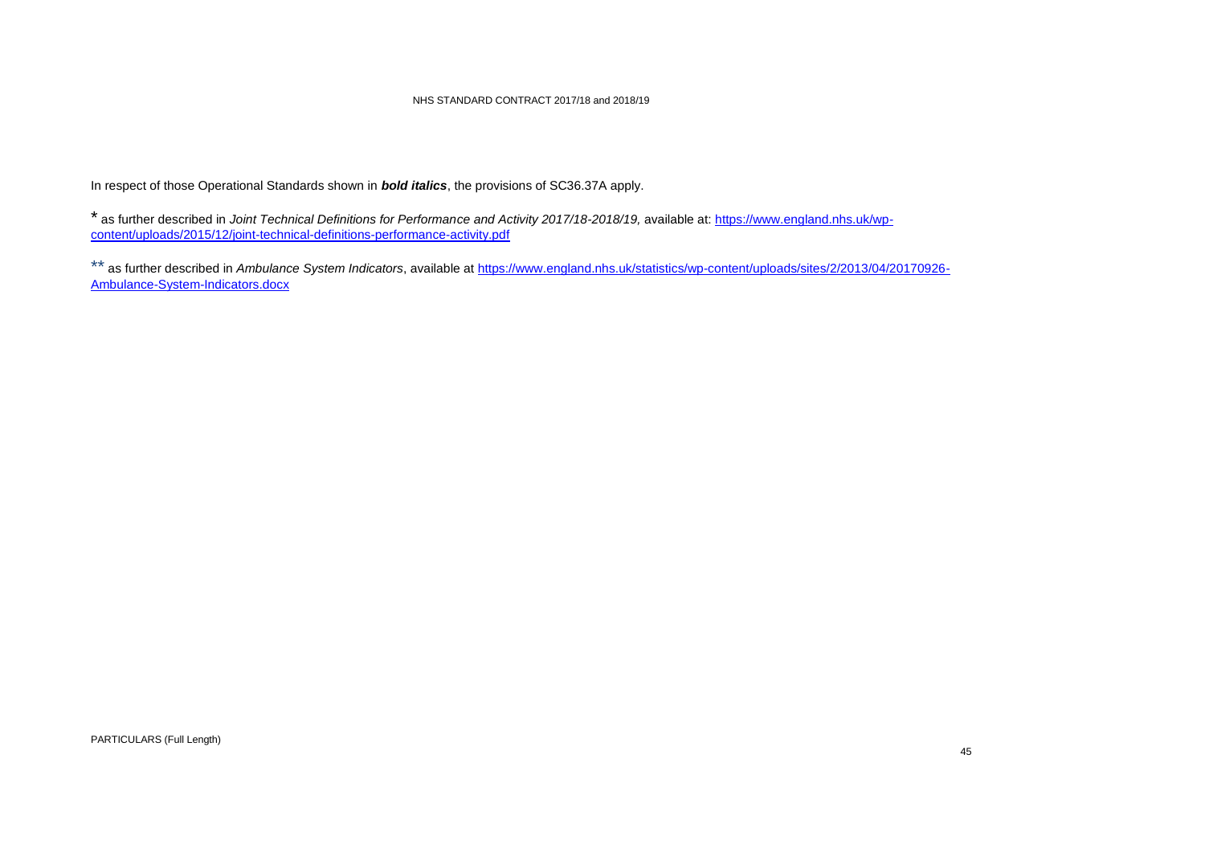In respect of those Operational Standards shown in ***bold italics***, the provisions of SC36.37A apply.

\* as further described in *Joint Technical Definitions for Performance and Activity 2017/18-2018/19,* available at: https://www.england.nhs.uk/wp-content/uploads/2015/12/joint-technical-definitions-performance-activity.pdf

\*\* as further described in *Ambulance System Indicators*, available at https://www.england.nhs.uk/statistics/wp-content/uploads/sites/2/2013/04/20170926-Ambulance-System-Indicators.docx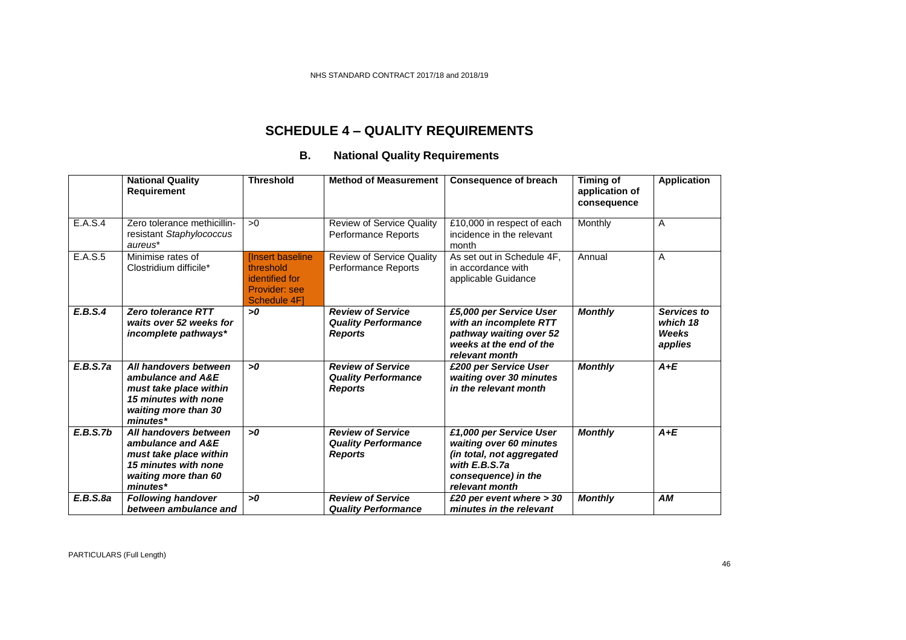# SCHEDULE 4 – QUALITY REQUIREMENTS

## B. National Quality Requirements

| | National Quality Requirement | Threshold | Method of Measurement | Consequence of breach | Timing of application of consequence | Application |
|---|---|---|---|---|---|---|
| E.A.S.4 | Zero tolerance methicillin-resistant *Staphylococcus aureus** | >0 | Review of Service Quality Performance Reports | £10,000 in respect of each incidence in the relevant month | Monthly | A |
| E.A.S.5 | Minimise rates of Clostridium difficile* | [Insert baseline threshold identified for Provider: see Schedule 4F] | Review of Service Quality Performance Reports | As set out in Schedule 4F, in accordance with applicable Guidance | Annual | A |
| ***E.B.S.4*** | ***Zero tolerance RTT waits over 52 weeks for incomplete pathways**** | ***>0*** | ***Review of Service Quality Performance Reports*** | ***£5,000 per Service User with an incomplete RTT pathway waiting over 52 weeks at the end of the relevant month*** | ***Monthly*** | ***Services to which 18 Weeks applies*** |
| ***E.B.S.7a*** | ***All handovers between ambulance and A&E must take place within 15 minutes with none waiting more than 30 minutes**** | ***>0*** | ***Review of Service Quality Performance Reports*** | ***£200 per Service User waiting over 30 minutes in the relevant month*** | ***Monthly*** | ***A+E*** |
| ***E.B.S.7b*** | ***All handovers between ambulance and A&E must take place within 15 minutes with none waiting more than 60 minutes**** | ***>0*** | ***Review of Service Quality Performance Reports*** | ***£1,000 per Service User waiting over 60 minutes (in total, not aggregated with E.B.S.7a consequence) in the relevant month*** | ***Monthly*** | ***A+E*** |
| ***E.B.S.8a*** | ***Following handover between ambulance and*** | ***>0*** | ***Review of Service Quality Performance*** | ***£20 per event where > 30 minutes in the relevant*** | ***Monthly*** | ***AM*** |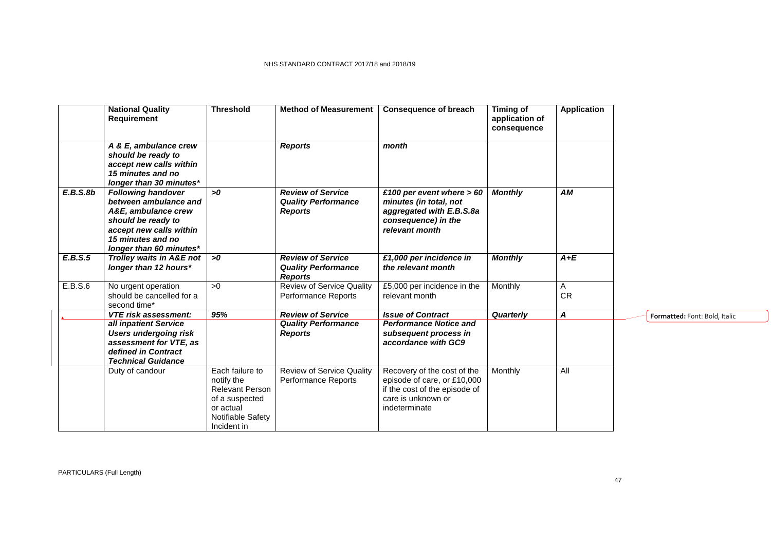| | National Quality Requirement | Threshold | Method of Measurement | Consequence of breach | Timing of application of consequence | Application |
|---|---|---|---|---|---|---|
| | ***A & E, ambulance crew should be ready to accept new calls within 15 minutes and no longer than 30 minutes**** | | ***Reports*** | ***month*** | | |
| ***E.B.S.8b*** | ***Following handover between ambulance and A&E, ambulance crew should be ready to accept new calls within 15 minutes and no longer than 60 minutes**** | ***>0*** | ***Review of Service Quality Performance Reports*** | ***£100 per event where > 60 minutes (in total, not aggregated with E.B.S.8a consequence) in the relevant month*** | ***Monthly*** | ***AM*** |
| ***E.B.S.5*** | ***Trolley waits in A&E not longer than 12 hours**** | ***>0*** | ***Review of Service Quality Performance Reports*** | ***£1,000 per incidence in the relevant month*** | ***Monthly*** | ***A+E*** |
| E.B.S.6 | No urgent operation should be cancelled for a second time* | >0 | Review of Service Quality Performance Reports | £5,000 per incidence in the relevant month | Monthly | A CR |
| | ***VTE risk assessment: all inpatient Service Users undergoing risk assessment for VTE, as defined in Contract Technical Guidance*** | ***95%*** | ***Review of Service Quality Performance Reports*** | ***Issue of Contract Performance Notice and subsequent process in accordance with GC9*** | ***Quarterly*** | ***A*** |
| | Duty of candour | Each failure to notify the Relevant Person of a suspected or actual Notifiable Safety Incident in | Review of Service Quality Performance Reports | Recovery of the cost of the episode of care, or £10,000 if the cost of the episode of care is unknown or indeterminate | Monthly | All |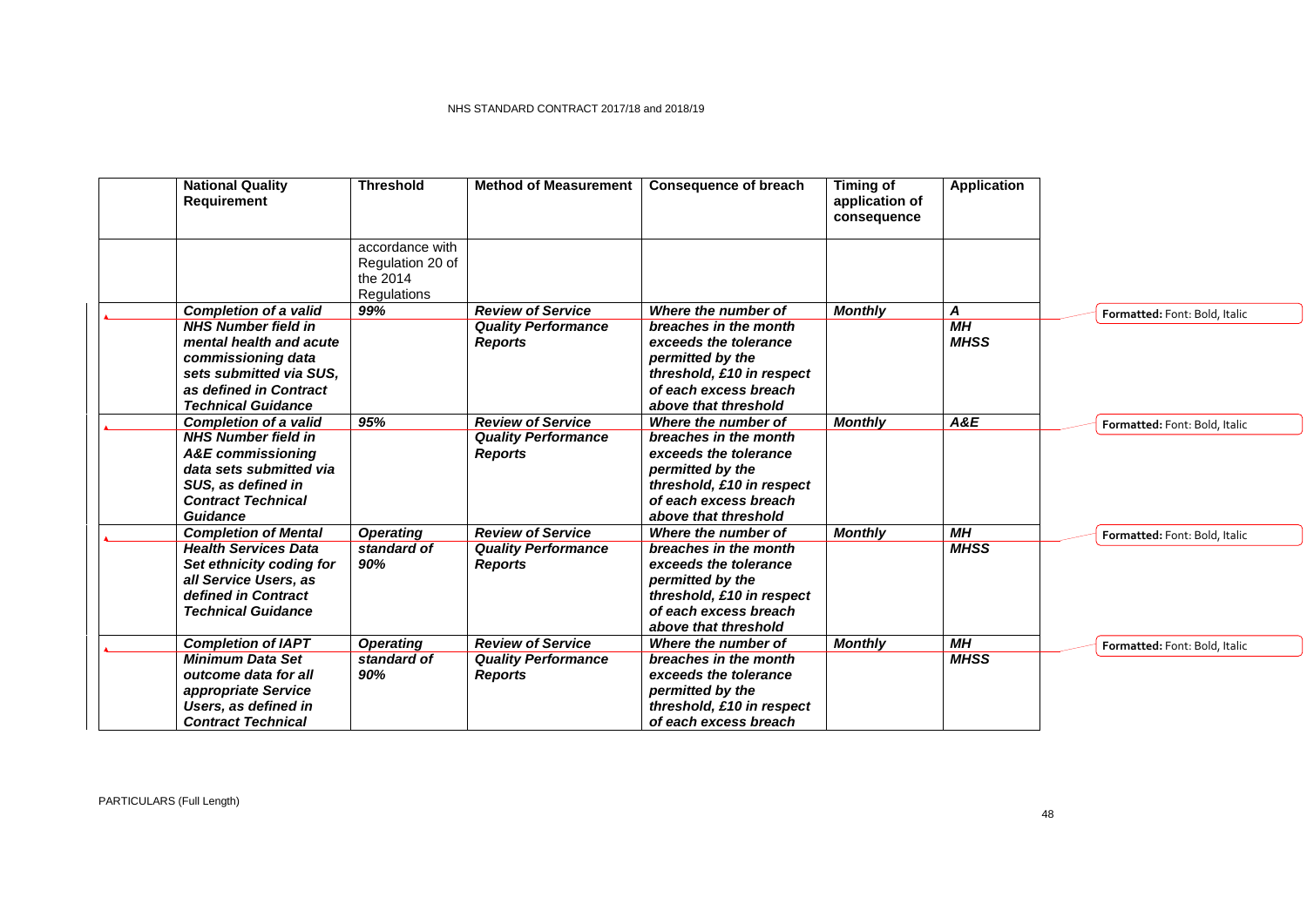| National Quality Requirement | Threshold | Method of Measurement | Consequence of breach | Timing of application of consequence | Application |
|---|---|---|---|---|---|
| | accordance with Regulation 20 of the 2014 Regulations | | | | |
| ***Completion of a valid NHS Number field in mental health and acute commissioning data sets submitted via SUS, as defined in Contract Technical Guidance*** | ***99%*** | ***Review of Service Quality Performance Reports*** | ***Where the number of breaches in the month exceeds the tolerance permitted by the threshold, £10 in respect of each excess breach above that threshold*** | ***Monthly*** | ***A MH MHSS*** |
| ***Completion of a valid NHS Number field in A&E commissioning data sets submitted via SUS, as defined in Contract Technical Guidance*** | ***95%*** | ***Review of Service Quality Performance Reports*** | ***Where the number of breaches in the month exceeds the tolerance permitted by the threshold, £10 in respect of each excess breach above that threshold*** | ***Monthly*** | ***A&E*** |
| ***Completion of Mental Health Services Data Set ethnicity coding for all Service Users, as defined in Contract Technical Guidance*** | ***Operating standard of 90%*** | ***Review of Service Quality Performance Reports*** | ***Where the number of breaches in the month exceeds the tolerance permitted by the threshold, £10 in respect of each excess breach above that threshold*** | ***Monthly*** | ***MH MHSS*** |
| ***Completion of IAPT Minimum Data Set outcome data for all appropriate Service Users, as defined in Contract Technical*** | ***Operating standard of 90%*** | ***Review of Service Quality Performance Reports*** | ***Where the number of breaches in the month exceeds the tolerance permitted by the threshold, £10 in respect of each excess breach*** | ***Monthly*** | ***MH MHSS*** |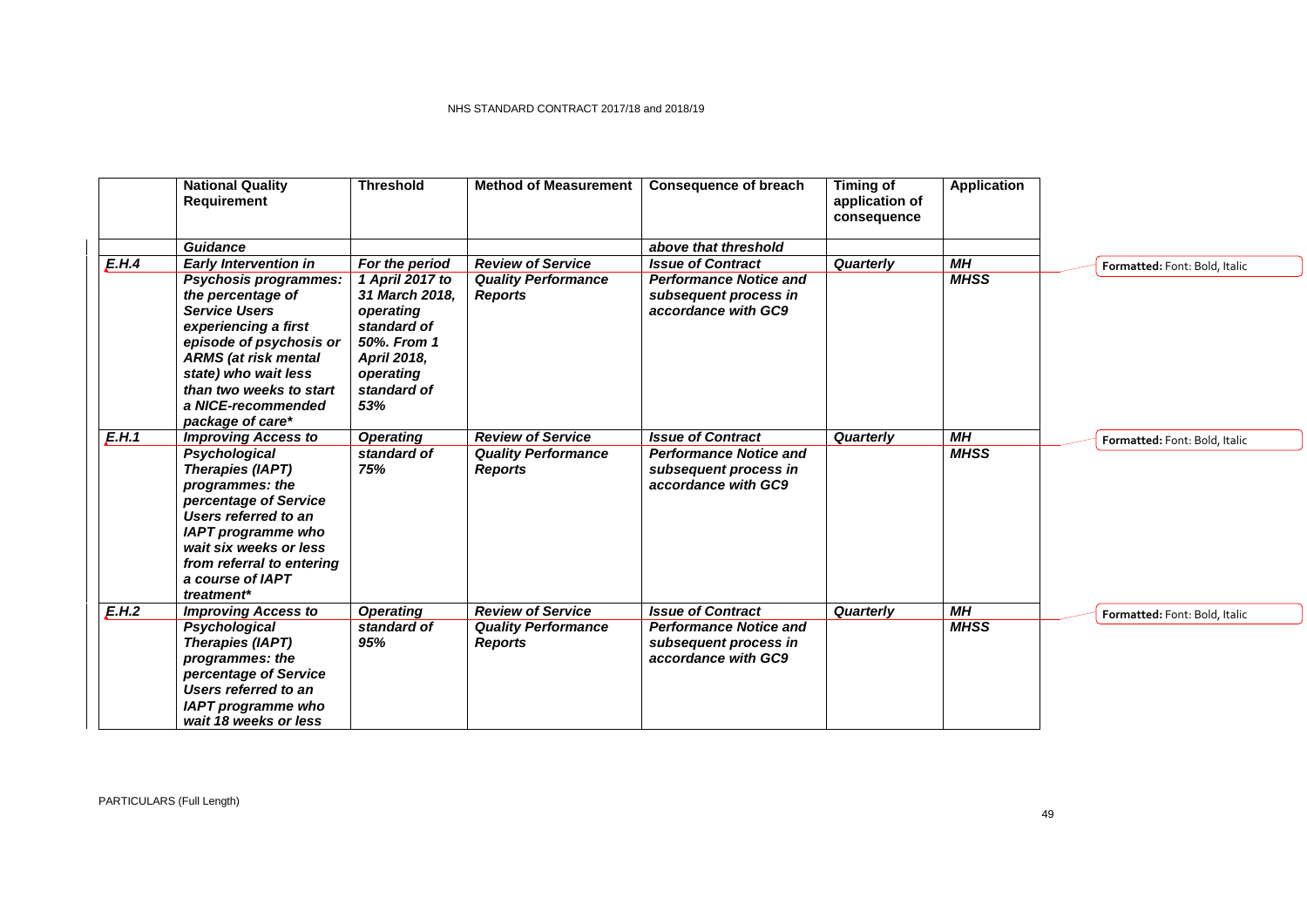| | National Quality Requirement | Threshold | Method of Measurement | Consequence of breach | Timing of application of consequence | Application |
|---|---|---|---|---|---|---|
| | ***Guidance*** | | | ***above that threshold*** | | |
| ***E.H.4*** | ***Early Intervention in Psychosis programmes: the percentage of Service Users experiencing a first episode of psychosis or ARMS (at risk mental state) who wait less than two weeks to start a NICE-recommended package of care**** | ***For the period 1 April 2017 to 31 March 2018, operating standard of 50%. From 1 April 2018, operating standard of 53%*** | ***Review of Service Quality Performance Reports*** | ***Issue of Contract Performance Notice and subsequent process in accordance with GC9*** | ***Quarterly*** | ***MH MHSS*** |
| ***E.H.1*** | ***Improving Access to Psychological Therapies (IAPT) programmes: the percentage of Service Users referred to an IAPT programme who wait six weeks or less from referral to entering a course of IAPT treatment**** | ***Operating standard of 75%*** | ***Review of Service Quality Performance Reports*** | ***Issue of Contract Performance Notice and subsequent process in accordance with GC9*** | ***Quarterly*** | ***MH MHSS*** |
| ***E.H.2*** | ***Improving Access to Psychological Therapies (IAPT) programmes: the percentage of Service Users referred to an IAPT programme who wait 18 weeks or less*** | ***Operating standard of 95%*** | ***Review of Service Quality Performance Reports*** | ***Issue of Contract Performance Notice and subsequent process in accordance with GC9*** | ***Quarterly*** | ***MH MHSS*** |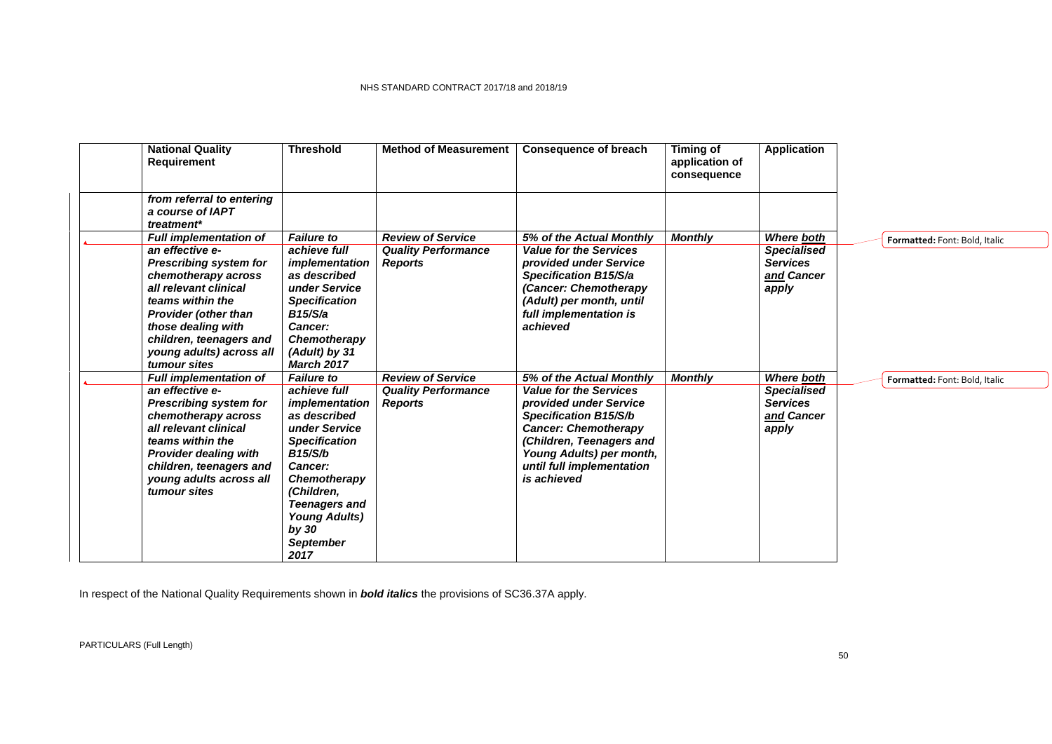| National Quality Requirement | Threshold | Method of Measurement | Consequence of breach | Timing of application of consequence | Application |
|---|---|---|---|---|---|
| ***from referral to entering a course of IAPT treatment**** | | | | | |
| ***Full implementation of an effective e-Prescribing system for chemotherapy across all relevant clinical teams within the Provider (other than those dealing with children, teenagers and young adults) across all tumour sites*** | ***Failure to achieve full implementation as described under Service Specification B15/S/a Cancer: Chemotherapy (Adult) by 31 March 2017*** | ***Review of Service Quality Performance Reports*** | ***5% of the Actual Monthly Value for the Services provided under Service Specification B15/S/a (Cancer: Chemotherapy (Adult) per month, until full implementation is achieved*** | ***Monthly*** | ***Where both Specialised Services and Cancer apply*** |
| ***Full implementation of an effective e-Prescribing system for chemotherapy across all relevant clinical teams within the Provider dealing with children, teenagers and young adults across all tumour sites*** | ***Failure to achieve full implementation as described under Service Specification B15/S/b Cancer: Chemotherapy (Children, Teenagers and Young Adults) by 30 September 2017*** | ***Review of Service Quality Performance Reports*** | ***5% of the Actual Monthly Value for the Services provided under Service Specification B15/S/b Cancer: Chemotherapy (Children, Teenagers and Young Adults) per month, until full implementation is achieved*** | ***Monthly*** | ***Where both Specialised Services and Cancer apply*** |

In respect of the National Quality Requirements shown in ***bold italics*** the provisions of SC36.37A apply.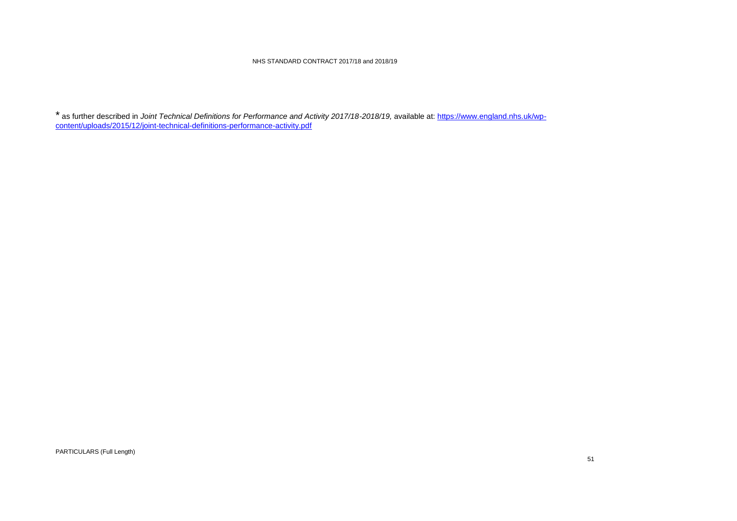* as further described in *Joint Technical Definitions for Performance and Activity 2017/18-2018/19,* available at: [https://www.england.nhs.uk/wp-content/uploads/2015/12/joint-technical-definitions-performance-activity.pdf](https://www.england.nhs.uk/wp-content/uploads/2015/12/joint-technical-definitions-performance-activity.pdf)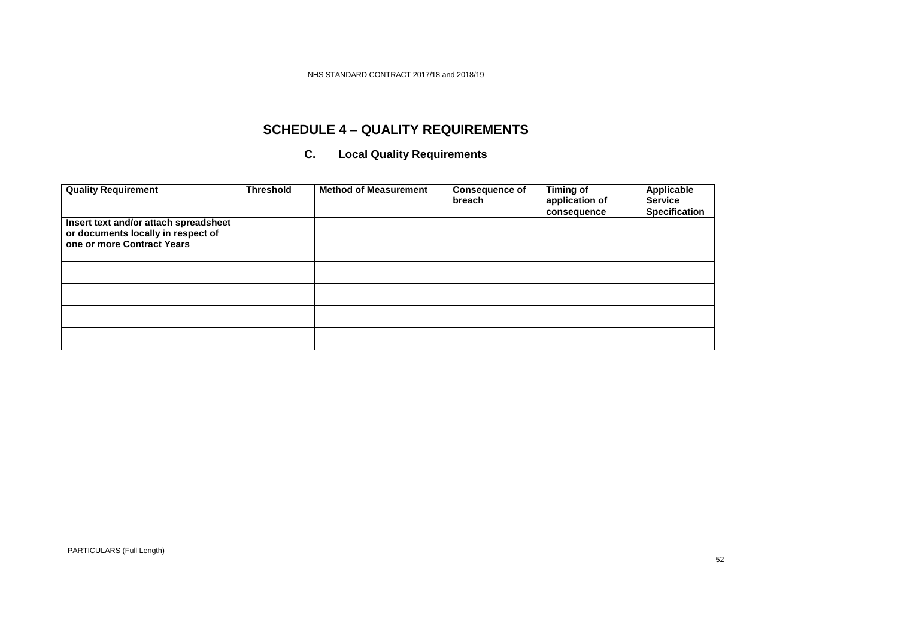# SCHEDULE 4 – QUALITY REQUIREMENTS

## C. Local Quality Requirements

| Quality Requirement | Threshold | Method of Measurement | Consequence of breach | Timing of application of consequence | Applicable Service Specification |
|---|---|---|---|---|---|
| **Insert text and/or attach spreadsheet or documents locally in respect of one or more Contract Years** | | | | | |
| | | | | | |
| | | | | | |
| | | | | | |
| | | | | | |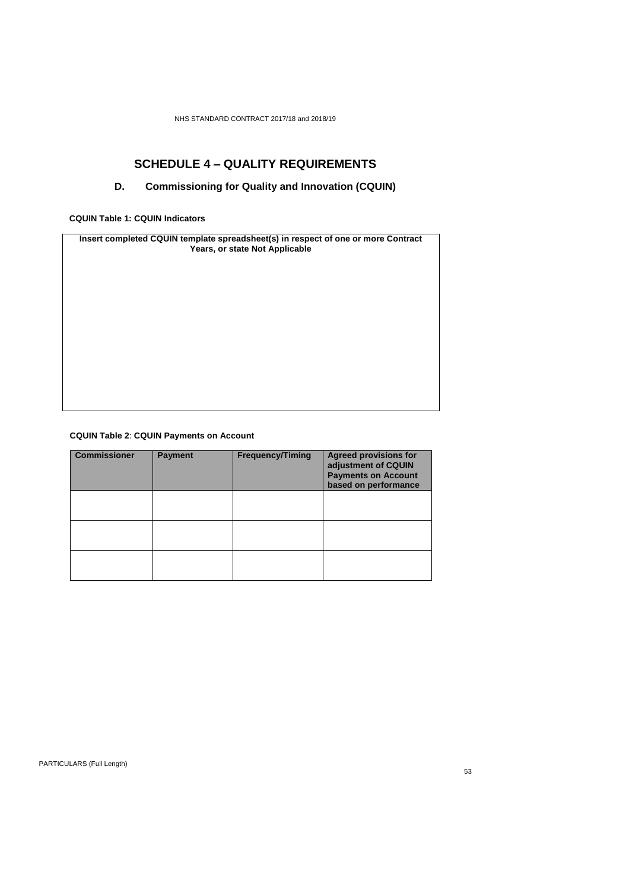# SCHEDULE 4 – QUALITY REQUIREMENTS

## D. Commissioning for Quality and Innovation (CQUIN)

**CQUIN Table 1: CQUIN Indicators**

| **Insert completed CQUIN template spreadsheet(s) in respect of one or more Contract Years, or state Not Applicable** |
|---|
| |

**CQUIN Table 2**: **CQUIN Payments on Account**

| Commissioner | Payment | Frequency/Timing | Agreed provisions for adjustment of CQUIN Payments on Account based on performance |
|---|---|---|---|
| | | | |
| | | | |
| | | | |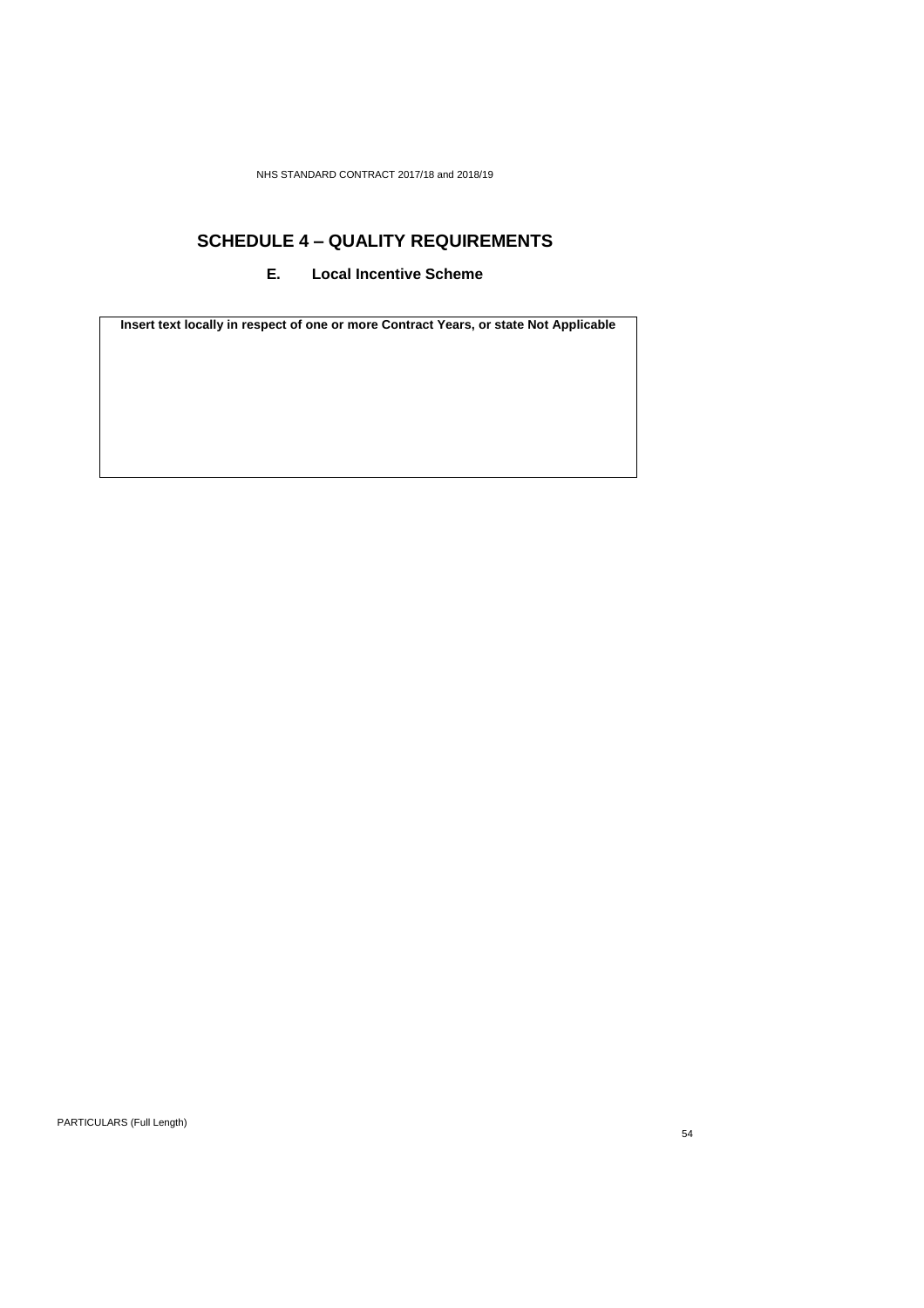# SCHEDULE 4 – QUALITY REQUIREMENTS

## E. Local Incentive Scheme

| **Insert text locally in respect of one or more Contract Years, or state Not Applicable** |
|---|
| |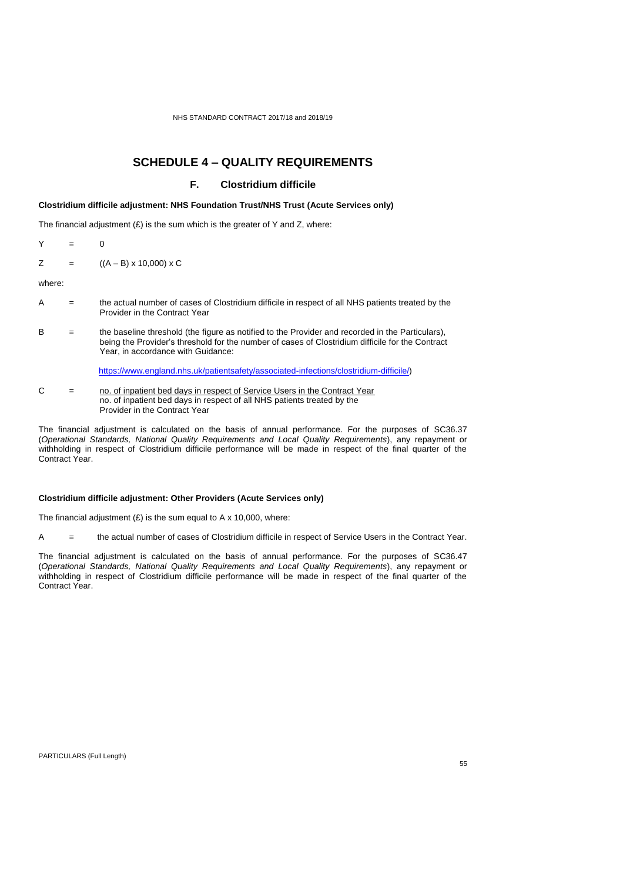# SCHEDULE 4 – QUALITY REQUIREMENTS

## F. Clostridium difficile

**Clostridium difficile adjustment: NHS Foundation Trust/NHS Trust (Acute Services only)**

The financial adjustment (£) is the sum which is the greater of Y and Z, where:

Y = 0

Z = ((A – B) x 10,000) x C

where:

A = the actual number of cases of Clostridium difficile in respect of all NHS patients treated by the Provider in the Contract Year

B = the baseline threshold (the figure as notified to the Provider and recorded in the Particulars), being the Provider's threshold for the number of cases of Clostridium difficile for the Contract Year, in accordance with Guidance:

https://www.england.nhs.uk/patientsafety/associated-infections/clostridium-difficile/)

C = $\dfrac{\text{no. of inpatient bed days in respect of Service Users in the Contract Year}}{\text{no. of inpatient bed days in respect of all NHS patients treated by the Provider in the Contract Year}}$

The financial adjustment is calculated on the basis of annual performance. For the purposes of SC36.37 (*Operational Standards, National Quality Requirements and Local Quality Requirements*), any repayment or withholding in respect of Clostridium difficile performance will be made in respect of the final quarter of the Contract Year.

**Clostridium difficile adjustment: Other Providers (Acute Services only)**

The financial adjustment (£) is the sum equal to A x 10,000, where:

A = the actual number of cases of Clostridium difficile in respect of Service Users in the Contract Year.

The financial adjustment is calculated on the basis of annual performance. For the purposes of SC36.47 (*Operational Standards, National Quality Requirements and Local Quality Requirements*), any repayment or withholding in respect of Clostridium difficile performance will be made in respect of the final quarter of the Contract Year.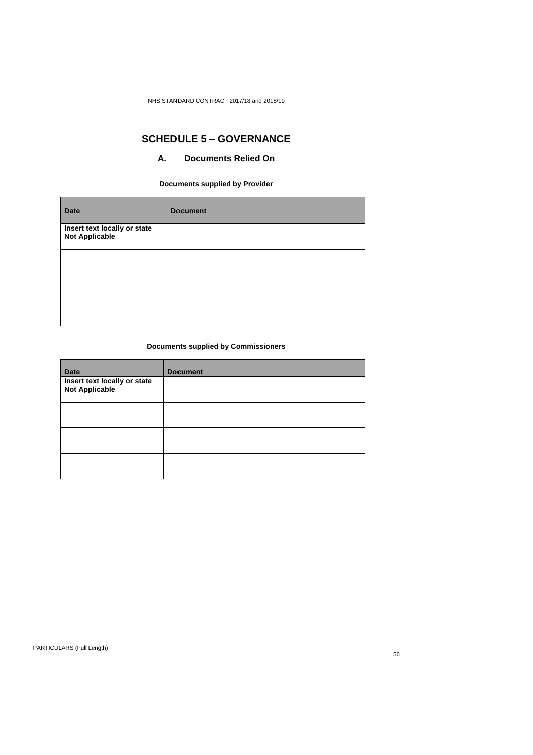# SCHEDULE 5 – GOVERNANCE

## A. Documents Relied On

**Documents supplied by Provider**

| Date | Document |
|---|---|
| **Insert text locally or state Not Applicable** | |
| | |
| | |
| | |

**Documents supplied by Commissioners**

| Date | Document |
|---|---|
| **Insert text locally or state Not Applicable** | |
| | |
| | |
| | |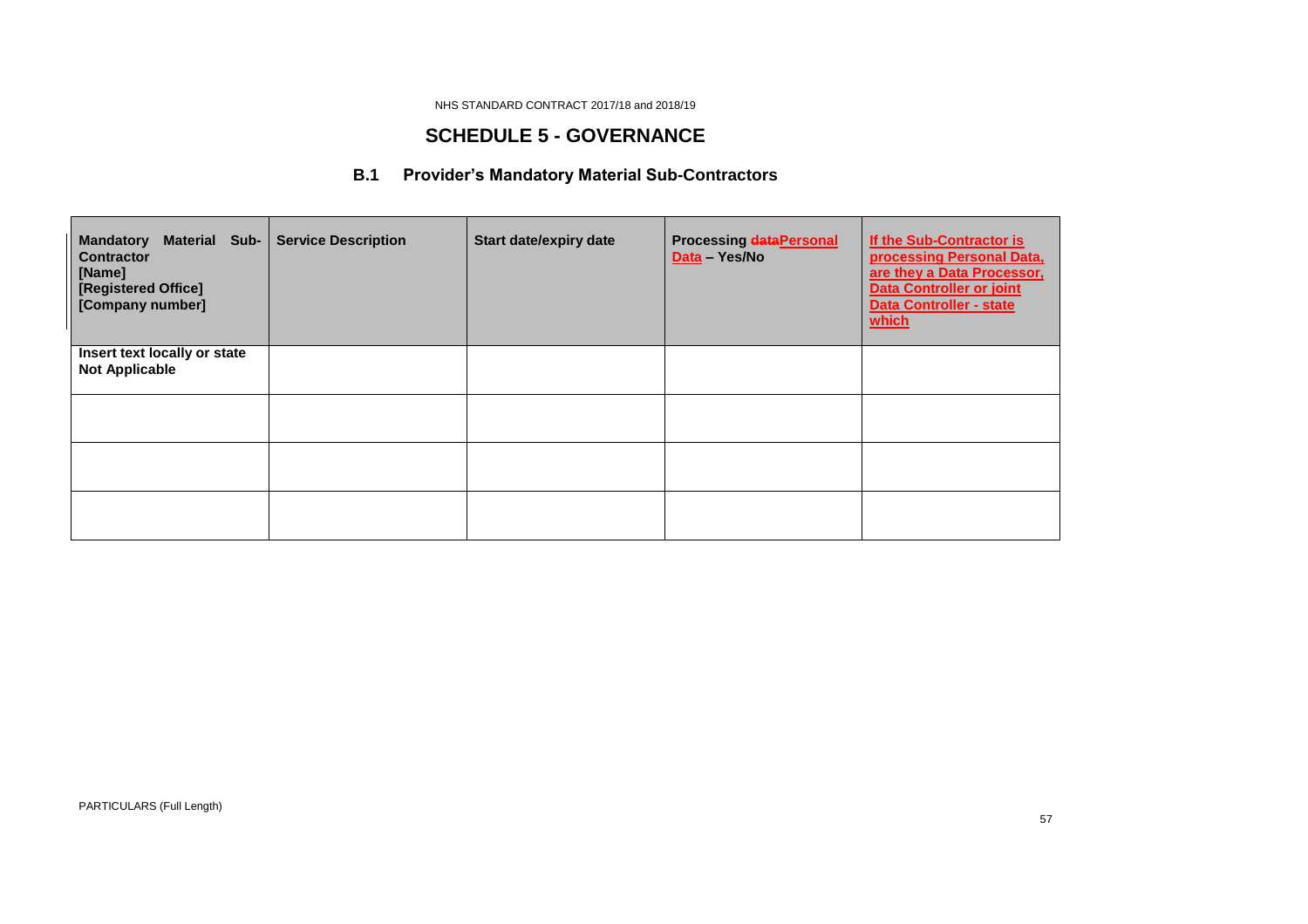## SCHEDULE 5 - GOVERNANCE

### B.1 Provider's Mandatory Material Sub-Contractors

| **Mandatory Material Sub-Contractor [Name] [Registered Office] [Company number]** | **Service Description** | **Start date/expiry date** | **Processing ~~data~~Personal Data – Yes/No** | **If the Sub-Contractor is processing Personal Data, are they a Data Processor, Data Controller or joint Data Controller - state which** |
|---|---|---|---|---|
| **Insert text locally or state Not Applicable** | | | | |
| | | | | |
| | | | | |
| | | | | |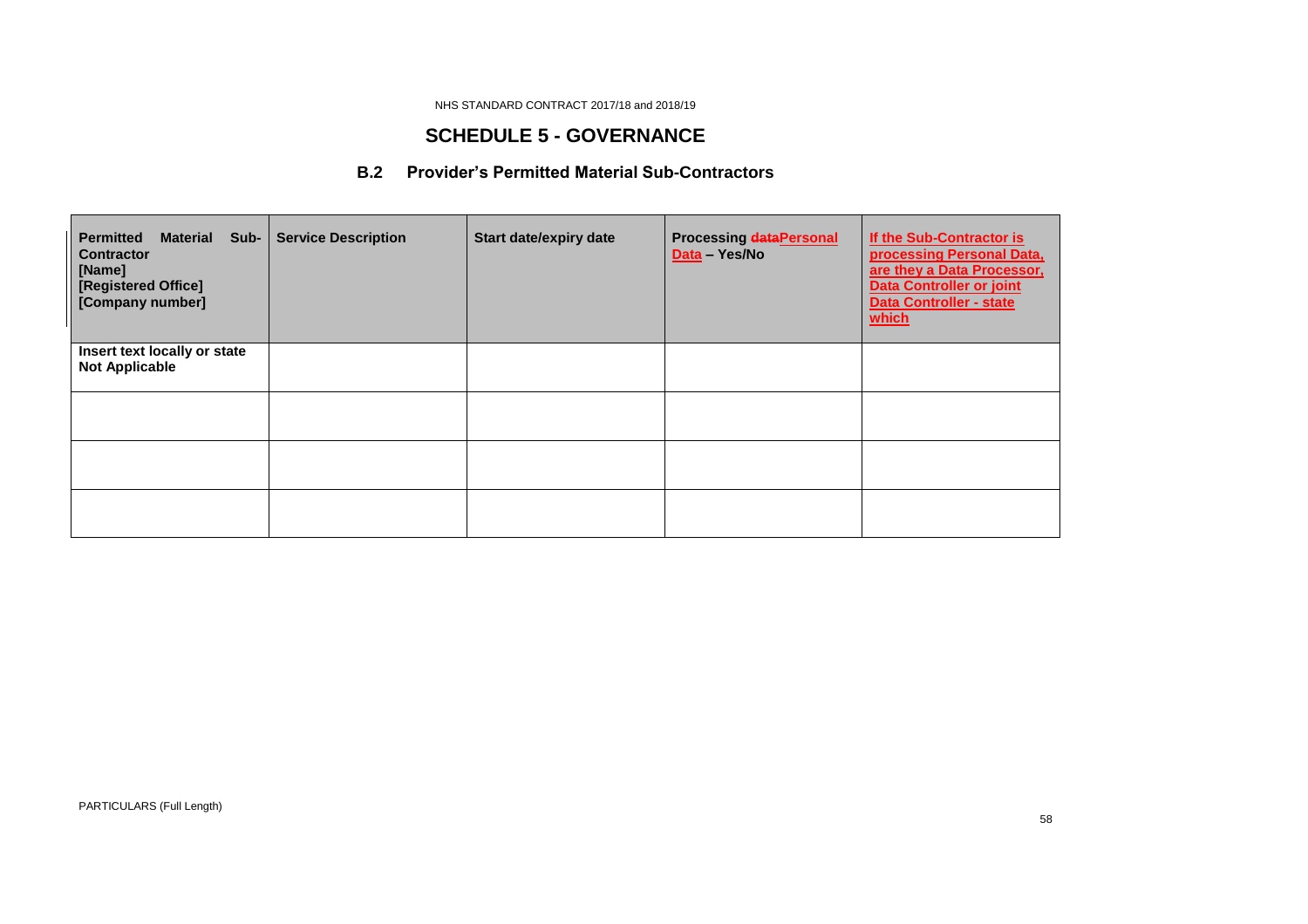## SCHEDULE 5 - GOVERNANCE

### B.2 Provider's Permitted Material Sub-Contractors

| Permitted Material Sub-Contractor [Name] [Registered Office] [Company number] | Service Description | Start date/expiry date | Processing ~~data~~Personal Data – Yes/No | If the Sub-Contractor is processing Personal Data, are they a Data Processor, Data Controller or joint Data Controller - state which |
|---|---|---|---|---|
| **Insert text locally or state Not Applicable** | | | | |
| | | | | |
| | | | | |
| | | | | |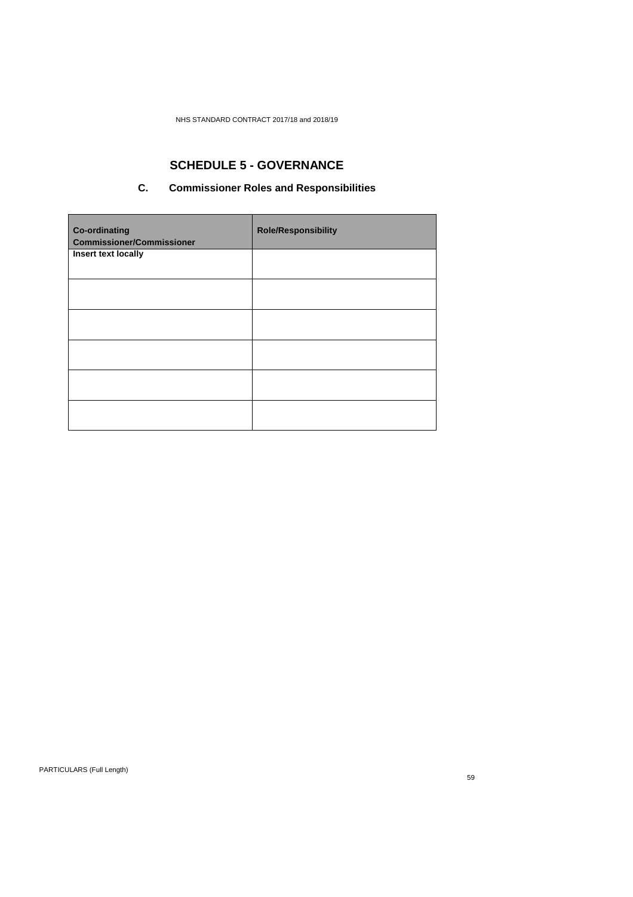# SCHEDULE 5 - GOVERNANCE

## C. Commissioner Roles and Responsibilities

| Co-ordinating Commissioner/Commissioner | Role/Responsibility |
|---|---|
| **Insert text locally** | |
| | |
| | |
| | |
| | |
| | |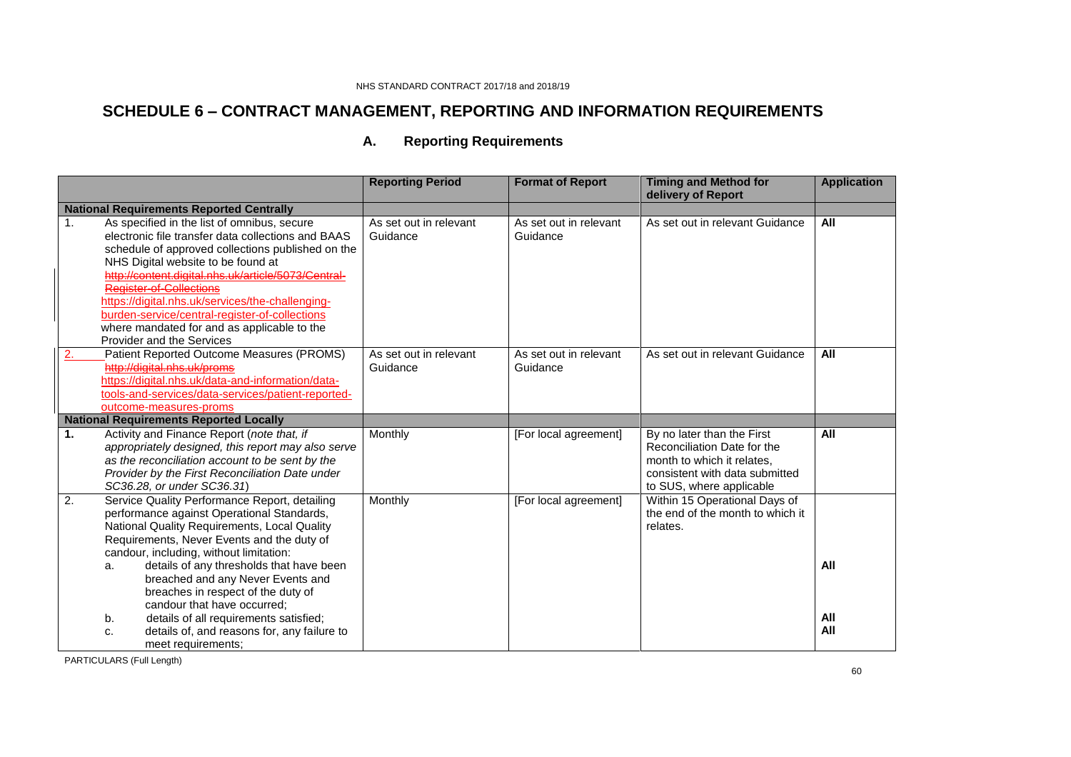# SCHEDULE 6 – CONTRACT MANAGEMENT, REPORTING AND INFORMATION REQUIREMENTS

## A. Reporting Requirements

| | Reporting Period | Format of Report | Timing and Method for delivery of Report | Application |
|---|---|---|---|---|
| **National Requirements Reported Centrally** | | | | |
| 1. As specified in the list of omnibus, secure electronic file transfer data collections and BAAS schedule of approved collections published on the NHS Digital website to be found at ~~http://content.digital.nhs.uk/article/5073/Central-Register-of-Collections~~ https://digital.nhs.uk/services/the-challenging-burden-service/central-register-of-collections where mandated for and as applicable to the Provider and the Services | As set out in relevant Guidance | As set out in relevant Guidance | As set out in relevant Guidance | **All** |
| 2. Patient Reported Outcome Measures (PROMS) ~~http://digital.nhs.uk/proms~~ https://digital.nhs.uk/data-and-information/data-tools-and-services/data-services/patient-reported-outcome-measures-proms | As set out in relevant Guidance | As set out in relevant Guidance | As set out in relevant Guidance | **All** |
| **National Requirements Reported Locally** | | | | |
| **1.** Activity and Finance Report (*note that, if appropriately designed, this report may also serve as the reconciliation account to be sent by the Provider by the First Reconciliation Date under SC36.28, or under SC36.31*) | Monthly | [For local agreement] | By no later than the First Reconciliation Date for the month to which it relates, consistent with data submitted to SUS, where applicable | **All** |
| 2. Service Quality Performance Report, detailing performance against Operational Standards, National Quality Requirements, Local Quality Requirements, Never Events and the duty of candour, including, without limitation: | Monthly | [For local agreement] | Within 15 Operational Days of the end of the month to which it relates. | |
| a. details of any thresholds that have been breached and any Never Events and breaches in respect of the duty of candour that have occurred; | | | | **All** |
| b. details of all requirements satisfied; | | | | **All** |
| c. details of, and reasons for, any failure to meet requirements; | | | | **All** |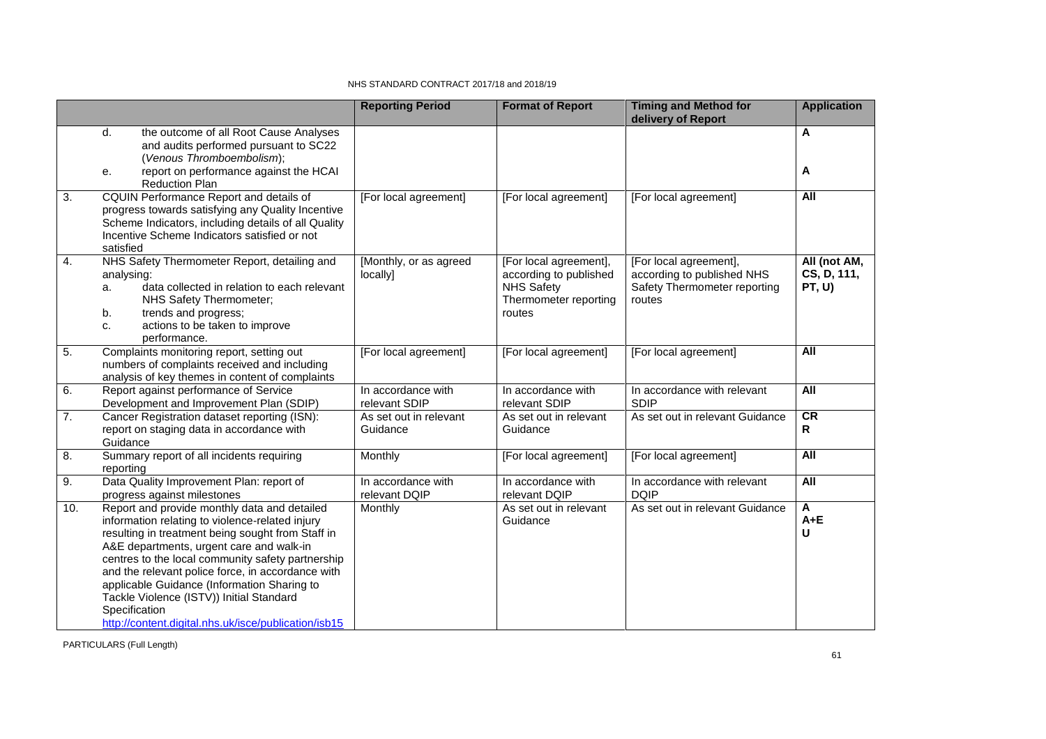| | | Reporting Period | Format of Report | Timing and Method for delivery of Report | Application |
|---|---|---|---|---|---|
| | d. the outcome of all Root Cause Analyses and audits performed pursuant to SC22 (*Venous Thromboembolism*);<br>e. report on performance against the HCAI Reduction Plan | | | | **A**<br><br>**A** |
| 3. | CQUIN Performance Report and details of progress towards satisfying any Quality Incentive Scheme Indicators, including details of all Quality Incentive Scheme Indicators satisfied or not satisfied | [For local agreement] | [For local agreement] | [For local agreement] | **All** |
| 4. | NHS Safety Thermometer Report, detailing and analysing:<br>a. data collected in relation to each relevant NHS Safety Thermometer;<br>b. trends and progress;<br>c. actions to be taken to improve performance. | [Monthly, or as agreed locally] | [For local agreement], according to published NHS Safety Thermometer reporting routes | [For local agreement], according to published NHS Safety Thermometer reporting routes | **All (not AM, CS, D, 111, PT, U)** |
| 5. | Complaints monitoring report, setting out numbers of complaints received and including analysis of key themes in content of complaints | [For local agreement] | [For local agreement] | [For local agreement] | **All** |
| 6. | Report against performance of Service Development and Improvement Plan (SDIP) | In accordance with relevant SDIP | In accordance with relevant SDIP | In accordance with relevant SDIP | **All** |
| 7. | Cancer Registration dataset reporting (ISN): report on staging data in accordance with Guidance | As set out in relevant Guidance | As set out in relevant Guidance | As set out in relevant Guidance | **CR**<br>**R** |
| 8. | Summary report of all incidents requiring reporting | Monthly | [For local agreement] | [For local agreement] | **All** |
| 9. | Data Quality Improvement Plan: report of progress against milestones | In accordance with relevant DQIP | In accordance with relevant DQIP | In accordance with relevant DQIP | **All** |
| 10. | Report and provide monthly data and detailed information relating to violence-related injury resulting in treatment being sought from Staff in A&E departments, urgent care and walk-in centres to the local community safety partnership and the relevant police force, in accordance with applicable Guidance (Information Sharing to Tackle Violence (ISTV)) Initial Standard Specification<br>http://content.digital.nhs.uk/isce/publication/isb15 | Monthly | As set out in relevant Guidance | As set out in relevant Guidance | **A**<br>**A+E**<br>**U** |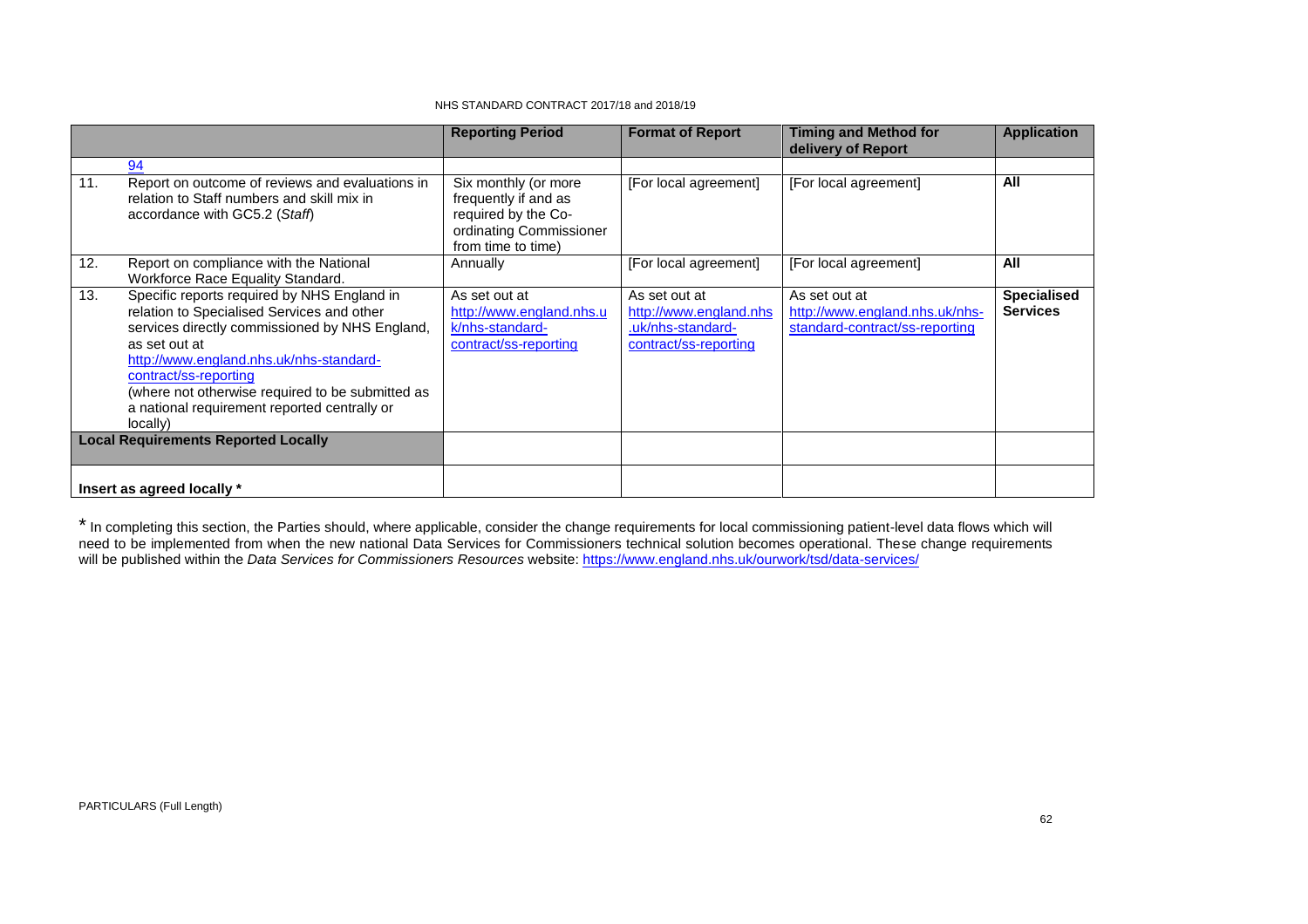| | | Reporting Period | Format of Report | Timing and Method for delivery of Report | Application |
|---|---|---|---|---|---|
| | 94 | | | | |
| 11. | Report on outcome of reviews and evaluations in relation to Staff numbers and skill mix in accordance with GC5.2 (*Staff*) | Six monthly (or more frequently if and as required by the Co-ordinating Commissioner from time to time) | [For local agreement] | [For local agreement] | **All** |
| 12. | Report on compliance with the National Workforce Race Equality Standard. | Annually | [For local agreement] | [For local agreement] | **All** |
| 13. | Specific reports required by NHS England in relation to Specialised Services and other services directly commissioned by NHS England, as set out at http://www.england.nhs.uk/nhs-standard-contract/ss-reporting (where not otherwise required to be submitted as a national requirement reported centrally or locally) | As set out at http://www.england.nhs.uk/nhs-standard-contract/ss-reporting | As set out at http://www.england.nhs.uk/nhs-standard-contract/ss-reporting | As set out at http://www.england.nhs.uk/nhs-standard-contract/ss-reporting | **Specialised Services** |
| **Local Requirements Reported Locally** | | | | | |
| **Insert as agreed locally *** | | | | | |

* In completing this section, the Parties should, where applicable, consider the change requirements for local commissioning patient-level data flows which will need to be implemented from when the new national Data Services for Commissioners technical solution becomes operational. These change requirements will be published within the *Data Services for Commissioners Resources* website: https://www.england.nhs.uk/ourwork/tsd/data-services/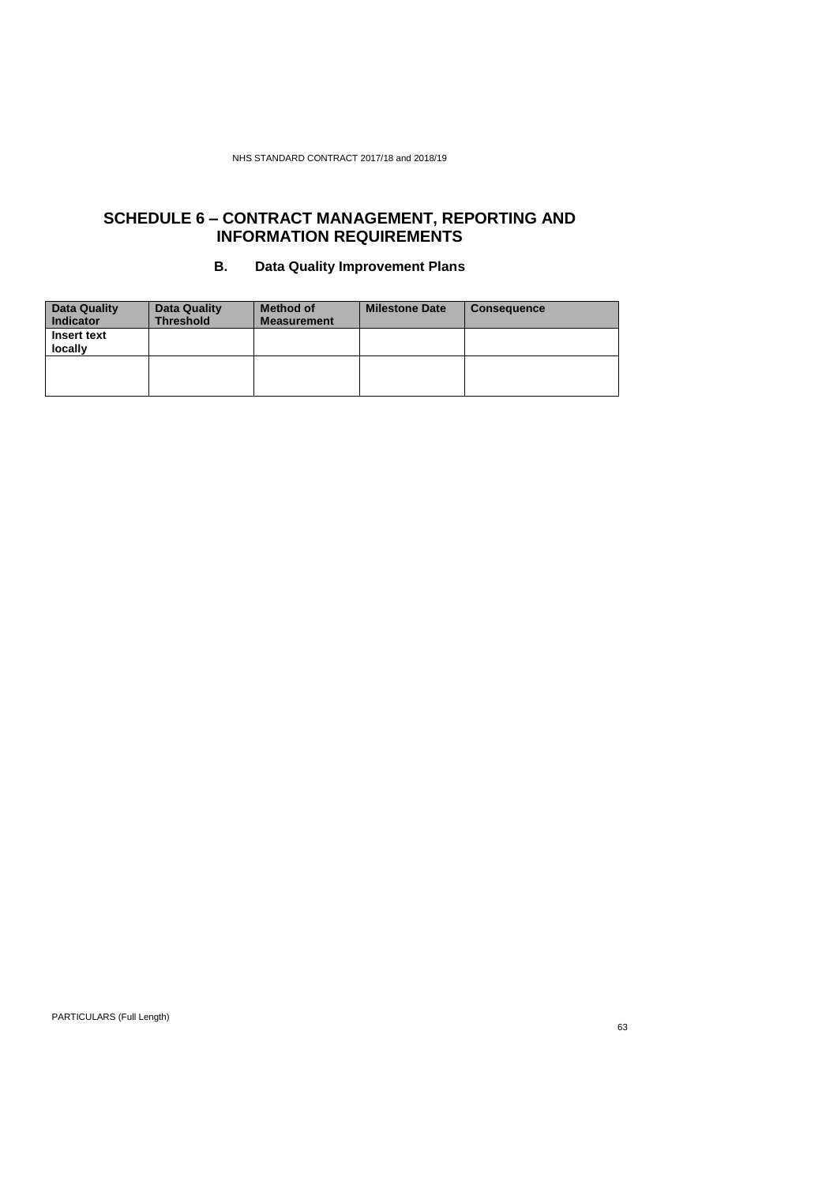# SCHEDULE 6 – CONTRACT MANAGEMENT, REPORTING AND INFORMATION REQUIREMENTS

## B. Data Quality Improvement Plans

| Data Quality Indicator | Data Quality Threshold | Method of Measurement | Milestone Date | Consequence |
|---|---|---|---|---|
| **Insert text locally** | | | | |
| | | | | |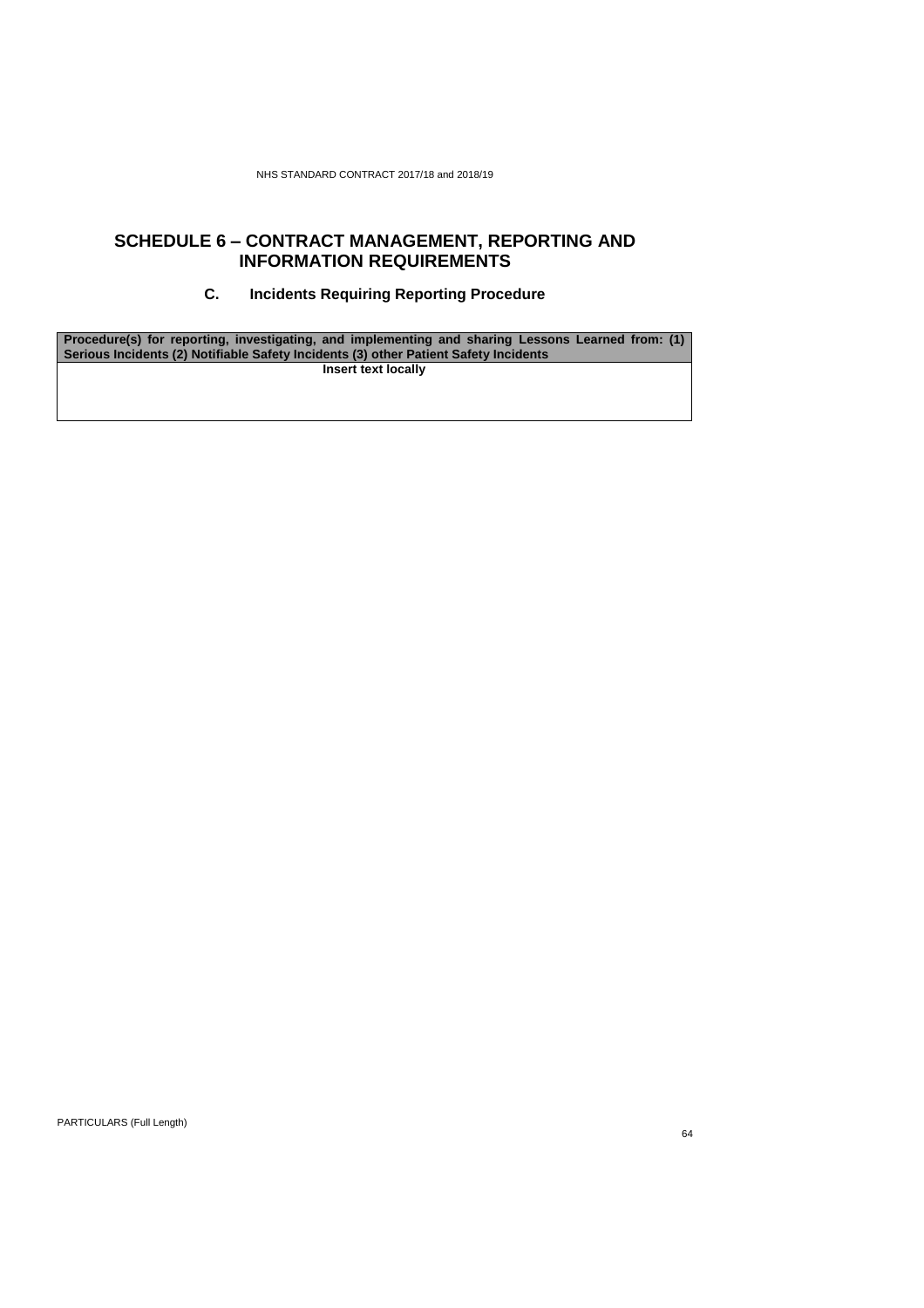# SCHEDULE 6 – CONTRACT MANAGEMENT, REPORTING AND INFORMATION REQUIREMENTS

## C. Incidents Requiring Reporting Procedure

| **Procedure(s) for reporting, investigating, and implementing and sharing Lessons Learned from: (1) Serious Incidents (2) Notifiable Safety Incidents (3) other Patient Safety Incidents** |
| --- |
| **Insert text locally** |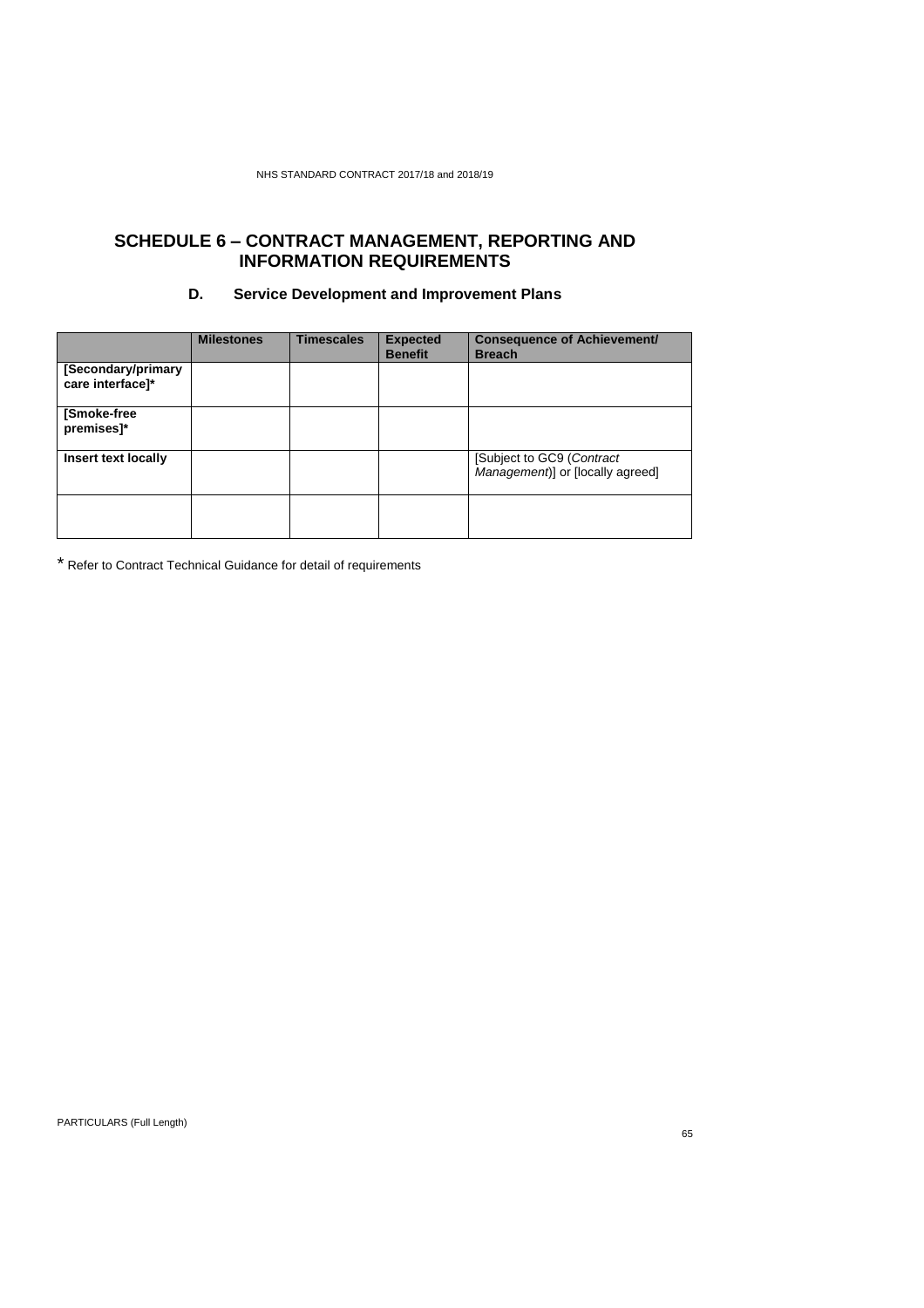## SCHEDULE 6 – CONTRACT MANAGEMENT, REPORTING AND INFORMATION REQUIREMENTS

### D. Service Development and Improvement Plans

| | Milestones | Timescales | Expected Benefit | Consequence of Achievement/ Breach |
|---|---|---|---|---|
| **[Secondary/primary care interface]*** | | | | |
| **[Smoke-free premises]*** | | | | |
| **Insert text locally** | | | | [Subject to GC9 (*Contract Management*)] or [locally agreed] |
| | | | | |

* Refer to Contract Technical Guidance for detail of requirements

PARTICULARS (Full Length)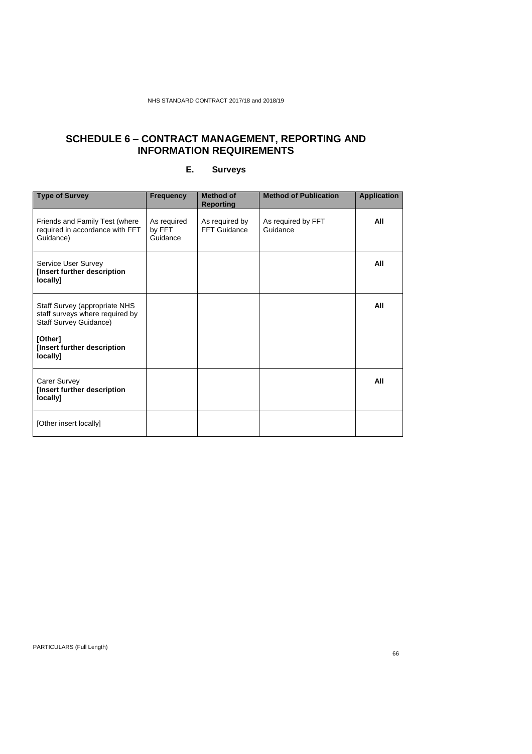# SCHEDULE 6 – CONTRACT MANAGEMENT, REPORTING AND INFORMATION REQUIREMENTS

## E. Surveys

| Type of Survey | Frequency | Method of Reporting | Method of Publication | Application |
|---|---|---|---|---|
| Friends and Family Test (where required in accordance with FFT Guidance) | As required by FFT Guidance | As required by FFT Guidance | As required by FFT Guidance | **All** |
| Service User Survey **[Insert further description locally]** | | | | **All** |
| Staff Survey (appropriate NHS staff surveys where required by Staff Survey Guidance)<br><br>**[Other]**<br>**[Insert further description locally]** | | | | **All** |
| Carer Survey **[Insert further description locally]** | | | | **All** |
| [Other insert locally] | | | | |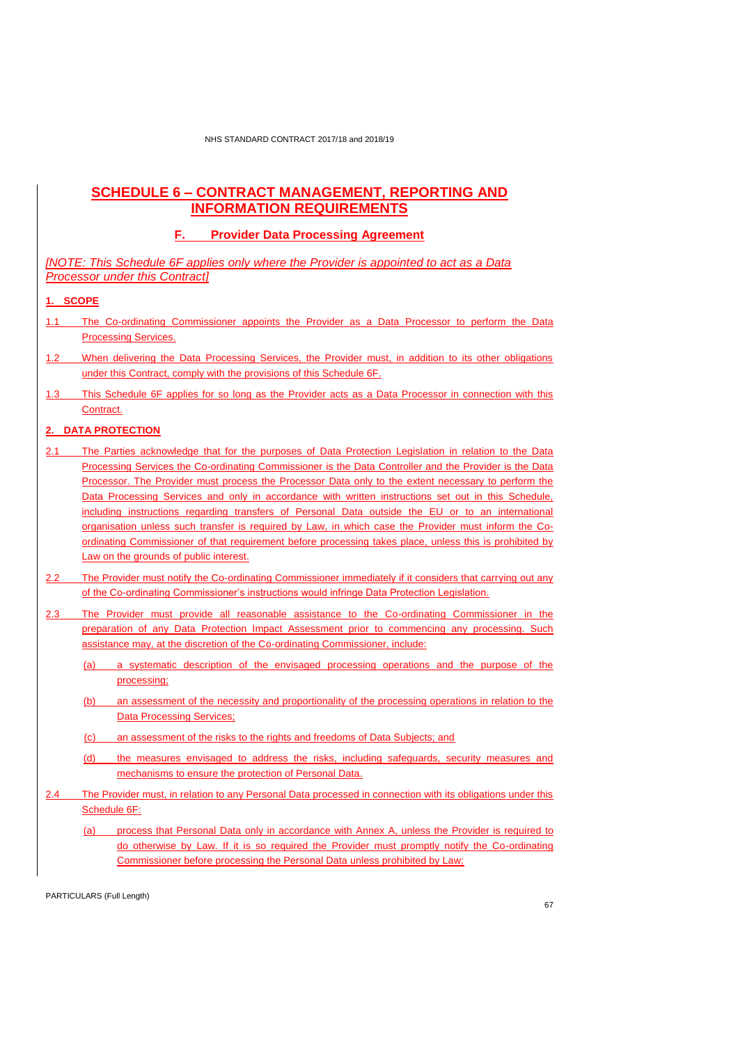# SCHEDULE 6 – CONTRACT MANAGEMENT, REPORTING AND INFORMATION REQUIREMENTS

## F. Provider Data Processing Agreement

*[NOTE: This Schedule 6F applies only where the Provider is appointed to act as a Data Processor under this Contract]*

### 1. SCOPE

1.1 The Co-ordinating Commissioner appoints the Provider as a Data Processor to perform the Data Processing Services.

1.2 When delivering the Data Processing Services, the Provider must, in addition to its other obligations under this Contract, comply with the provisions of this Schedule 6F.

1.3 This Schedule 6F applies for so long as the Provider acts as a Data Processor in connection with this Contract.

### 2. DATA PROTECTION

2.1 The Parties acknowledge that for the purposes of Data Protection Legislation in relation to the Data Processing Services the Co-ordinating Commissioner is the Data Controller and the Provider is the Data Processor. The Provider must process the Processor Data only to the extent necessary to perform the Data Processing Services and only in accordance with written instructions set out in this Schedule, including instructions regarding transfers of Personal Data outside the EU or to an international organisation unless such transfer is required by Law, in which case the Provider must inform the Co-ordinating Commissioner of that requirement before processing takes place, unless this is prohibited by Law on the grounds of public interest.

2.2 The Provider must notify the Co-ordinating Commissioner immediately if it considers that carrying out any of the Co-ordinating Commissioner's instructions would infringe Data Protection Legislation.

2.3 The Provider must provide all reasonable assistance to the Co-ordinating Commissioner in the preparation of any Data Protection Impact Assessment prior to commencing any processing. Such assistance may, at the discretion of the Co-ordinating Commissioner, include:

(a) a systematic description of the envisaged processing operations and the purpose of the processing;

(b) an assessment of the necessity and proportionality of the processing operations in relation to the Data Processing Services;

(c) an assessment of the risks to the rights and freedoms of Data Subjects; and

(d) the measures envisaged to address the risks, including safeguards, security measures and mechanisms to ensure the protection of Personal Data.

2.4 The Provider must, in relation to any Personal Data processed in connection with its obligations under this Schedule 6F:

(a) process that Personal Data only in accordance with Annex A, unless the Provider is required to do otherwise by Law. If it is so required the Provider must promptly notify the Co-ordinating Commissioner before processing the Personal Data unless prohibited by Law;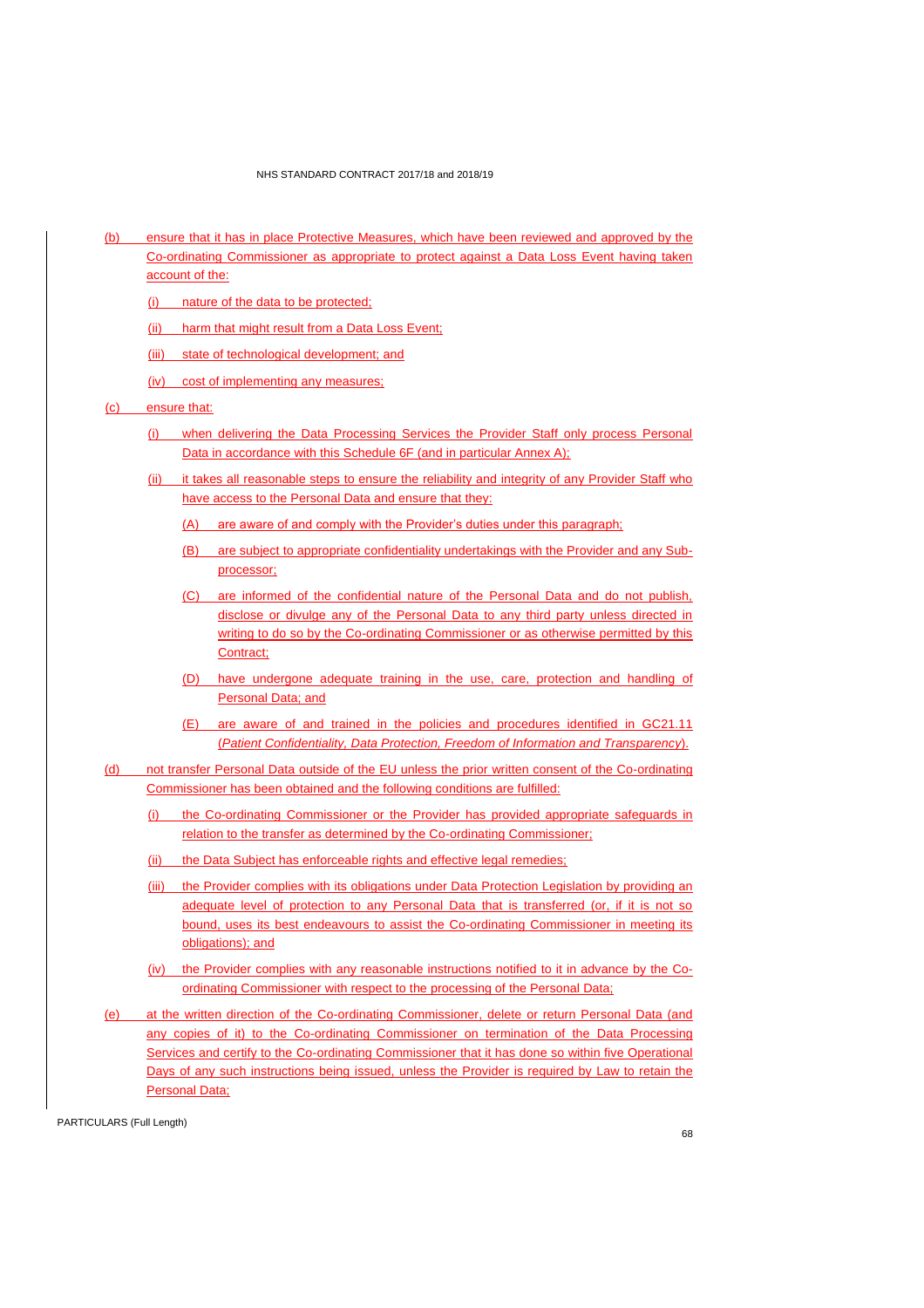(b) ensure that it has in place Protective Measures, which have been reviewed and approved by the Co-ordinating Commissioner as appropriate to protect against a Data Loss Event having taken account of the:

  (i) nature of the data to be protected;

  (ii) harm that might result from a Data Loss Event;

  (iii) state of technological development; and

  (iv) cost of implementing any measures;

(c) ensure that:

  (i) when delivering the Data Processing Services the Provider Staff only process Personal Data in accordance with this Schedule 6F (and in particular Annex A);

  (ii) it takes all reasonable steps to ensure the reliability and integrity of any Provider Staff who have access to the Personal Data and ensure that they:

    (A) are aware of and comply with the Provider's duties under this paragraph;

    (B) are subject to appropriate confidentiality undertakings with the Provider and any Sub-processor;

    (C) are informed of the confidential nature of the Personal Data and do not publish, disclose or divulge any of the Personal Data to any third party unless directed in writing to do so by the Co-ordinating Commissioner or as otherwise permitted by this Contract;

    (D) have undergone adequate training in the use, care, protection and handling of Personal Data; and

    (E) are aware of and trained in the policies and procedures identified in GC21.11 (*Patient Confidentiality, Data Protection, Freedom of Information and Transparency*).

(d) not transfer Personal Data outside of the EU unless the prior written consent of the Co-ordinating Commissioner has been obtained and the following conditions are fulfilled:

  (i) the Co-ordinating Commissioner or the Provider has provided appropriate safeguards in relation to the transfer as determined by the Co-ordinating Commissioner;

  (ii) the Data Subject has enforceable rights and effective legal remedies;

  (iii) the Provider complies with its obligations under Data Protection Legislation by providing an adequate level of protection to any Personal Data that is transferred (or, if it is not so bound, uses its best endeavours to assist the Co-ordinating Commissioner in meeting its obligations); and

  (iv) the Provider complies with any reasonable instructions notified to it in advance by the Co-ordinating Commissioner with respect to the processing of the Personal Data;

(e) at the written direction of the Co-ordinating Commissioner, delete or return Personal Data (and any copies of it) to the Co-ordinating Commissioner on termination of the Data Processing Services and certify to the Co-ordinating Commissioner that it has done so within five Operational Days of any such instructions being issued, unless the Provider is required by Law to retain the Personal Data;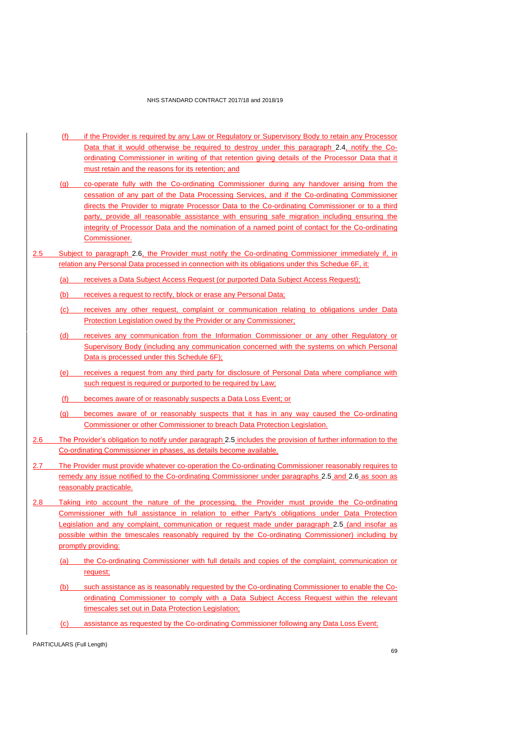(f) if the Provider is required by any Law or Regulatory or Supervisory Body to retain any Processor Data that it would otherwise be required to destroy under this paragraph 2.4, notify the Co-ordinating Commissioner in writing of that retention giving details of the Processor Data that it must retain and the reasons for its retention; and

(g) co-operate fully with the Co-ordinating Commissioner during any handover arising from the cessation of any part of the Data Processing Services, and if the Co-ordinating Commissioner directs the Provider to migrate Processor Data to the Co-ordinating Commissioner or to a third party, provide all reasonable assistance with ensuring safe migration including ensuring the integrity of Processor Data and the nomination of a named point of contact for the Co-ordinating Commissioner.

2.5 Subject to paragraph 2.6, the Provider must notify the Co-ordinating Commissioner immediately if, in relation any Personal Data processed in connection with its obligations under this Schedule 6F, it:

(a) receives a Data Subject Access Request (or purported Data Subject Access Request);

(b) receives a request to rectify, block or erase any Personal Data;

(c) receives any other request, complaint or communication relating to obligations under Data Protection Legislation owed by the Provider or any Commissioner;

(d) receives any communication from the Information Commissioner or any other Regulatory or Supervisory Body (including any communication concerned with the systems on which Personal Data is processed under this Schedule 6F);

(e) receives a request from any third party for disclosure of Personal Data where compliance with such request is required or purported to be required by Law;

(f) becomes aware of or reasonably suspects a Data Loss Event; or

(g) becomes aware of or reasonably suspects that it has in any way caused the Co-ordinating Commissioner or other Commissioner to breach Data Protection Legislation.

2.6 The Provider's obligation to notify under paragraph 2.5 includes the provision of further information to the Co-ordinating Commissioner in phases, as details become available.

2.7 The Provider must provide whatever co-operation the Co-ordinating Commissioner reasonably requires to remedy any issue notified to the Co-ordinating Commissioner under paragraphs 2.5 and 2.6 as soon as reasonably practicable.

2.8 Taking into account the nature of the processing, the Provider must provide the Co-ordinating Commissioner with full assistance in relation to either Party's obligations under Data Protection Legislation and any complaint, communication or request made under paragraph 2.5 (and insofar as possible within the timescales reasonably required by the Co-ordinating Commissioner) including by promptly providing:

(a) the Co-ordinating Commissioner with full details and copies of the complaint, communication or request;

(b) such assistance as is reasonably requested by the Co-ordinating Commissioner to enable the Co-ordinating Commissioner to comply with a Data Subject Access Request within the relevant timescales set out in Data Protection Legislation;

(c) assistance as requested by the Co-ordinating Commissioner following any Data Loss Event;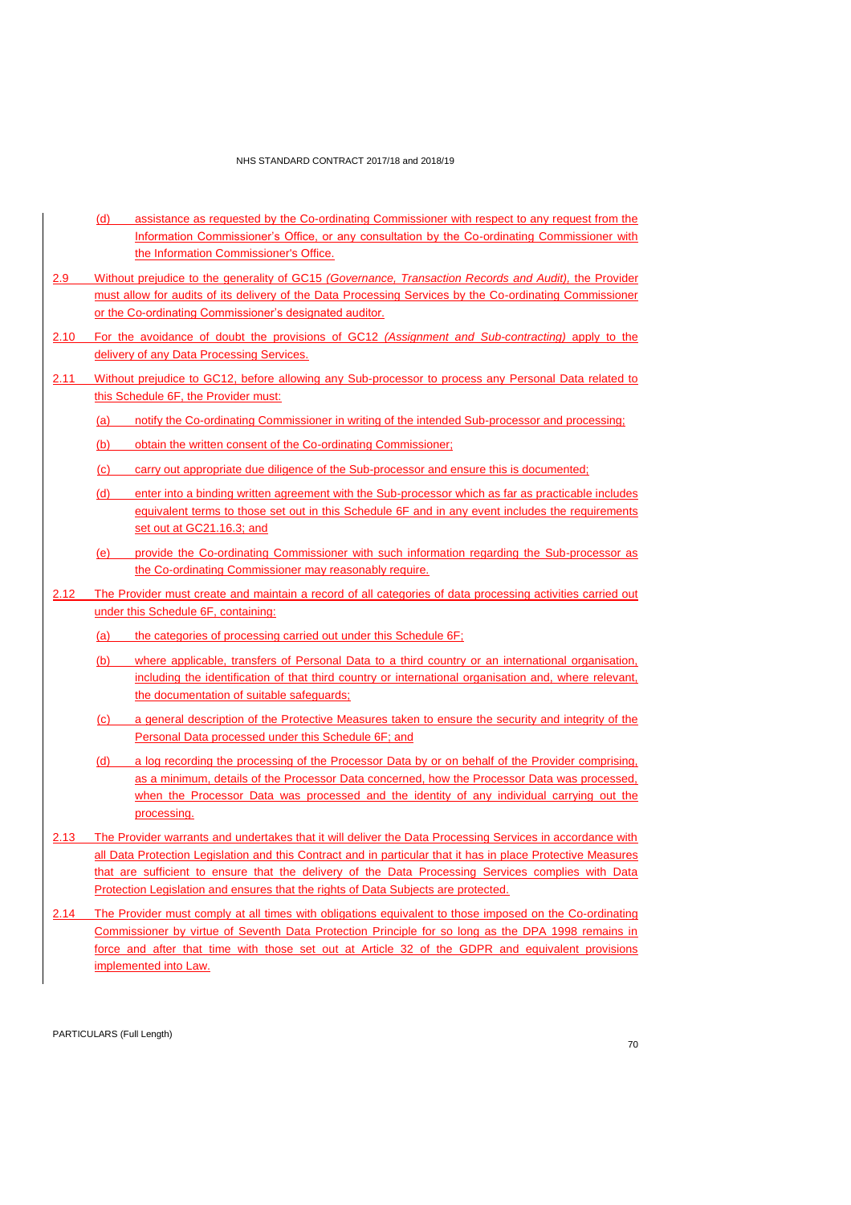(d) assistance as requested by the Co-ordinating Commissioner with respect to any request from the Information Commissioner's Office, or any consultation by the Co-ordinating Commissioner with the Information Commissioner's Office.

2.9 Without prejudice to the generality of GC15 *(Governance, Transaction Records and Audit)*, the Provider must allow for audits of its delivery of the Data Processing Services by the Co-ordinating Commissioner or the Co-ordinating Commissioner's designated auditor.

2.10 For the avoidance of doubt the provisions of GC12 *(Assignment and Sub-contracting)* apply to the delivery of any Data Processing Services.

2.11 Without prejudice to GC12, before allowing any Sub-processor to process any Personal Data related to this Schedule 6F, the Provider must:

(a) notify the Co-ordinating Commissioner in writing of the intended Sub-processor and processing;

(b) obtain the written consent of the Co-ordinating Commissioner;

(c) carry out appropriate due diligence of the Sub-processor and ensure this is documented;

(d) enter into a binding written agreement with the Sub-processor which as far as practicable includes equivalent terms to those set out in this Schedule 6F and in any event includes the requirements set out at GC21.16.3; and

(e) provide the Co-ordinating Commissioner with such information regarding the Sub-processor as the Co-ordinating Commissioner may reasonably require.

2.12 The Provider must create and maintain a record of all categories of data processing activities carried out under this Schedule 6F, containing:

(a) the categories of processing carried out under this Schedule 6F;

(b) where applicable, transfers of Personal Data to a third country or an international organisation, including the identification of that third country or international organisation and, where relevant, the documentation of suitable safeguards;

(c) a general description of the Protective Measures taken to ensure the security and integrity of the Personal Data processed under this Schedule 6F; and

(d) a log recording the processing of the Processor Data by or on behalf of the Provider comprising, as a minimum, details of the Processor Data concerned, how the Processor Data was processed, when the Processor Data was processed and the identity of any individual carrying out the processing.

2.13 The Provider warrants and undertakes that it will deliver the Data Processing Services in accordance with all Data Protection Legislation and this Contract and in particular that it has in place Protective Measures that are sufficient to ensure that the delivery of the Data Processing Services complies with Data Protection Legislation and ensures that the rights of Data Subjects are protected.

2.14 The Provider must comply at all times with obligations equivalent to those imposed on the Co-ordinating Commissioner by virtue of Seventh Data Protection Principle for so long as the DPA 1998 remains in force and after that time with those set out at Article 32 of the GDPR and equivalent provisions implemented into Law.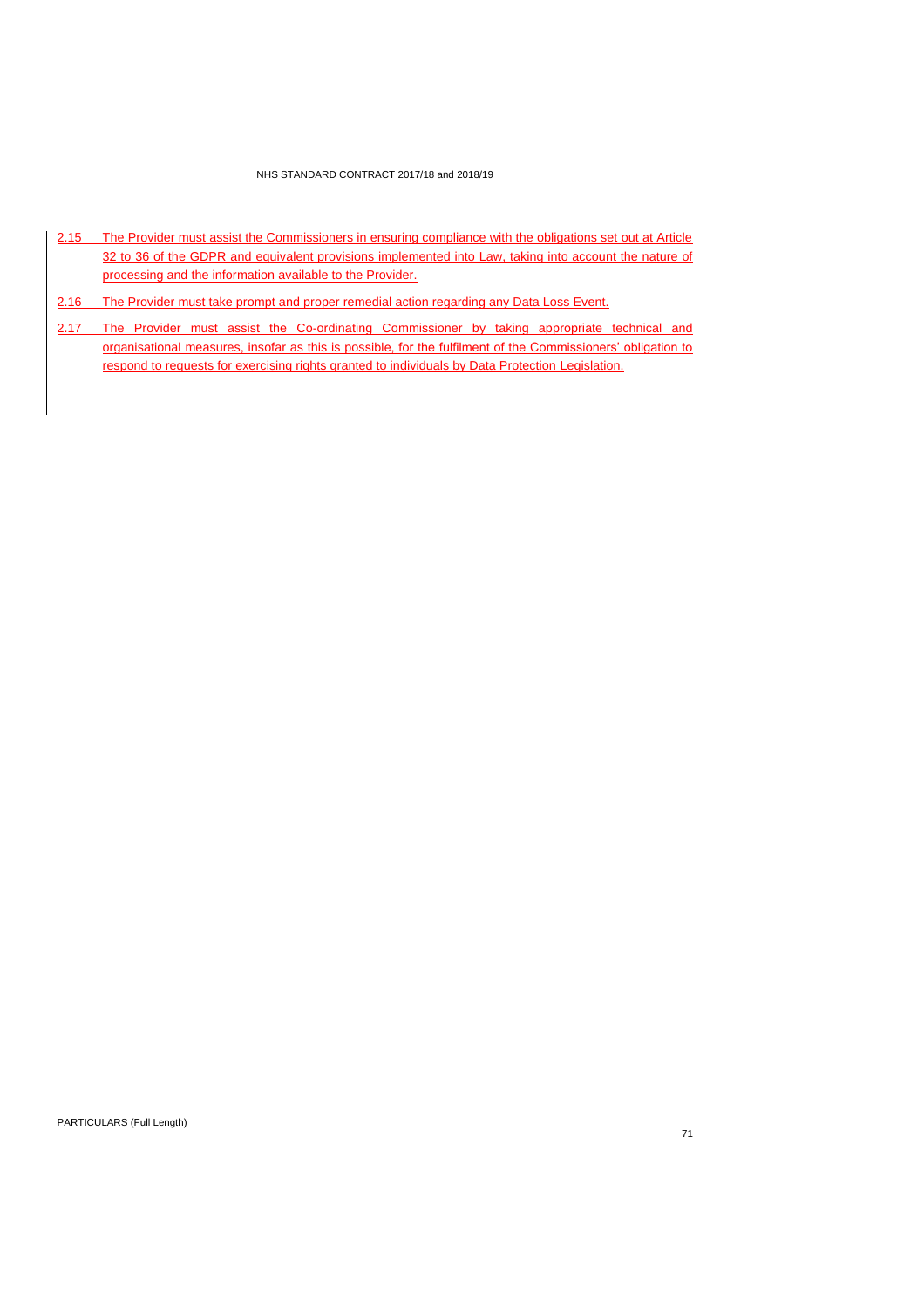2.15 The Provider must assist the Commissioners in ensuring compliance with the obligations set out at Article 32 to 36 of the GDPR and equivalent provisions implemented into Law, taking into account the nature of processing and the information available to the Provider.

2.16 The Provider must take prompt and proper remedial action regarding any Data Loss Event.

2.17 The Provider must assist the Co-ordinating Commissioner by taking appropriate technical and organisational measures, insofar as this is possible, for the fulfilment of the Commissioners' obligation to respond to requests for exercising rights granted to individuals by Data Protection Legislation.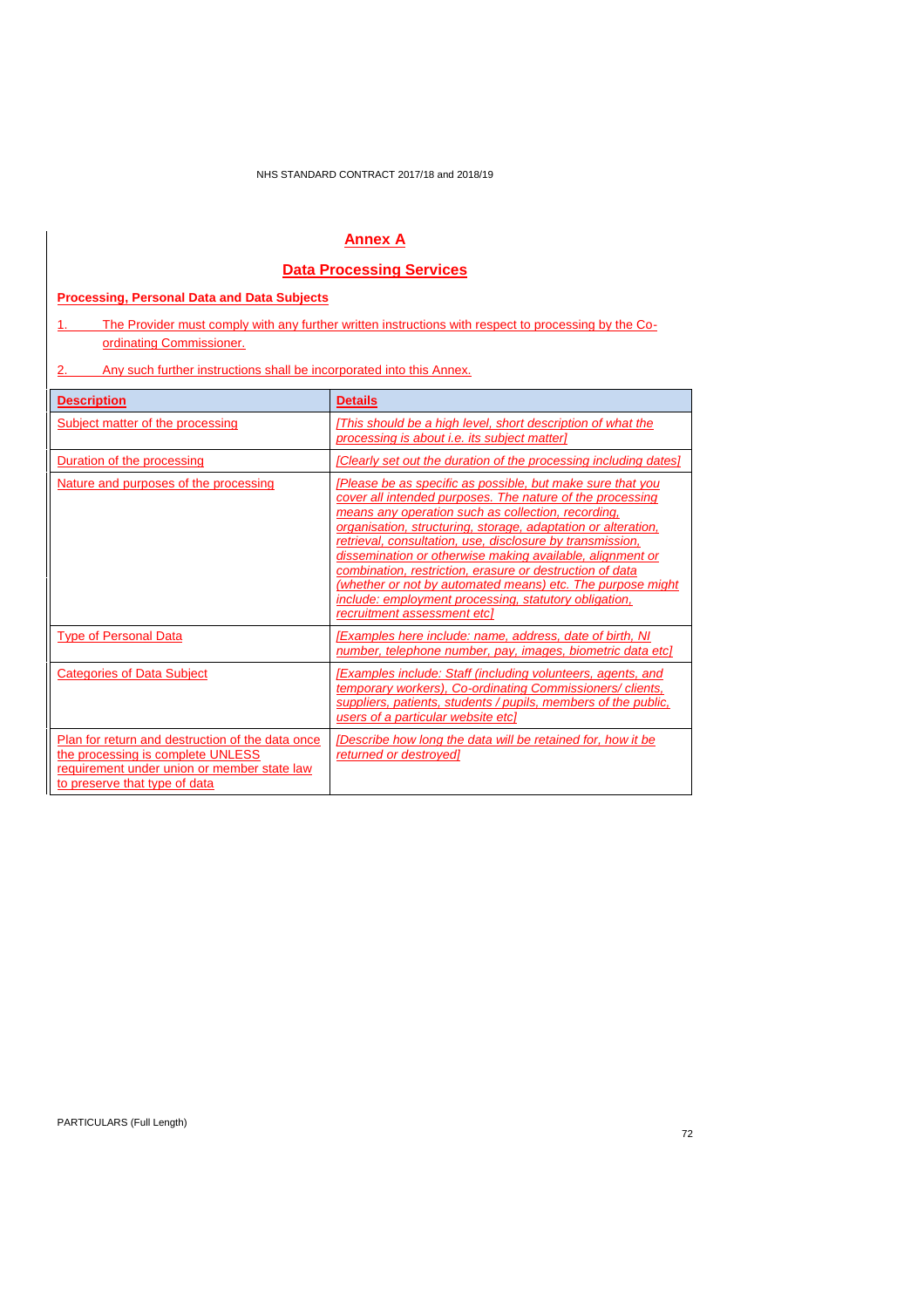# Annex A

## Data Processing Services

### Processing, Personal Data and Data Subjects

1. The Provider must comply with any further written instructions with respect to processing by the Co-ordinating Commissioner.
2. Any such further instructions shall be incorporated into this Annex.

| Description | Details |
|---|---|
| Subject matter of the processing | *[This should be a high level, short description of what the processing is about i.e. its subject matter]* |
| Duration of the processing | *[Clearly set out the duration of the processing including dates]* |
| Nature and purposes of the processing | *[Please be as specific as possible, but make sure that you cover all intended purposes. The nature of the processing means any operation such as collection, recording, organisation, structuring, storage, adaptation or alteration, retrieval, consultation, use, disclosure by transmission, dissemination or otherwise making available, alignment or combination, restriction, erasure or destruction of data (whether or not by automated means) etc. The purpose might include: employment processing, statutory obligation, recruitment assessment etc]* |
| Type of Personal Data | *[Examples here include: name, address, date of birth, NI number, telephone number, pay, images, biometric data etc]* |
| Categories of Data Subject | *[Examples include: Staff (including volunteers, agents, and temporary workers), Co-ordinating Commissioners/ clients, suppliers, patients, students / pupils, members of the public, users of a particular website etc]* |
| Plan for return and destruction of the data once the processing is complete UNLESS requirement under union or member state law to preserve that type of data | *[Describe how long the data will be retained for, how it be returned or destroyed]* |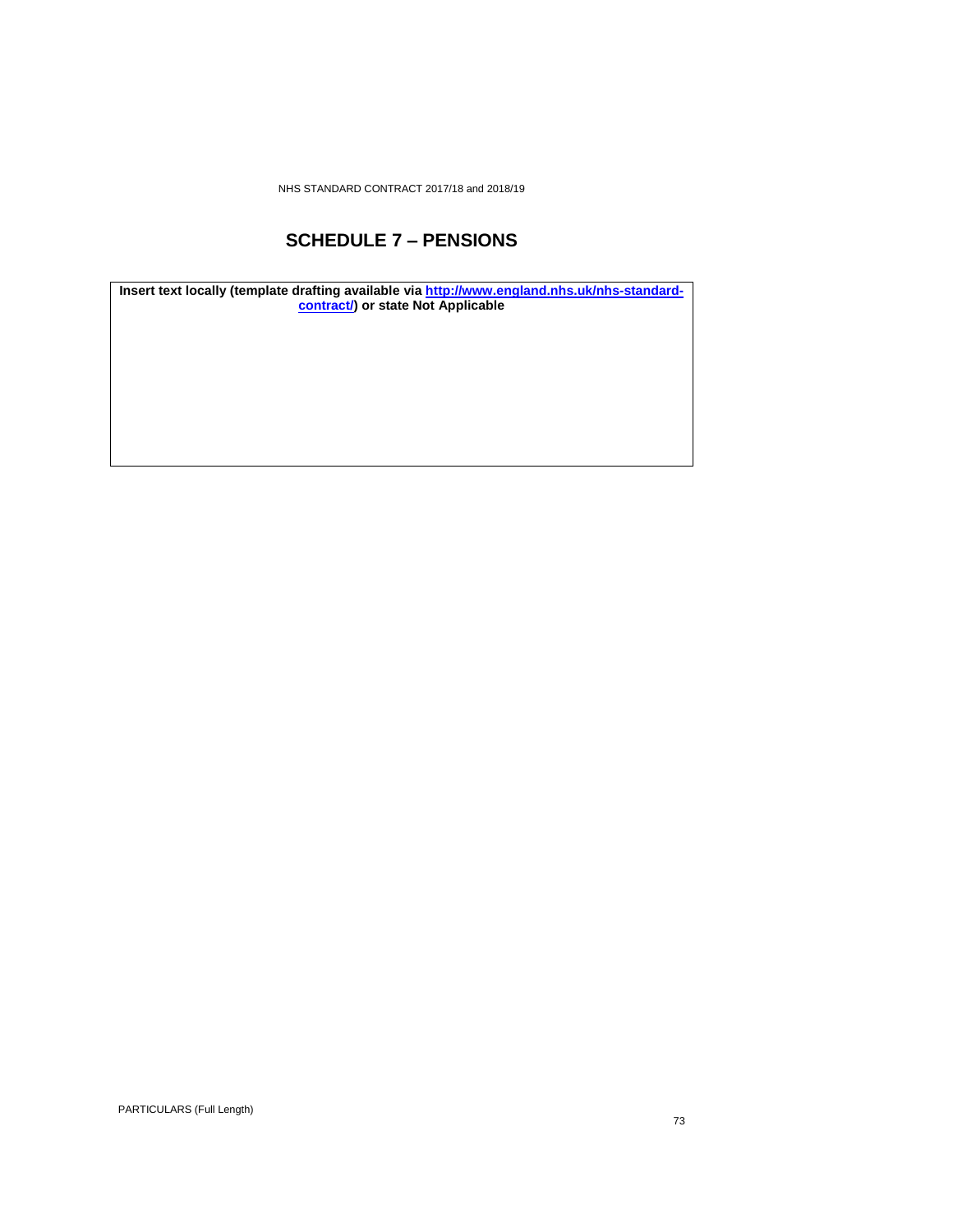# SCHEDULE 7 – PENSIONS

| **Insert text locally (template drafting available via [http://www.england.nhs.uk/nhs-standard-contract/](http://www.england.nhs.uk/nhs-standard-contract/)) or state Not Applicable** |
|---|
| |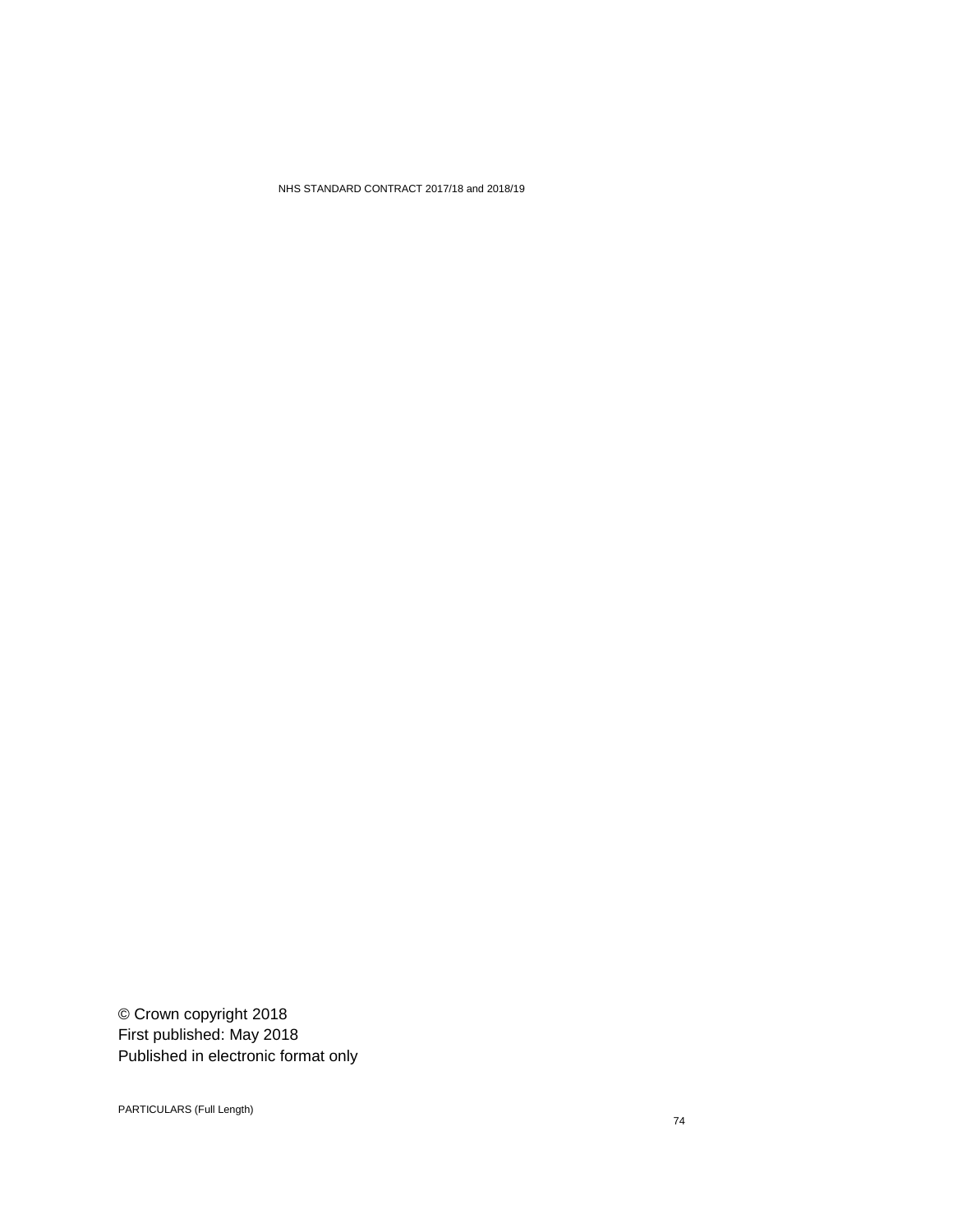© Crown copyright 2018
First published: May 2018
Published in electronic format only